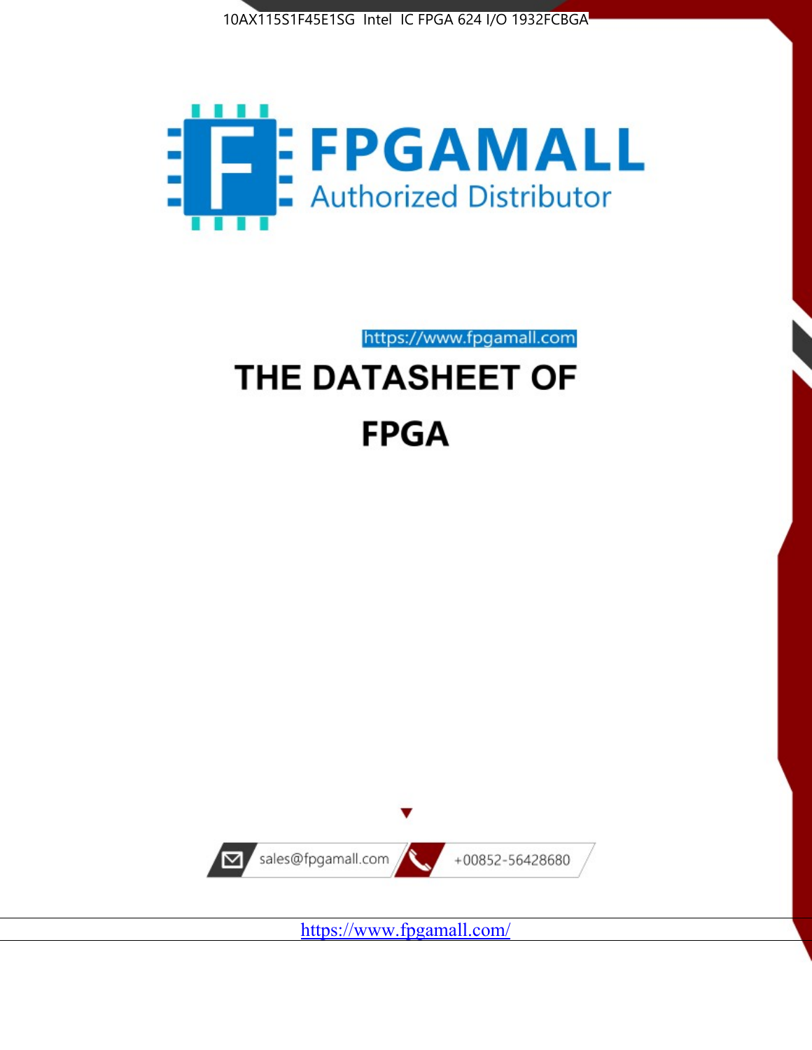10AX115S1F45E1SG Intel IC FPGA 624 I/O 1932FCBGA

# FPGAMALL

Authorized Distributor

https://www.fpgamall.com

# THE DATASHEET OF

# FPGA

sales@fpgamall.com

+00852-56428680

https://www.fpgamall.com/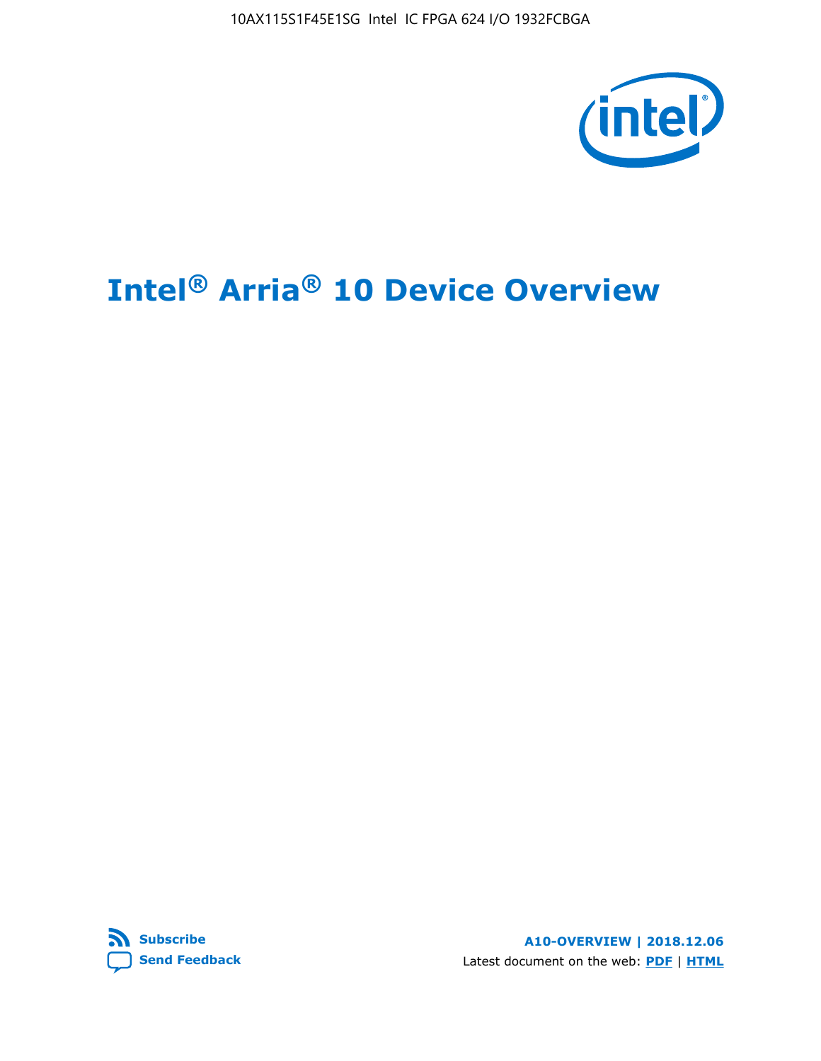# Intel® Arria® 10 Device Overview

Subscribe

Send Feedback

A10-OVERVIEW | 2018.12.06

Latest document on the web: PDF | HTML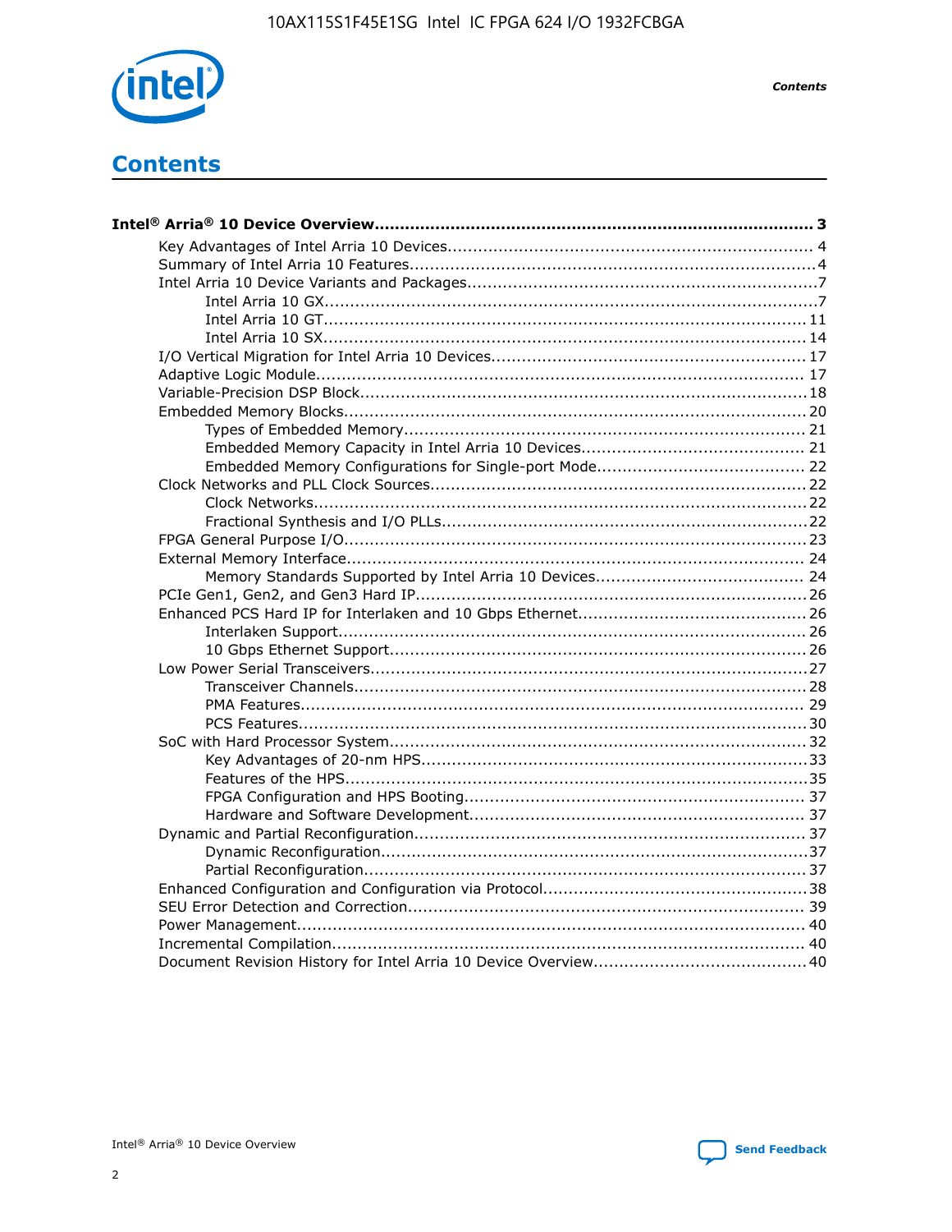# Contents

**Intel® Arria® 10 Device Overview...................................................................................... 3**

- Key Advantages of Intel Arria 10 Devices....................................................................... 4
- Summary of Intel Arria 10 Features................................................................................4
- Intel Arria 10 Device Variants and Packages....................................................................7
    - Intel Arria 10 GX................................................................................................7
    - Intel Arria 10 GT.............................................................................................. 11
    - Intel Arria 10 SX.............................................................................................. 14
- I/O Vertical Migration for Intel Arria 10 Devices............................................................. 17
- Adaptive Logic Module................................................................................................ 17
- Variable-Precision DSP Block.......................................................................................18
- Embedded Memory Blocks.......................................................................................... 20
    - Types of Embedded Memory.............................................................................. 21
    - Embedded Memory Capacity in Intel Arria 10 Devices........................................... 21
    - Embedded Memory Configurations for Single-port Mode......................................... 22
- Clock Networks and PLL Clock Sources.........................................................................22
    - Clock Networks.................................................................................................22
    - Fractional Synthesis and I/O PLLs.......................................................................22
- FPGA General Purpose I/O..........................................................................................23
- External Memory Interface......................................................................................... 24
    - Memory Standards Supported by Intel Arria 10 Devices........................................ 24
- PCIe Gen1, Gen2, and Gen3 Hard IP............................................................................26
- Enhanced PCS Hard IP for Interlaken and 10 Gbps Ethernet.............................................26
    - Interlaken Support........................................................................................... 26
    - 10 Gbps Ethernet Support................................................................................. 26
- Low Power Serial Transceivers.....................................................................................27
    - Transceiver Channels........................................................................................28
    - PMA Features.................................................................................................. 29
    - PCS Features...................................................................................................30
- SoC with Hard Processor System.................................................................................32
    - Key Advantages of 20-nm HPS...........................................................................33
    - Features of the HPS..........................................................................................35
    - FPGA Configuration and HPS Booting.................................................................. 37
    - Hardware and Software Development................................................................. 37
- Dynamic and Partial Reconfiguration............................................................................37
    - Dynamic Reconfiguration...................................................................................37
    - Partial Reconfiguration......................................................................................37
- Enhanced Configuration and Configuration via Protocol...................................................38
- SEU Error Detection and Correction............................................................................. 39
- Power Management................................................................................................... 40
- Incremental Compilation............................................................................................ 40
- Document Revision History for Intel Arria 10 Device Overview.........................................40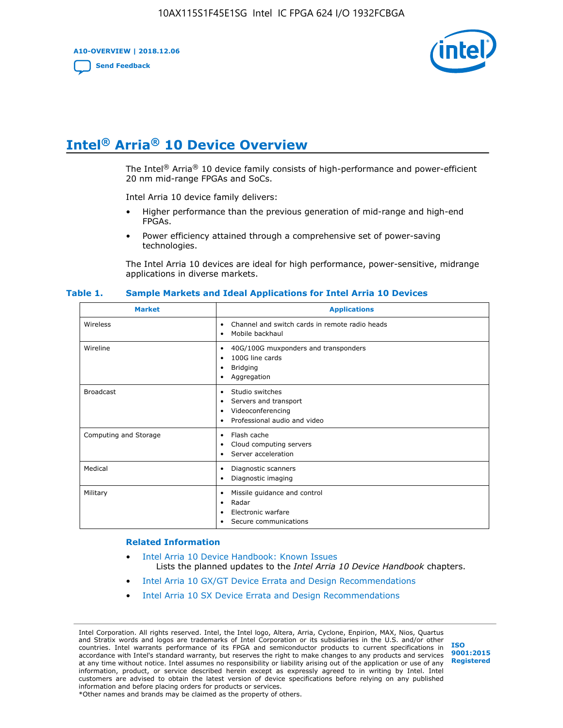# Intel® Arria® 10 Device Overview

The Intel® Arria® 10 device family consists of high-performance and power-efficient 20 nm mid-range FPGAs and SoCs.

Intel Arria 10 device family delivers:

- Higher performance than the previous generation of mid-range and high-end FPGAs.
- Power efficiency attained through a comprehensive set of power-saving technologies.

The Intel Arria 10 devices are ideal for high performance, power-sensitive, midrange applications in diverse markets.

**Table 1. Sample Markets and Ideal Applications for Intel Arria 10 Devices**

| Market | Applications |
|---|---|
| Wireless | • Channel and switch cards in remote radio heads<br>• Mobile backhaul |
| Wireline | • 40G/100G muxponders and transponders<br>• 100G line cards<br>• Bridging<br>• Aggregation |
| Broadcast | • Studio switches<br>• Servers and transport<br>• Videoconferencing<br>• Professional audio and video |
| Computing and Storage | • Flash cache<br>• Cloud computing servers<br>• Server acceleration |
| Medical | • Diagnostic scanners<br>• Diagnostic imaging |
| Military | • Missile guidance and control<br>• Radar<br>• Electronic warfare<br>• Secure communications |

**Related Information**

- Intel Arria 10 Device Handbook: Known Issues
  Lists the planned updates to the *Intel Arria 10 Device Handbook* chapters.
- Intel Arria 10 GX/GT Device Errata and Design Recommendations
- Intel Arria 10 SX Device Errata and Design Recommendations

Intel Corporation. All rights reserved. Intel, the Intel logo, Altera, Arria, Cyclone, Enpirion, MAX, Nios, Quartus and Stratix words and logos are trademarks of Intel Corporation or its subsidiaries in the U.S. and/or other countries. Intel warrants performance of its FPGA and semiconductor products to current specifications in accordance with Intel's standard warranty, but reserves the right to make changes to any products and services at any time without notice. Intel assumes no responsibility or liability arising out of the application or use of any information, product, or service described herein except as expressly agreed to in writing by Intel. Intel customers are advised to obtain the latest version of device specifications before relying on any published information and before placing orders for products or services.
*Other names and brands may be claimed as the property of others.

ISO 9001:2015 Registered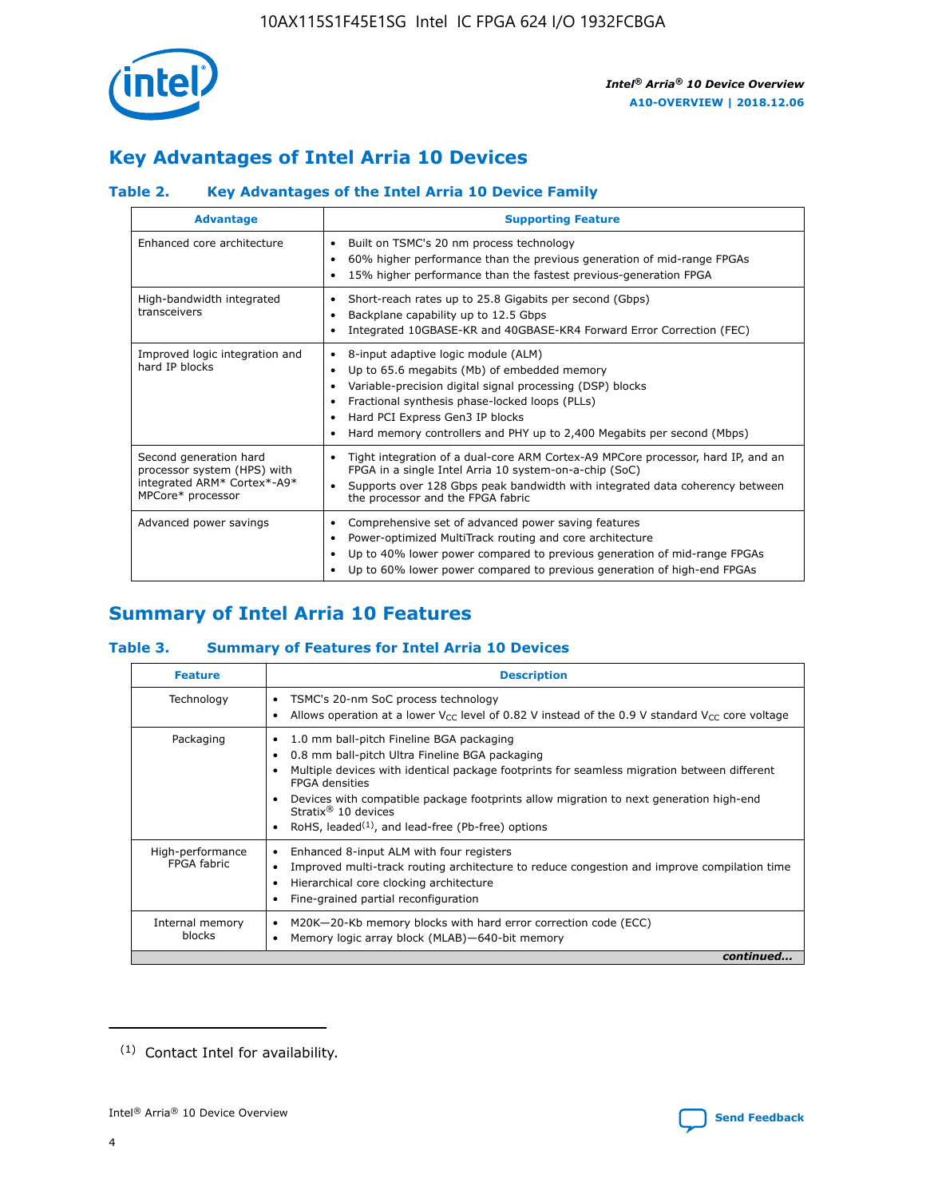## Key Advantages of Intel Arria 10 Devices

### Table 2. Key Advantages of the Intel Arria 10 Device Family

| Advantage | Supporting Feature |
|---|---|
| Enhanced core architecture | • Built on TSMC's 20 nm process technology<br>• 60% higher performance than the previous generation of mid-range FPGAs<br>• 15% higher performance than the fastest previous-generation FPGA |
| High-bandwidth integrated transceivers | • Short-reach rates up to 25.8 Gigabits per second (Gbps)<br>• Backplane capability up to 12.5 Gbps<br>• Integrated 10GBASE-KR and 40GBASE-KR4 Forward Error Correction (FEC) |
| Improved logic integration and hard IP blocks | • 8-input adaptive logic module (ALM)<br>• Up to 65.6 megabits (Mb) of embedded memory<br>• Variable-precision digital signal processing (DSP) blocks<br>• Fractional synthesis phase-locked loops (PLLs)<br>• Hard PCI Express Gen3 IP blocks<br>• Hard memory controllers and PHY up to 2,400 Megabits per second (Mbps) |
| Second generation hard processor system (HPS) with integrated ARM* Cortex*-A9* MPCore* processor | • Tight integration of a dual-core ARM Cortex-A9 MPCore processor, hard IP, and an FPGA in a single Intel Arria 10 system-on-a-chip (SoC)<br>• Supports over 128 Gbps peak bandwidth with integrated data coherency between the processor and the FPGA fabric |
| Advanced power savings | • Comprehensive set of advanced power saving features<br>• Power-optimized MultiTrack routing and core architecture<br>• Up to 40% lower power compared to previous generation of mid-range FPGAs<br>• Up to 60% lower power compared to previous generation of high-end FPGAs |

## Summary of Intel Arria 10 Features

### Table 3. Summary of Features for Intel Arria 10 Devices

| Feature | Description |
|---|---|
| Technology | • TSMC's 20-nm SoC process technology<br>• Allows operation at a lower $V_{CC}$ level of 0.82 V instead of the 0.9 V standard $V_{CC}$ core voltage |
| Packaging | • 1.0 mm ball-pitch Fineline BGA packaging<br>• 0.8 mm ball-pitch Ultra Fineline BGA packaging<br>• Multiple devices with identical package footprints for seamless migration between different FPGA densities<br>• Devices with compatible package footprints allow migration to next generation high-end Stratix® 10 devices<br>• RoHS, leaded[(1)], and lead-free (Pb-free) options |
| High-performance FPGA fabric | • Enhanced 8-input ALM with four registers<br>• Improved multi-track routing architecture to reduce congestion and improve compilation time<br>• Hierarchical core clocking architecture<br>• Fine-grained partial reconfiguration |
| Internal memory blocks | • M20K—20-Kb memory blocks with hard error correction code (ECC)<br>• Memory logic array block (MLAB)—640-bit memory |

*continued...*

(1) Contact Intel for availability.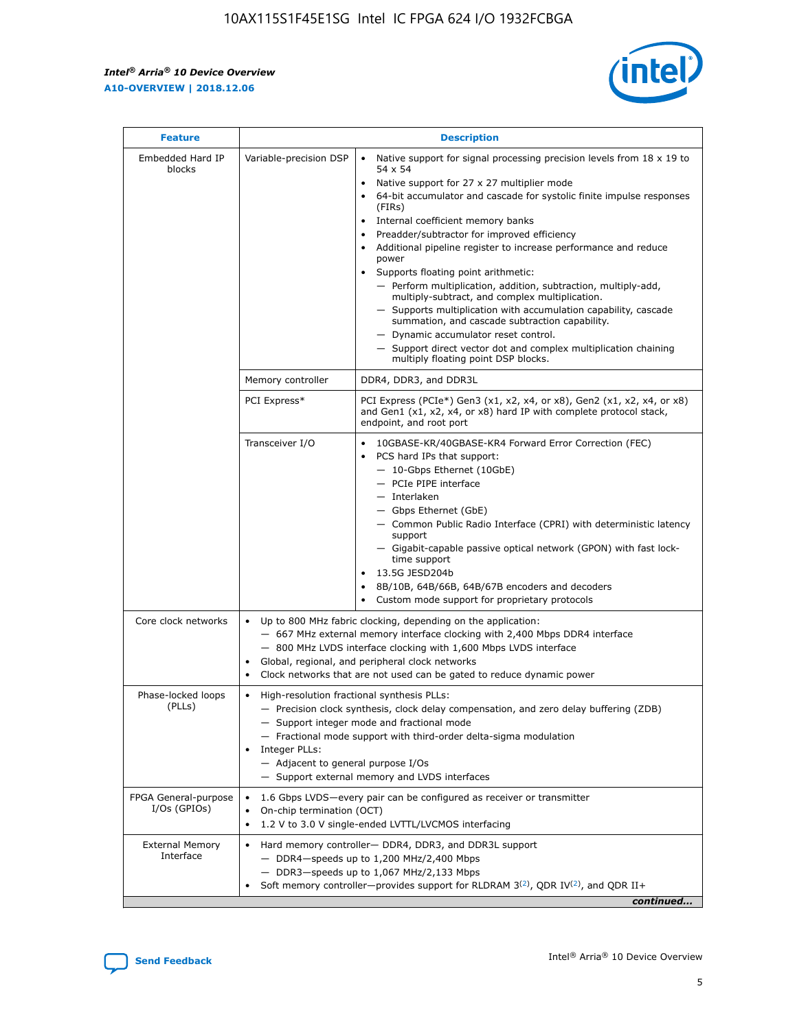| Feature | Description | |
|---|---|---|
| Embedded Hard IP blocks | Variable-precision DSP | • Native support for signal processing precision levels from 18 x 19 to 54 x 54<br>• Native support for 27 x 27 multiplier mode<br>• 64-bit accumulator and cascade for systolic finite impulse responses (FIRs)<br>• Internal coefficient memory banks<br>• Preadder/subtractor for improved efficiency<br>• Additional pipeline register to increase performance and reduce power<br>• Supports floating point arithmetic:<br>— Perform multiplication, addition, subtraction, multiply-add, multiply-subtract, and complex multiplication.<br>— Supports multiplication with accumulation capability, cascade summation, and cascade subtraction capability.<br>— Dynamic accumulator reset control.<br>— Support direct vector dot and complex multiplication chaining multiply floating point DSP blocks. |
| | Memory controller | DDR4, DDR3, and DDR3L |
| | PCI Express* | PCI Express (PCIe*) Gen3 (x1, x2, x4, or x8), Gen2 (x1, x2, x4, or x8) and Gen1 (x1, x2, x4, or x8) hard IP with complete protocol stack, endpoint, and root port |
| | Transceiver I/O | • 10GBASE-KR/40GBASE-KR4 Forward Error Correction (FEC)<br>• PCS hard IPs that support:<br>— 10-Gbps Ethernet (10GbE)<br>— PCIe PIPE interface<br>— Interlaken<br>— Gbps Ethernet (GbE)<br>— Common Public Radio Interface (CPRI) with deterministic latency support<br>— Gigabit-capable passive optical network (GPON) with fast lock-time support<br>• 13.5G JESD204b<br>• 8B/10B, 64B/66B, 64B/67B encoders and decoders<br>• Custom mode support for proprietary protocols |
| Core clock networks | • Up to 800 MHz fabric clocking, depending on the application:<br>— 667 MHz external memory interface clocking with 2,400 Mbps DDR4 interface<br>— 800 MHz LVDS interface clocking with 1,600 Mbps LVDS interface<br>• Global, regional, and peripheral clock networks<br>• Clock networks that are not used can be gated to reduce dynamic power | |
| Phase-locked loops (PLLs) | • High-resolution fractional synthesis PLLs:<br>— Precision clock synthesis, clock delay compensation, and zero delay buffering (ZDB)<br>— Support integer mode and fractional mode<br>— Fractional mode support with third-order delta-sigma modulation<br>• Integer PLLs:<br>— Adjacent to general purpose I/Os<br>— Support external memory and LVDS interfaces | |
| FPGA General-purpose I/Os (GPIOs) | • 1.6 Gbps LVDS—every pair can be configured as receiver or transmitter<br>• On-chip termination (OCT)<br>• 1.2 V to 3.0 V single-ended LVTTL/LVCMOS interfacing | |
| External Memory Interface | • Hard memory controller— DDR4, DDR3, and DDR3L support<br>— DDR4—speeds up to 1,200 MHz/2,400 Mbps<br>— DDR3—speeds up to 1,067 MHz/2,133 Mbps<br>• Soft memory controller—provides support for RLDRAM 3[(2)], QDR IV[(2)], and QDR II+ | |

*continued...*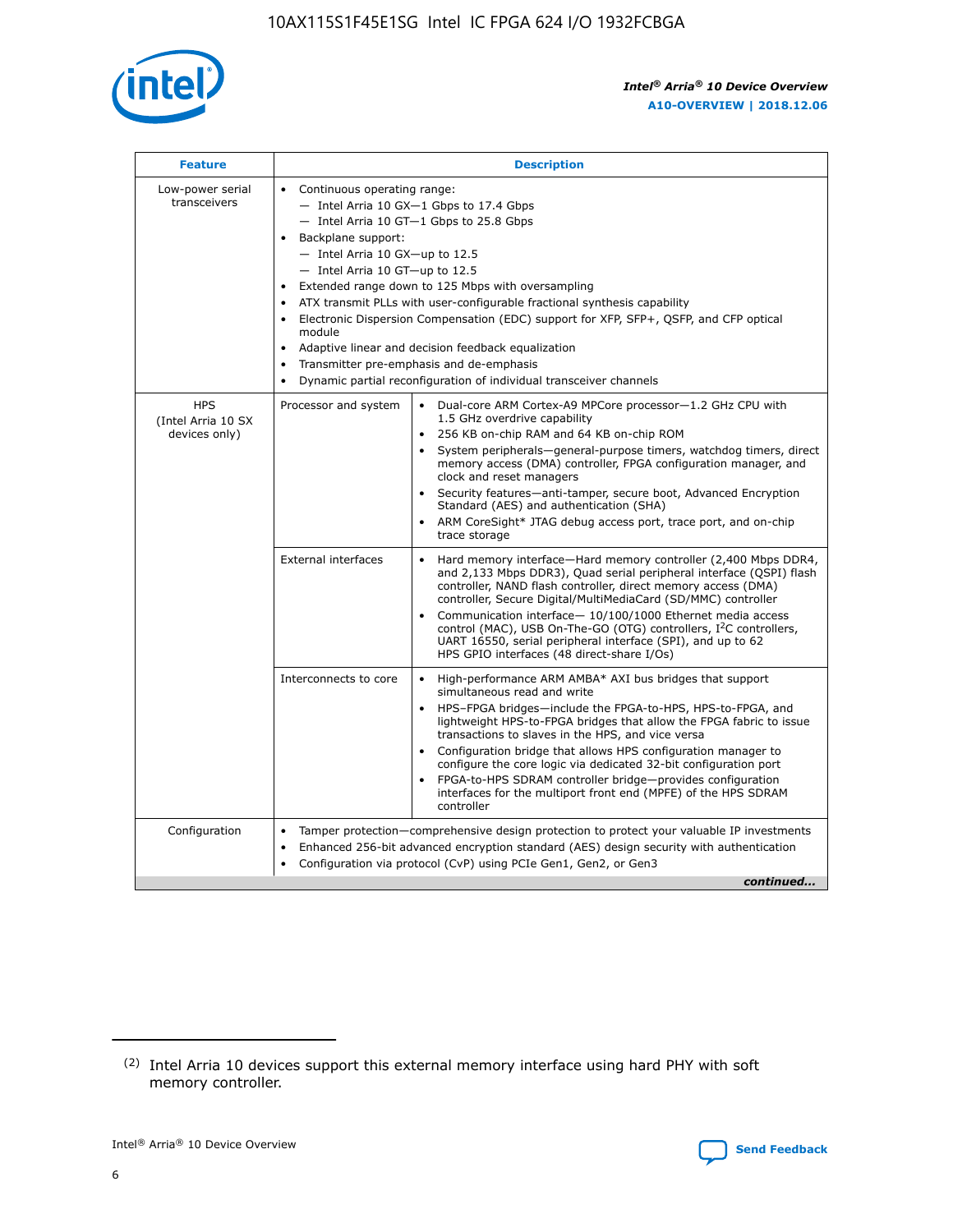| Feature | Description | |
|---|---|---|
| Low-power serial transceivers | • Continuous operating range:<br>— Intel Arria 10 GX—1 Gbps to 17.4 Gbps<br>— Intel Arria 10 GT—1 Gbps to 25.8 Gbps<br>• Backplane support:<br>— Intel Arria 10 GX—up to 12.5<br>— Intel Arria 10 GT—up to 12.5<br>• Extended range down to 125 Mbps with oversampling<br>• ATX transmit PLLs with user-configurable fractional synthesis capability<br>• Electronic Dispersion Compensation (EDC) support for XFP, SFP+, QSFP, and CFP optical module<br>• Adaptive linear and decision feedback equalization<br>• Transmitter pre-emphasis and de-emphasis<br>• Dynamic partial reconfiguration of individual transceiver channels | |
| HPS (Intel Arria 10 SX devices only) | Processor and system | • Dual-core ARM Cortex-A9 MPCore processor—1.2 GHz CPU with 1.5 GHz overdrive capability<br>• 256 KB on-chip RAM and 64 KB on-chip ROM<br>• System peripherals—general-purpose timers, watchdog timers, direct memory access (DMA) controller, FPGA configuration manager, and clock and reset managers<br>• Security features—anti-tamper, secure boot, Advanced Encryption Standard (AES) and authentication (SHA)<br>• ARM CoreSight* JTAG debug access port, trace port, and on-chip trace storage |
| | External interfaces | • Hard memory interface—Hard memory controller (2,400 Mbps DDR4, and 2,133 Mbps DDR3), Quad serial peripheral interface (QSPI) flash controller, NAND flash controller, direct memory access (DMA) controller, Secure Digital/MultiMediaCard (SD/MMC) controller<br>• Communication interface— 10/100/1000 Ethernet media access control (MAC), USB On-The-GO (OTG) controllers, $I^2C$ controllers, UART 16550, serial peripheral interface (SPI), and up to 62 HPS GPIO interfaces (48 direct-share I/Os) |
| | Interconnects to core | • High-performance ARM AMBA* AXI bus bridges that support simultaneous read and write<br>• HPS–FPGA bridges—include the FPGA-to-HPS, HPS-to-FPGA, and lightweight HPS-to-FPGA bridges that allow the FPGA fabric to issue transactions to slaves in the HPS, and vice versa<br>• Configuration bridge that allows HPS configuration manager to configure the core logic via dedicated 32-bit configuration port<br>• FPGA-to-HPS SDRAM controller bridge—provides configuration interfaces for the multiport front end (MPFE) of the HPS SDRAM controller |
| Configuration | • Tamper protection—comprehensive design protection to protect your valuable IP investments<br>• Enhanced 256-bit advanced encryption standard (AES) design security with authentication<br>• Configuration via protocol (CvP) using PCIe Gen1, Gen2, or Gen3 | |

*continued...*

(2) Intel Arria 10 devices support this external memory interface using hard PHY with soft memory controller.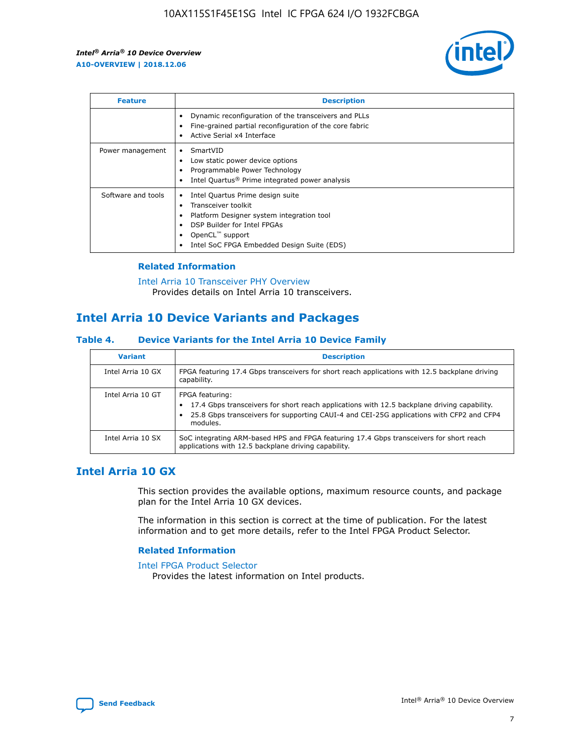| Feature | Description |
| --- | --- |
|  | • Dynamic reconfiguration of the transceivers and PLLs<br>• Fine-grained partial reconfiguration of the core fabric<br>• Active Serial x4 Interface |
| Power management | • SmartVID<br>• Low static power device options<br>• Programmable Power Technology<br>• Intel Quartus® Prime integrated power analysis |
| Software and tools | • Intel Quartus Prime design suite<br>• Transceiver toolkit<br>• Platform Designer system integration tool<br>• DSP Builder for Intel FPGAs<br>• OpenCL™ support<br>• Intel SoC FPGA Embedded Design Suite (EDS) |

### Related Information

Intel Arria 10 Transceiver PHY Overview
Provides details on Intel Arria 10 transceivers.

## Intel Arria 10 Device Variants and Packages

### Table 4. Device Variants for the Intel Arria 10 Device Family

| Variant | Description |
| --- | --- |
| Intel Arria 10 GX | FPGA featuring 17.4 Gbps transceivers for short reach applications with 12.5 backplane driving capability. |
| Intel Arria 10 GT | FPGA featuring:<br>• 17.4 Gbps transceivers for short reach applications with 12.5 backplane driving capability.<br>• 25.8 Gbps transceivers for supporting CAUI-4 and CEI-25G applications with CFP2 and CFP4 modules. |
| Intel Arria 10 SX | SoC integrating ARM-based HPS and FPGA featuring 17.4 Gbps transceivers for short reach applications with 12.5 backplane driving capability. |

## Intel Arria 10 GX

This section provides the available options, maximum resource counts, and package plan for the Intel Arria 10 GX devices.

The information in this section is correct at the time of publication. For the latest information and to get more details, refer to the Intel FPGA Product Selector.

### Related Information

Intel FPGA Product Selector
Provides the latest information on Intel products.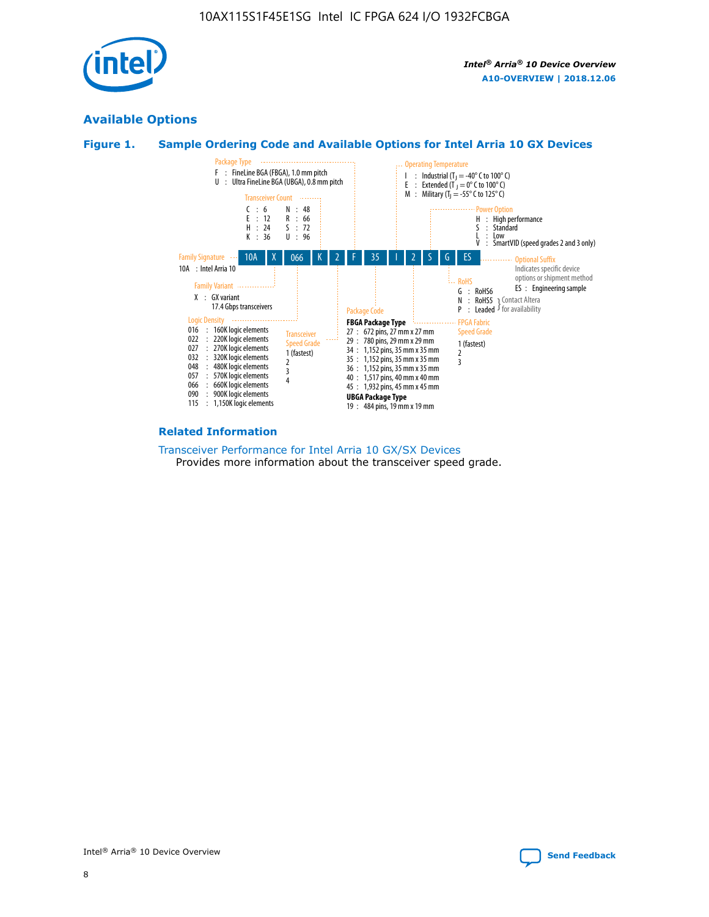## Available Options

### Figure 1. Sample Ordering Code and Available Options for Intel Arria 10 GX Devices

**Sample ordering code:** 10A X 066 K 2 F 35 I 2 S G ES

**Family Signature**
- 10A : Intel Arria 10

**Family Variant**
- X : GX variant, 17.4 Gbps transceivers

**Logic Density**
- 016 : 160K logic elements
- 022 : 220K logic elements
- 027 : 270K logic elements
- 032 : 320K logic elements
- 048 : 480K logic elements
- 057 : 570K logic elements
- 066 : 660K logic elements
- 090 : 900K logic elements
- 115 : 1,150K logic elements

**Transceiver Count**
- C : 6
- E : 12
- H : 24
- K : 36
- N : 48
- R : 66
- S : 72
- U : 96

**Transceiver Speed Grade**
- 1 (fastest)
- 2
- 3
- 4

**Package Type**
- F : FineLine BGA (FBGA), 1.0 mm pitch
- U : Ultra FineLine BGA (UBGA), 0.8 mm pitch

**Package Code**

FBGA Package Type
- 27 : 672 pins, 27 mm x 27 mm
- 29 : 780 pins, 29 mm x 29 mm
- 34 : 1,152 pins, 35 mm x 35 mm
- 35 : 1,152 pins, 35 mm x 35 mm
- 36 : 1,152 pins, 35 mm x 35 mm
- 40 : 1,517 pins, 40 mm x 40 mm
- 45 : 1,932 pins, 45 mm x 45 mm

UBGA Package Type
- 19 : 484 pins, 19 mm x 19 mm

**Operating Temperature**
- I : Industrial ($T_J$ = -40° C to 100° C)
- E : Extended ($T_J$ = 0° C to 100° C)
- M : Military ($T_J$ = -55° C to 125° C)

**FPGA Fabric Speed Grade**
- 1 (fastest)
- 2
- 3

**Power Option**
- H : High performance
- S : Standard
- L : Low
- V : SmartVID (speed grades 2 and 3 only)

**RoHS**
- G : RoHS6
- N : RoHS5 (Contact Altera for availability)
- P : Leaded (Contact Altera for availability)

**Optional Suffix**

Indicates specific device options or shipment method
- ES : Engineering sample

### Related Information

Transceiver Performance for Intel Arria 10 GX/SX Devices

Provides more information about the transceiver speed grade.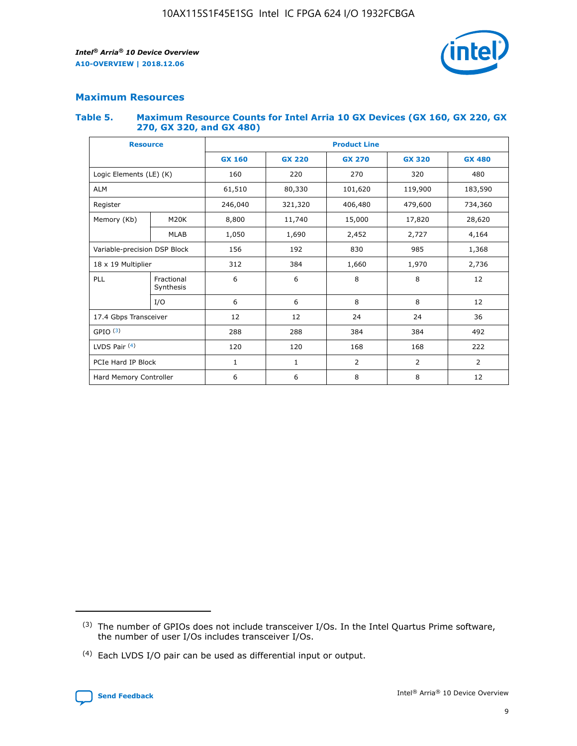## Maximum Resources

### Table 5. Maximum Resource Counts for Intel Arria 10 GX Devices (GX 160, GX 220, GX 270, GX 320, and GX 480)

| Resource | | Product Line | | | | |
|---|---|---|---|---|---|---|
| | | GX 160 | GX 220 | GX 270 | GX 320 | GX 480 |
| Logic Elements (LE) (K) | | 160 | 220 | 270 | 320 | 480 |
| ALM | | 61,510 | 80,330 | 101,620 | 119,900 | 183,590 |
| Register | | 246,040 | 321,320 | 406,480 | 479,600 | 734,360 |
| Memory (Kb) | M20K | 8,800 | 11,740 | 15,000 | 17,820 | 28,620 |
| | MLAB | 1,050 | 1,690 | 2,452 | 2,727 | 4,164 |
| Variable-precision DSP Block | | 156 | 192 | 830 | 985 | 1,368 |
| 18 x 19 Multiplier | | 312 | 384 | 1,660 | 1,970 | 2,736 |
| PLL | Fractional Synthesis | 6 | 6 | 8 | 8 | 12 |
| | I/O | 6 | 6 | 8 | 8 | 12 |
| 17.4 Gbps Transceiver | | 12 | 12 | 24 | 24 | 36 |
| GPIO [(3)] | | 288 | 288 | 384 | 384 | 492 |
| LVDS Pair [(4)] | | 120 | 120 | 168 | 168 | 222 |
| PCIe Hard IP Block | | 1 | 1 | 2 | 2 | 2 |
| Hard Memory Controller | | 6 | 6 | 8 | 8 | 12 |

(3) The number of GPIOs does not include transceiver I/Os. In the Intel Quartus Prime software, the number of user I/Os includes transceiver I/Os.

(4) Each LVDS I/O pair can be used as differential input or output.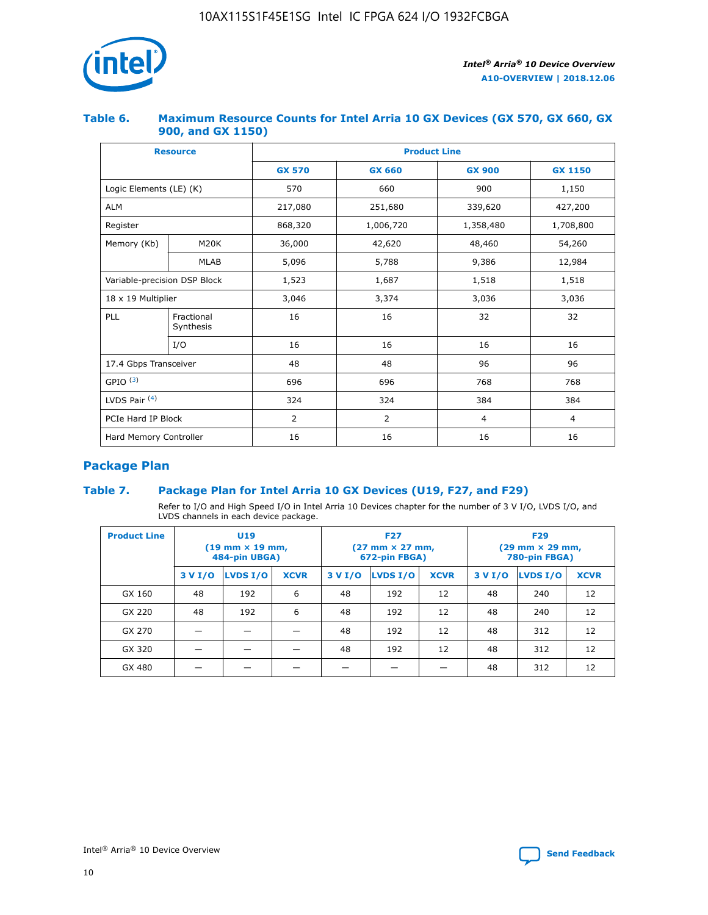### Table 6. Maximum Resource Counts for Intel Arria 10 GX Devices (GX 570, GX 660, GX 900, and GX 1150)

| Resource | | Product Line | | | |
|---|---|---|---|---|---|
| | | GX 570 | GX 660 | GX 900 | GX 1150 |
| Logic Elements (LE) (K) | | 570 | 660 | 900 | 1,150 |
| ALM | | 217,080 | 251,680 | 339,620 | 427,200 |
| Register | | 868,320 | 1,006,720 | 1,358,480 | 1,708,800 |
| Memory (Kb) | M20K | 36,000 | 42,620 | 48,460 | 54,260 |
| | MLAB | 5,096 | 5,788 | 9,386 | 12,984 |
| Variable-precision DSP Block | | 1,523 | 1,687 | 1,518 | 1,518 |
| 18 x 19 Multiplier | | 3,046 | 3,374 | 3,036 | 3,036 |
| PLL | Fractional Synthesis | 16 | 16 | 32 | 32 |
| | I/O | 16 | 16 | 16 | 16 |
| 17.4 Gbps Transceiver | | 48 | 48 | 96 | 96 |
| GPIO [(3)] | | 696 | 696 | 768 | 768 |
| LVDS Pair [(4)] | | 324 | 324 | 384 | 384 |
| PCIe Hard IP Block | | 2 | 2 | 4 | 4 |
| Hard Memory Controller | | 16 | 16 | 16 | 16 |

## Package Plan

### Table 7. Package Plan for Intel Arria 10 GX Devices (U19, F27, and F29)

Refer to I/O and High Speed I/O in Intel Arria 10 Devices chapter for the number of 3 V I/O, LVDS I/O, and LVDS channels in each device package.

| Product Line | U19 (19 mm × 19 mm, 484-pin UBGA) | | | F27 (27 mm × 27 mm, 672-pin FBGA) | | | F29 (29 mm × 29 mm, 780-pin FBGA) | | |
|---|---|---|---|---|---|---|---|---|---|
| | 3 V I/O | LVDS I/O | XCVR | 3 V I/O | LVDS I/O | XCVR | 3 V I/O | LVDS I/O | XCVR |
| GX 160 | 48 | 192 | 6 | 48 | 192 | 12 | 48 | 240 | 12 |
| GX 220 | 48 | 192 | 6 | 48 | 192 | 12 | 48 | 240 | 12 |
| GX 270 | — | — | — | 48 | 192 | 12 | 48 | 312 | 12 |
| GX 320 | — | — | — | 48 | 192 | 12 | 48 | 312 | 12 |
| GX 480 | — | — | — | — | — | — | 48 | 312 | 12 |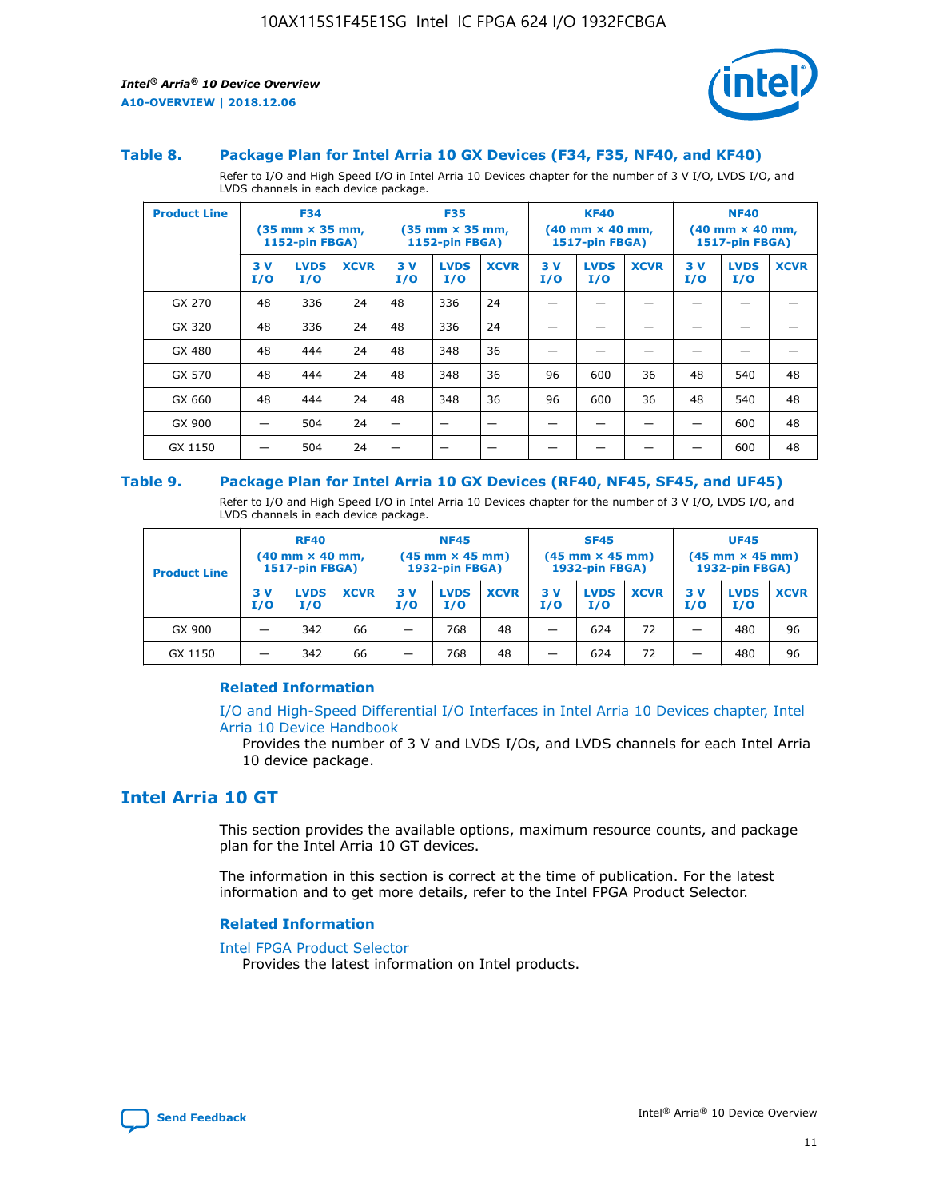### Table 8. Package Plan for Intel Arria 10 GX Devices (F34, F35, NF40, and KF40)

Refer to I/O and High Speed I/O in Intel Arria 10 Devices chapter for the number of 3 V I/O, LVDS I/O, and LVDS channels in each device package.

| Product Line | F34 (35 mm × 35 mm, 1152-pin FBGA) | | | F35 (35 mm × 35 mm, 1152-pin FBGA) | | | KF40 (40 mm × 40 mm, 1517-pin FBGA) | | | NF40 (40 mm × 40 mm, 1517-pin FBGA) | | |
|---|---|---|---|---|---|---|---|---|---|---|---|---|
| | 3 V I/O | LVDS I/O | XCVR | 3 V I/O | LVDS I/O | XCVR | 3 V I/O | LVDS I/O | XCVR | 3 V I/O | LVDS I/O | XCVR |
| GX 270 | 48 | 336 | 24 | 48 | 336 | 24 | — | — | — | — | — | — |
| GX 320 | 48 | 336 | 24 | 48 | 336 | 24 | — | — | — | — | — | — |
| GX 480 | 48 | 444 | 24 | 48 | 348 | 36 | — | — | — | — | — | — |
| GX 570 | 48 | 444 | 24 | 48 | 348 | 36 | 96 | 600 | 36 | 48 | 540 | 48 |
| GX 660 | 48 | 444 | 24 | 48 | 348 | 36 | 96 | 600 | 36 | 48 | 540 | 48 |
| GX 900 | — | 504 | 24 | — | — | — | — | — | — | — | 600 | 48 |
| GX 1150 | — | 504 | 24 | — | — | — | — | — | — | — | 600 | 48 |

### Table 9. Package Plan for Intel Arria 10 GX Devices (RF40, NF45, SF45, and UF45)

Refer to I/O and High Speed I/O in Intel Arria 10 Devices chapter for the number of 3 V I/O, LVDS I/O, and LVDS channels in each device package.

| Product Line | RF40 (40 mm × 40 mm, 1517-pin FBGA) | | | NF45 (45 mm × 45 mm) 1932-pin FBGA) | | | SF45 (45 mm × 45 mm) 1932-pin FBGA) | | | UF45 (45 mm × 45 mm) 1932-pin FBGA) | | |
|---|---|---|---|---|---|---|---|---|---|---|---|---|
| | 3 V I/O | LVDS I/O | XCVR | 3 V I/O | LVDS I/O | XCVR | 3 V I/O | LVDS I/O | XCVR | 3 V I/O | LVDS I/O | XCVR |
| GX 900 | — | 342 | 66 | — | 768 | 48 | — | 624 | 72 | — | 480 | 96 |
| GX 1150 | — | 342 | 66 | — | 768 | 48 | — | 624 | 72 | — | 480 | 96 |

#### Related Information

I/O and High-Speed Differential I/O Interfaces in Intel Arria 10 Devices chapter, Intel Arria 10 Device Handbook

Provides the number of 3 V and LVDS I/Os, and LVDS channels for each Intel Arria 10 device package.

## Intel Arria 10 GT

This section provides the available options, maximum resource counts, and package plan for the Intel Arria 10 GT devices.

The information in this section is correct at the time of publication. For the latest information and to get more details, refer to the Intel FPGA Product Selector.

#### Related Information

Intel FPGA Product Selector

Provides the latest information on Intel products.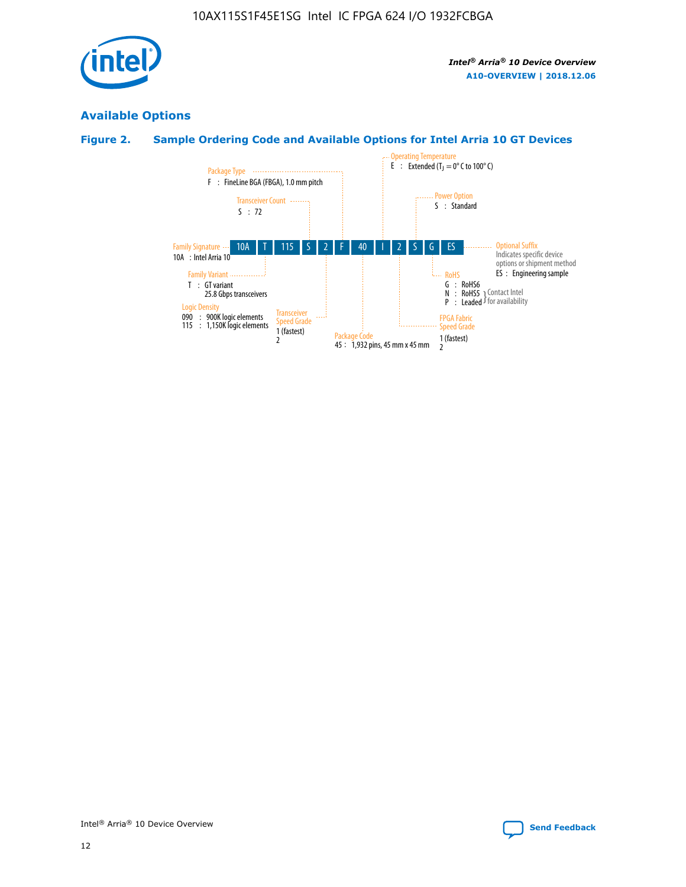## Available Options

### Figure 2. Sample Ordering Code and Available Options for Intel Arria 10 GT Devices

| 10A | T | 115 | S | 2 | F | 40 | I | 2 | S | G | ES |
|---|---|---|---|---|---|---|---|---|---|---|---|

**Family Signature**
10A : Intel Arria 10

**Family Variant**
T : GT variant
25.8 Gbps transceivers

**Logic Density**
090 : 900K logic elements
115 : 1,150K logic elements

**Transceiver Count**
S : 72

**Transceiver Speed Grade**
1 (fastest)
2

**Package Type**
F : FineLine BGA (FBGA), 1.0 mm pitch

**Package Code**
45 : 1,932 pins, 45 mm x 45 mm

**Operating Temperature**
E : Extended ($T_J$ = 0° C to 100° C)

**FPGA Fabric Speed Grade**
1 (fastest)
2

**Power Option**
S : Standard

**RoHS**
G : RoHS6
N : RoHS5 } Contact Intel for availability
P : Leaded } Contact Intel for availability

**Optional Suffix**
Indicates specific device options or shipment method
ES : Engineering sample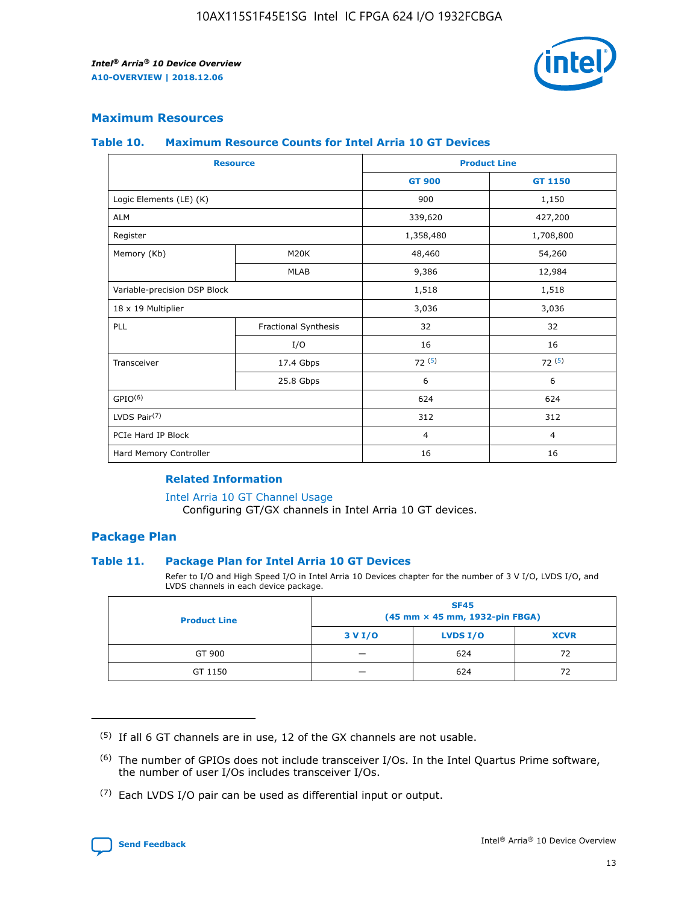## Maximum Resources

### Table 10. Maximum Resource Counts for Intel Arria 10 GT Devices

| Resource | | Product Line | |
|---|---|---|---|
| | | GT 900 | GT 1150 |
| Logic Elements (LE) (K) | | 900 | 1,150 |
| ALM | | 339,620 | 427,200 |
| Register | | 1,358,480 | 1,708,800 |
| Memory (Kb) | M20K | 48,460 | 54,260 |
| | MLAB | 9,386 | 12,984 |
| Variable-precision DSP Block | | 1,518 | 1,518 |
| 18 x 19 Multiplier | | 3,036 | 3,036 |
| PLL | Fractional Synthesis | 32 | 32 |
| | I/O | 16 | 16 |
| Transceiver | 17.4 Gbps | 72 (5) | 72 (5) |
| | 25.8 Gbps | 6 | 6 |
| GPIO(6) | | 624 | 624 |
| LVDS Pair(7) | | 312 | 312 |
| PCIe Hard IP Block | | 4 | 4 |
| Hard Memory Controller | | 16 | 16 |

#### Related Information

Intel Arria 10 GT Channel Usage
Configuring GT/GX channels in Intel Arria 10 GT devices.

## Package Plan

### Table 11. Package Plan for Intel Arria 10 GT Devices

Refer to I/O and High Speed I/O in Intel Arria 10 Devices chapter for the number of 3 V I/O, LVDS I/O, and LVDS channels in each device package.

| Product Line | SF45 (45 mm × 45 mm, 1932-pin FBGA) | | |
|---|---|---|---|
| | 3 V I/O | LVDS I/O | XCVR |
| GT 900 | — | 624 | 72 |
| GT 1150 | — | 624 | 72 |

(5) If all 6 GT channels are in use, 12 of the GX channels are not usable.

(6) The number of GPIOs does not include transceiver I/Os. In the Intel Quartus Prime software, the number of user I/Os includes transceiver I/Os.

(7) Each LVDS I/O pair can be used as differential input or output.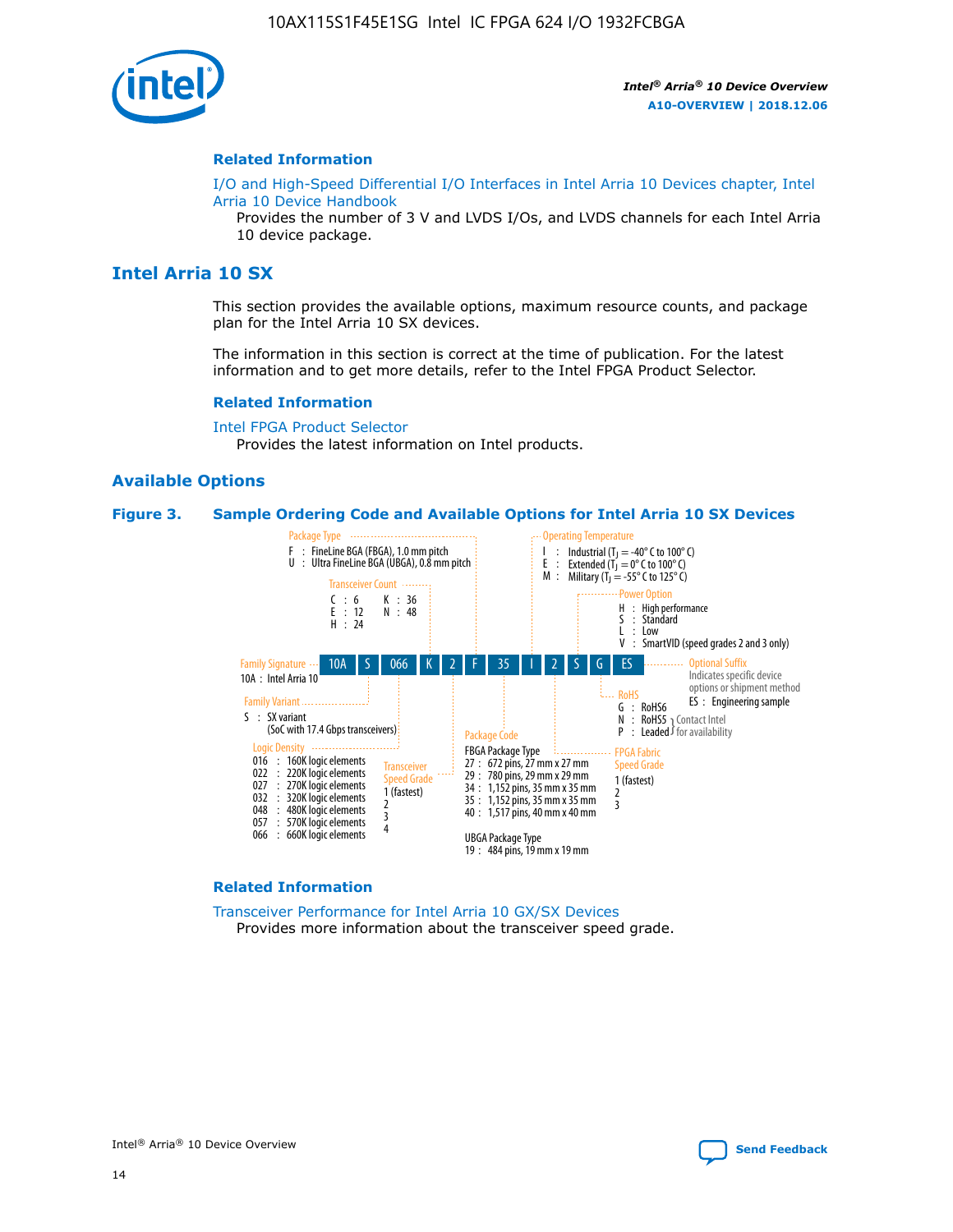## Related Information

I/O and High-Speed Differential I/O Interfaces in Intel Arria 10 Devices chapter, Intel Arria 10 Device Handbook

Provides the number of 3 V and LVDS I/Os, and LVDS channels for each Intel Arria 10 device package.

# Intel Arria 10 SX

This section provides the available options, maximum resource counts, and package plan for the Intel Arria 10 SX devices.

The information in this section is correct at the time of publication. For the latest information and to get more details, refer to the Intel FPGA Product Selector.

## Related Information

Intel FPGA Product Selector

Provides the latest information on Intel products.

## Available Options

**Figure 3. Sample Ordering Code and Available Options for Intel Arria 10 SX Devices**

Sample ordering code: 10A S 066 K 2 F 35 I 2 S G ES

- **Family Signature**
  - 10A : Intel Arria 10
- **Family Variant**
  - S : SX variant (SoC with 17.4 Gbps transceivers)
- **Logic Density**
  - 016 : 160K logic elements
  - 022 : 220K logic elements
  - 027 : 270K logic elements
  - 032 : 320K logic elements
  - 048 : 480K logic elements
  - 057 : 570K logic elements
  - 066 : 660K logic elements
- **Transceiver Count**
  - C : 6
  - E : 12
  - H : 24
  - K : 36
  - N : 48
- **Transceiver Speed Grade**
  - 1 (fastest)
  - 2
  - 3
  - 4
- **Package Type**
  - F : FineLine BGA (FBGA), 1.0 mm pitch
  - U : Ultra FineLine BGA (UBGA), 0.8 mm pitch
- **Package Code**
  - FBGA Package Type
    - 27 : 672 pins, 27 mm x 27 mm
    - 29 : 780 pins, 29 mm x 29 mm
    - 34 : 1,152 pins, 35 mm x 35 mm
    - 35 : 1,152 pins, 35 mm x 35 mm
    - 40 : 1,517 pins, 40 mm x 40 mm
  - UBGA Package Type
    - 19 : 484 pins, 19 mm x 19 mm
- **Operating Temperature**
  - I : Industrial ($T_J$ = -40° C to 100° C)
  - E : Extended ($T_J$ = 0° C to 100° C)
  - M : Military ($T_J$ = -55° C to 125° C)
- **FPGA Fabric Speed Grade**
  - 1 (fastest)
  - 2
  - 3
- **Power Option**
  - H : High performance
  - S : Standard
  - L : Low
  - V : SmartVID (speed grades 2 and 3 only)
- **RoHS**
  - G : RoHS6
  - N : RoHS5 (Contact Intel for availability)
  - P : Leaded (Contact Intel for availability)
- **Optional Suffix**
  - Indicates specific device options or shipment method
  - ES : Engineering sample

## Related Information

Transceiver Performance for Intel Arria 10 GX/SX Devices

Provides more information about the transceiver speed grade.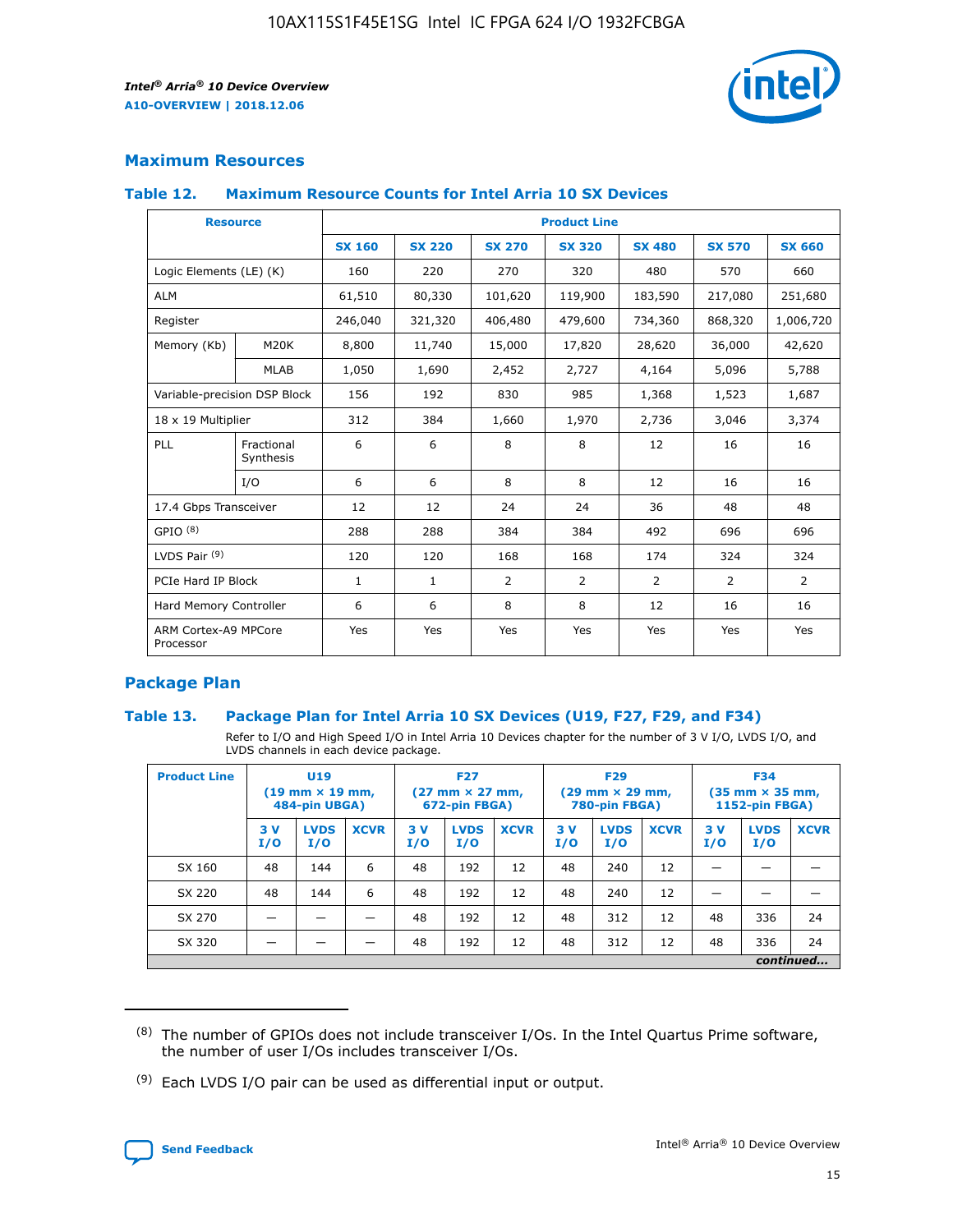## Maximum Resources

### Table 12. Maximum Resource Counts for Intel Arria 10 SX Devices

| Resource | | Product Line | | | | | | |
|---|---|---|---|---|---|---|---|---|
| | | SX 160 | SX 220 | SX 270 | SX 320 | SX 480 | SX 570 | SX 660 |
| Logic Elements (LE) (K) | | 160 | 220 | 270 | 320 | 480 | 570 | 660 |
| ALM | | 61,510 | 80,330 | 101,620 | 119,900 | 183,590 | 217,080 | 251,680 |
| Register | | 246,040 | 321,320 | 406,480 | 479,600 | 734,360 | 868,320 | 1,006,720 |
| Memory (Kb) | M20K | 8,800 | 11,740 | 15,000 | 17,820 | 28,620 | 36,000 | 42,620 |
| | MLAB | 1,050 | 1,690 | 2,452 | 2,727 | 4,164 | 5,096 | 5,788 |
| Variable-precision DSP Block | | 156 | 192 | 830 | 985 | 1,368 | 1,523 | 1,687 |
| 18 x 19 Multiplier | | 312 | 384 | 1,660 | 1,970 | 2,736 | 3,046 | 3,374 |
| PLL | Fractional Synthesis | 6 | 6 | 8 | 8 | 12 | 16 | 16 |
| | I/O | 6 | 6 | 8 | 8 | 12 | 16 | 16 |
| 17.4 Gbps Transceiver | | 12 | 12 | 24 | 24 | 36 | 48 | 48 |
| GPIO [8] | | 288 | 288 | 384 | 384 | 492 | 696 | 696 |
| LVDS Pair [9] | | 120 | 120 | 168 | 168 | 174 | 324 | 324 |
| PCIe Hard IP Block | | 1 | 1 | 2 | 2 | 2 | 2 | 2 |
| Hard Memory Controller | | 6 | 6 | 8 | 8 | 12 | 16 | 16 |
| ARM Cortex-A9 MPCore Processor | | Yes | Yes | Yes | Yes | Yes | Yes | Yes |

## Package Plan

### Table 13. Package Plan for Intel Arria 10 SX Devices (U19, F27, F29, and F34)

Refer to I/O and High Speed I/O in Intel Arria 10 Devices chapter for the number of 3 V I/O, LVDS I/O, and LVDS channels in each device package.

| Product Line | U19 (19 mm × 19 mm, 484-pin UBGA) | | | F27 (27 mm × 27 mm, 672-pin FBGA) | | | F29 (29 mm × 29 mm, 780-pin FBGA) | | | F34 (35 mm × 35 mm, 1152-pin FBGA) | | |
|---|---|---|---|---|---|---|---|---|---|---|---|---|
| | 3 V I/O | LVDS I/O | XCVR | 3 V I/O | LVDS I/O | XCVR | 3 V I/O | LVDS I/O | XCVR | 3 V I/O | LVDS I/O | XCVR |
| SX 160 | 48 | 144 | 6 | 48 | 192 | 12 | 48 | 240 | 12 | — | — | — |
| SX 220 | 48 | 144 | 6 | 48 | 192 | 12 | 48 | 240 | 12 | — | — | — |
| SX 270 | — | — | — | 48 | 192 | 12 | 48 | 312 | 12 | 48 | 336 | 24 |
| SX 320 | — | — | — | 48 | 192 | 12 | 48 | 312 | 12 | 48 | 336 | 24 |

*continued...*

(8) The number of GPIOs does not include transceiver I/Os. In the Intel Quartus Prime software, the number of user I/Os includes transceiver I/Os.

(9) Each LVDS I/O pair can be used as differential input or output.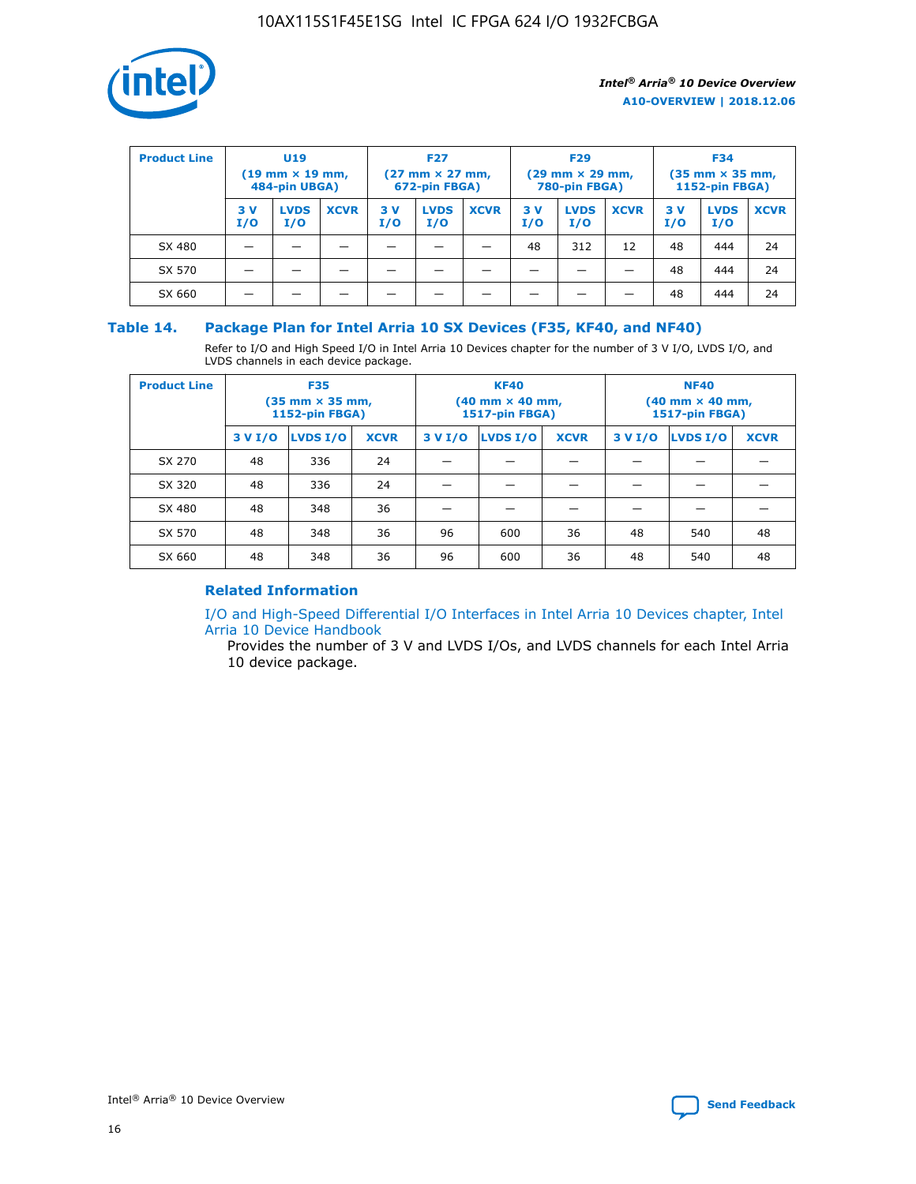| Product Line | U19 (19 mm × 19 mm, 484-pin UBGA) | | | F27 (27 mm × 27 mm, 672-pin FBGA) | | | F29 (29 mm × 29 mm, 780-pin FBGA) | | | F34 (35 mm × 35 mm, 1152-pin FBGA) | | |
|---|---|---|---|---|---|---|---|---|---|---|---|---|
| | 3 V I/O | LVDS I/O | XCVR | 3 V I/O | LVDS I/O | XCVR | 3 V I/O | LVDS I/O | XCVR | 3 V I/O | LVDS I/O | XCVR |
| SX 480 | — | — | — | — | — | — | 48 | 312 | 12 | 48 | 444 | 24 |
| SX 570 | — | — | — | — | — | — | — | — | — | 48 | 444 | 24 |
| SX 660 | — | — | — | — | — | — | — | — | — | 48 | 444 | 24 |

## Table 14. Package Plan for Intel Arria 10 SX Devices (F35, KF40, and NF40)

Refer to I/O and High Speed I/O in Intel Arria 10 Devices chapter for the number of 3 V I/O, LVDS I/O, and LVDS channels in each device package.

| Product Line | F35 (35 mm × 35 mm, 1152-pin FBGA) | | | KF40 (40 mm × 40 mm, 1517-pin FBGA) | | | NF40 (40 mm × 40 mm, 1517-pin FBGA) | | |
|---|---|---|---|---|---|---|---|---|---|
| | 3 V I/O | LVDS I/O | XCVR | 3 V I/O | LVDS I/O | XCVR | 3 V I/O | LVDS I/O | XCVR |
| SX 270 | 48 | 336 | 24 | — | — | — | — | — | — |
| SX 320 | 48 | 336 | 24 | — | — | — | — | — | — |
| SX 480 | 48 | 348 | 36 | — | — | — | — | — | — |
| SX 570 | 48 | 348 | 36 | 96 | 600 | 36 | 48 | 540 | 48 |
| SX 660 | 48 | 348 | 36 | 96 | 600 | 36 | 48 | 540 | 48 |

### Related Information

I/O and High-Speed Differential I/O Interfaces in Intel Arria 10 Devices chapter, Intel Arria 10 Device Handbook

Provides the number of 3 V and LVDS I/Os, and LVDS channels for each Intel Arria 10 device package.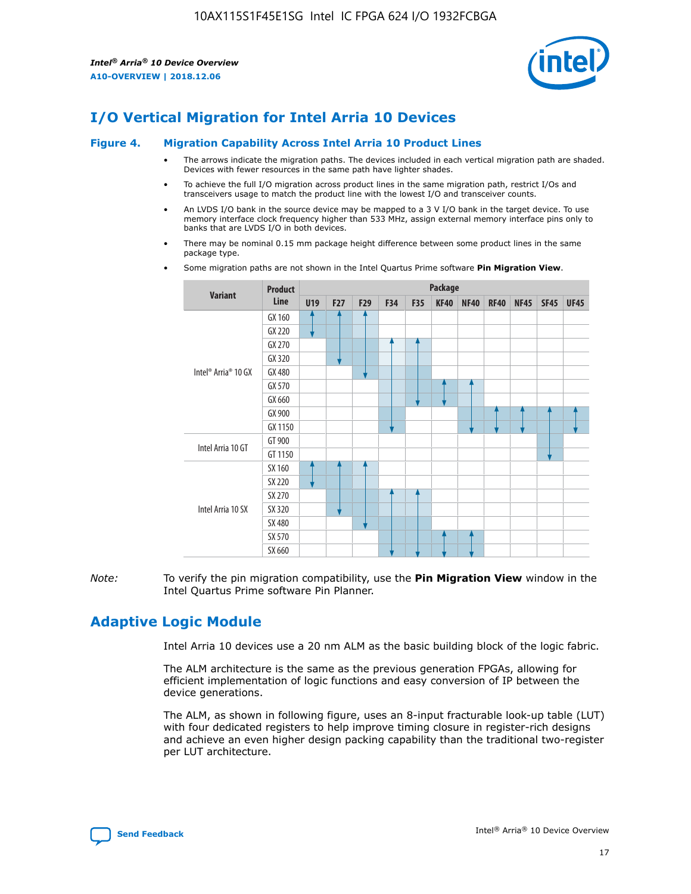# I/O Vertical Migration for Intel Arria 10 Devices

**Figure 4. Migration Capability Across Intel Arria 10 Product Lines**

- The arrows indicate the migration paths. The devices included in each vertical migration path are shaded. Devices with fewer resources in the same path have lighter shades.
- To achieve the full I/O migration across product lines in the same migration path, restrict I/Os and transceivers usage to match the product line with the lowest I/O and transceiver counts.
- An LVDS I/O bank in the source device may be mapped to a 3 V I/O bank in the target device. To use memory interface clock frequency higher than 533 MHz, assign external memory interface pins only to banks that are LVDS I/O in both devices.
- There may be nominal 0.15 mm package height difference between some product lines in the same package type.
- Some migration paths are not shown in the Intel Quartus Prime software **Pin Migration View**.

| Variant | Product Line | Package | | | | | | | | | | |
|---|---|---|---|---|---|---|---|---|---|---|---|---|
| | | U19 | F27 | F29 | F34 | F35 | KF40 | NF40 | RF40 | NF45 | SF45 | UF45 |
| Intel® Arria® 10 GX | GX 160 | | | | | | | | | | | |
| | GX 220 | | | | | | | | | | | |
| | GX 270 | | | | | | | | | | | |
| | GX 320 | | | | | | | | | | | |
| | GX 480 | | | | | | | | | | | |
| | GX 570 | | | | | | | | | | | |
| | GX 660 | | | | | | | | | | | |
| | GX 900 | | | | | | | | | | | |
| | GX 1150 | | | | | | | | | | | |
| Intel Arria 10 GT | GT 900 | | | | | | | | | | | |
| | GT 1150 | | | | | | | | | | | |
| Intel Arria 10 SX | SX 160 | | | | | | | | | | | |
| | SX 220 | | | | | | | | | | | |
| | SX 270 | | | | | | | | | | | |
| | SX 320 | | | | | | | | | | | |
| | SX 480 | | | | | | | | | | | |
| | SX 570 | | | | | | | | | | | |
| | SX 660 | | | | | | | | | | | |

*Note:* To verify the pin migration compatibility, use the **Pin Migration View** window in the Intel Quartus Prime software Pin Planner.

# Adaptive Logic Module

Intel Arria 10 devices use a 20 nm ALM as the basic building block of the logic fabric.

The ALM architecture is the same as the previous generation FPGAs, allowing for efficient implementation of logic functions and easy conversion of IP between the device generations.

The ALM, as shown in following figure, uses an 8-input fracturable look-up table (LUT) with four dedicated registers to help improve timing closure in register-rich designs and achieve an even higher design packing capability than the traditional two-register per LUT architecture.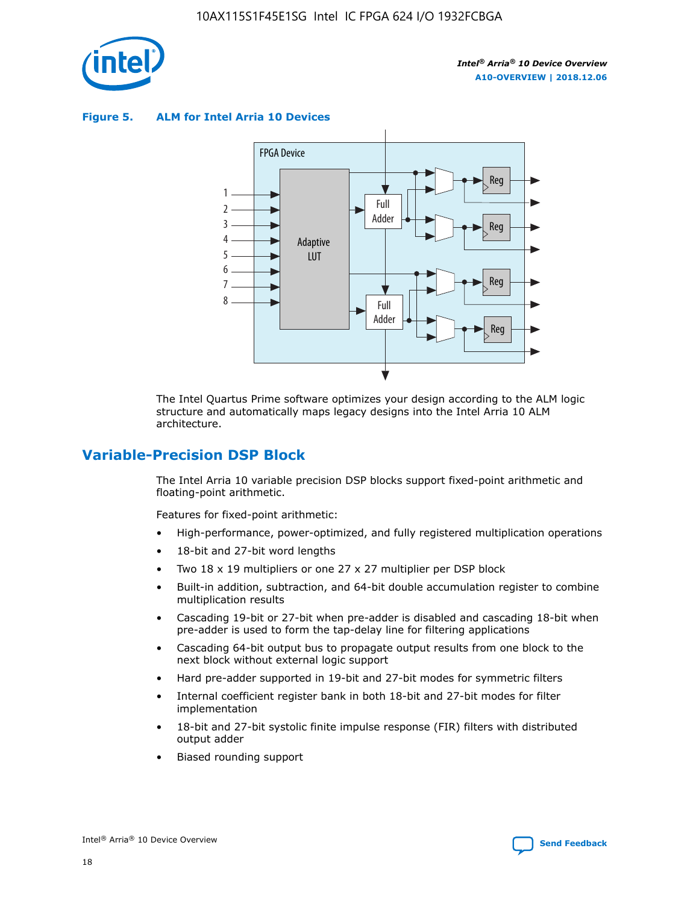Figure 5. ALM for Intel Arria 10 Devices

The Intel Quartus Prime software optimizes your design according to the ALM logic structure and automatically maps legacy designs into the Intel Arria 10 ALM architecture.

## Variable-Precision DSP Block

The Intel Arria 10 variable precision DSP blocks support fixed-point arithmetic and floating-point arithmetic.

Features for fixed-point arithmetic:

- High-performance, power-optimized, and fully registered multiplication operations
- 18-bit and 27-bit word lengths
- Two 18 x 19 multipliers or one 27 x 27 multiplier per DSP block
- Built-in addition, subtraction, and 64-bit double accumulation register to combine multiplication results
- Cascading 19-bit or 27-bit when pre-adder is disabled and cascading 18-bit when pre-adder is used to form the tap-delay line for filtering applications
- Cascading 64-bit output bus to propagate output results from one block to the next block without external logic support
- Hard pre-adder supported in 19-bit and 27-bit modes for symmetric filters
- Internal coefficient register bank in both 18-bit and 27-bit modes for filter implementation
- 18-bit and 27-bit systolic finite impulse response (FIR) filters with distributed output adder
- Biased rounding support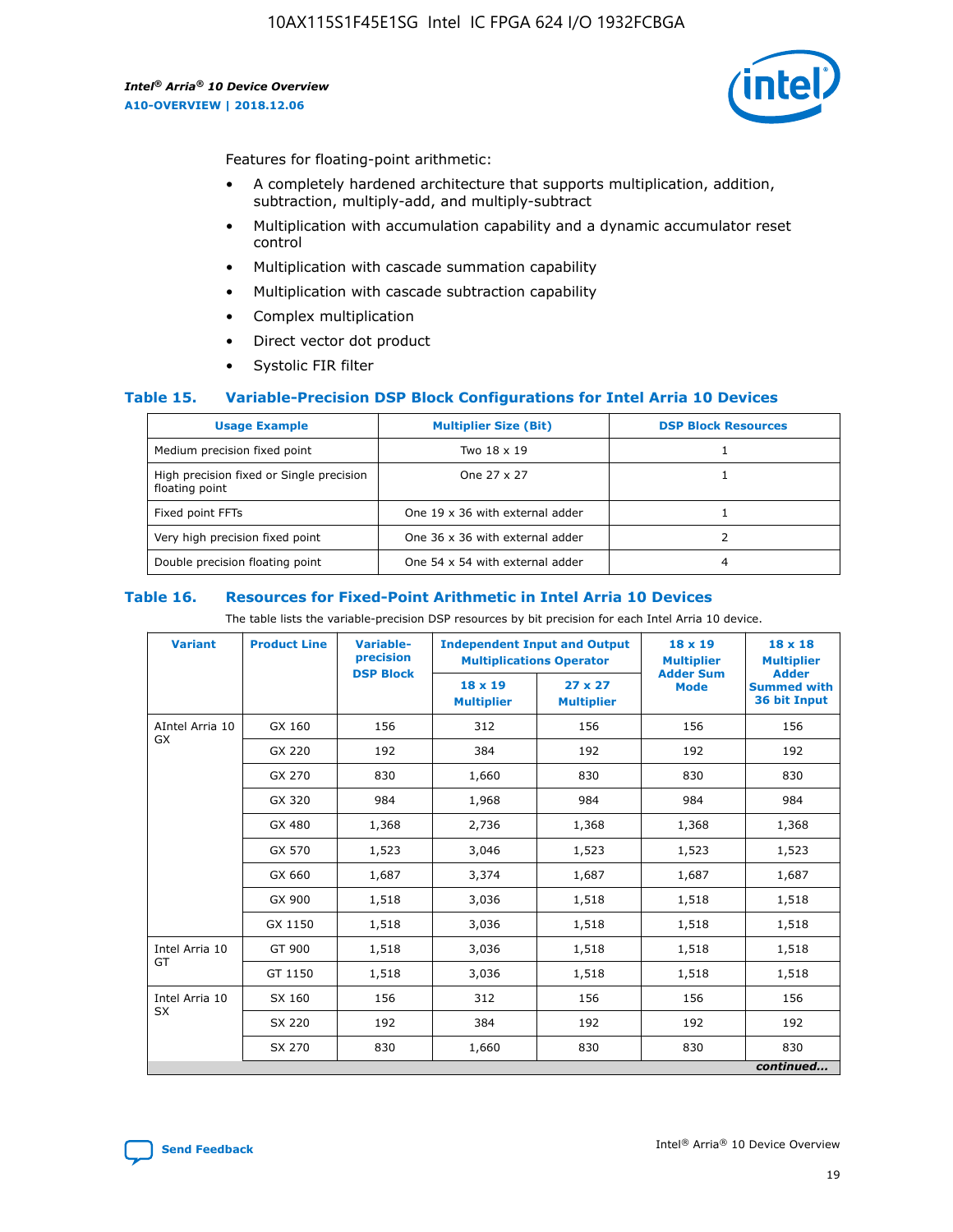Features for floating-point arithmetic:

- A completely hardened architecture that supports multiplication, addition, subtraction, multiply-add, and multiply-subtract
- Multiplication with accumulation capability and a dynamic accumulator reset control
- Multiplication with cascade summation capability
- Multiplication with cascade subtraction capability
- Complex multiplication
- Direct vector dot product
- Systolic FIR filter

### Table 15. Variable-Precision DSP Block Configurations for Intel Arria 10 Devices

| Usage Example | Multiplier Size (Bit) | DSP Block Resources |
| --- | --- | --- |
| Medium precision fixed point | Two 18 x 19 | 1 |
| High precision fixed or Single precision floating point | One 27 x 27 | 1 |
| Fixed point FFTs | One 19 x 36 with external adder | 1 |
| Very high precision fixed point | One 36 x 36 with external adder | 2 |
| Double precision floating point | One 54 x 54 with external adder | 4 |

### Table 16. Resources for Fixed-Point Arithmetic in Intel Arria 10 Devices

The table lists the variable-precision DSP resources by bit precision for each Intel Arria 10 device.

| Variant | Product Line | Variable-precision DSP Block | Independent Input and Output Multiplications Operator | | 18 x 19 Multiplier Adder Sum Mode | 18 x 18 Multiplier Adder Summed with 36 bit Input |
| --- | --- | --- | --- | --- | --- | --- |
| | | | 18 x 19 Multiplier | 27 x 27 Multiplier | | |
| AIntel Arria 10 GX | GX 160 | 156 | 312 | 156 | 156 | 156 |
| | GX 220 | 192 | 384 | 192 | 192 | 192 |
| | GX 270 | 830 | 1,660 | 830 | 830 | 830 |
| | GX 320 | 984 | 1,968 | 984 | 984 | 984 |
| | GX 480 | 1,368 | 2,736 | 1,368 | 1,368 | 1,368 |
| | GX 570 | 1,523 | 3,046 | 1,523 | 1,523 | 1,523 |
| | GX 660 | 1,687 | 3,374 | 1,687 | 1,687 | 1,687 |
| | GX 900 | 1,518 | 3,036 | 1,518 | 1,518 | 1,518 |
| | GX 1150 | 1,518 | 3,036 | 1,518 | 1,518 | 1,518 |
| Intel Arria 10 GT | GT 900 | 1,518 | 3,036 | 1,518 | 1,518 | 1,518 |
| | GT 1150 | 1,518 | 3,036 | 1,518 | 1,518 | 1,518 |
| Intel Arria 10 SX | SX 160 | 156 | 312 | 156 | 156 | 156 |
| | SX 220 | 192 | 384 | 192 | 192 | 192 |
| | SX 270 | 830 | 1,660 | 830 | 830 | 830 |

*continued...*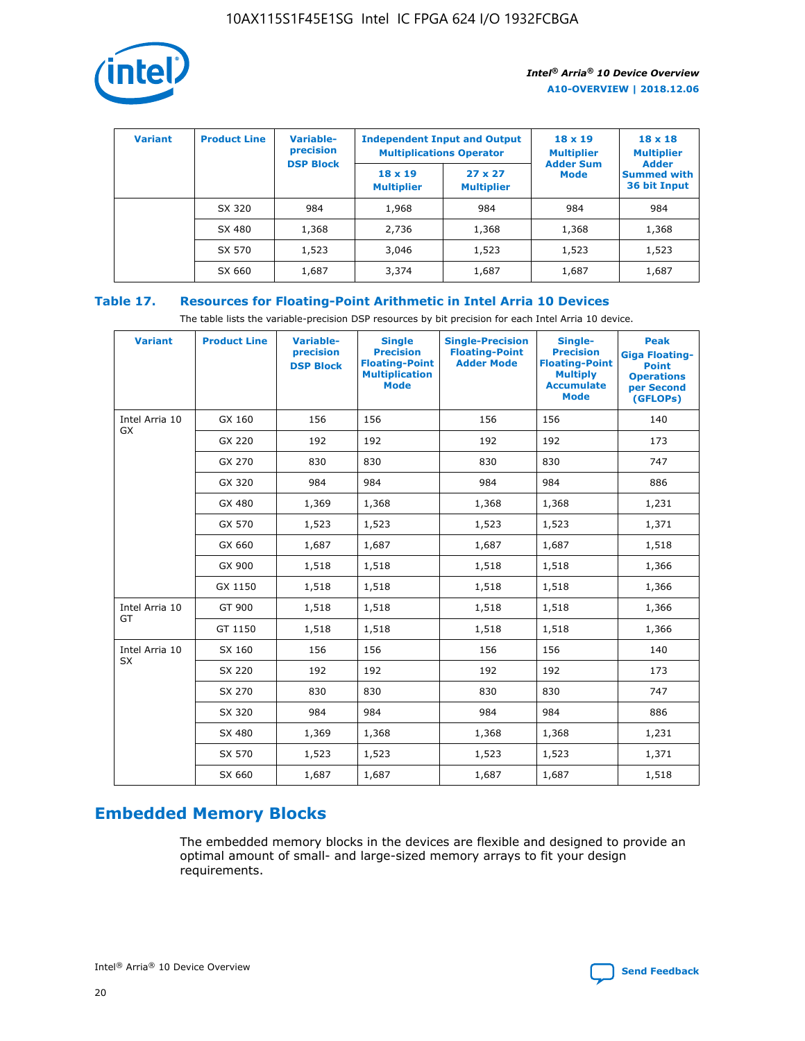| Variant | Product Line | Variable-precision DSP Block | Independent Input and Output Multiplications Operator | | 18 x 19 Multiplier Adder Sum Mode | 18 x 18 Multiplier Adder Summed with 36 bit Input |
|---|---|---|---|---|---|---|
| | | | 18 x 19 Multiplier | 27 x 27 Multiplier | | |
| | SX 320 | 984 | 1,968 | 984 | 984 | 984 |
| | SX 480 | 1,368 | 2,736 | 1,368 | 1,368 | 1,368 |
| | SX 570 | 1,523 | 3,046 | 1,523 | 1,523 | 1,523 |
| | SX 660 | 1,687 | 3,374 | 1,687 | 1,687 | 1,687 |

### Table 17. Resources for Floating-Point Arithmetic in Intel Arria 10 Devices

The table lists the variable-precision DSP resources by bit precision for each Intel Arria 10 device.

| Variant | Product Line | Variable-precision DSP Block | Single Precision Floating-Point Multiplication Mode | Single-Precision Floating-Point Adder Mode | Single-Precision Floating-Point Multiply Accumulate Mode | Peak Giga Floating-Point Operations per Second (GFLOPs) |
|---|---|---|---|---|---|---|
| Intel Arria 10 GX | GX 160 | 156 | 156 | 156 | 156 | 140 |
| | GX 220 | 192 | 192 | 192 | 192 | 173 |
| | GX 270 | 830 | 830 | 830 | 830 | 747 |
| | GX 320 | 984 | 984 | 984 | 984 | 886 |
| | GX 480 | 1,369 | 1,368 | 1,368 | 1,368 | 1,231 |
| | GX 570 | 1,523 | 1,523 | 1,523 | 1,523 | 1,371 |
| | GX 660 | 1,687 | 1,687 | 1,687 | 1,687 | 1,518 |
| | GX 900 | 1,518 | 1,518 | 1,518 | 1,518 | 1,366 |
| | GX 1150 | 1,518 | 1,518 | 1,518 | 1,518 | 1,366 |
| Intel Arria 10 GT | GT 900 | 1,518 | 1,518 | 1,518 | 1,518 | 1,366 |
| | GT 1150 | 1,518 | 1,518 | 1,518 | 1,518 | 1,366 |
| Intel Arria 10 SX | SX 160 | 156 | 156 | 156 | 156 | 140 |
| | SX 220 | 192 | 192 | 192 | 192 | 173 |
| | SX 270 | 830 | 830 | 830 | 830 | 747 |
| | SX 320 | 984 | 984 | 984 | 984 | 886 |
| | SX 480 | 1,369 | 1,368 | 1,368 | 1,368 | 1,231 |
| | SX 570 | 1,523 | 1,523 | 1,523 | 1,523 | 1,371 |
| | SX 660 | 1,687 | 1,687 | 1,687 | 1,687 | 1,518 |

## Embedded Memory Blocks

The embedded memory blocks in the devices are flexible and designed to provide an optimal amount of small- and large-sized memory arrays to fit your design requirements.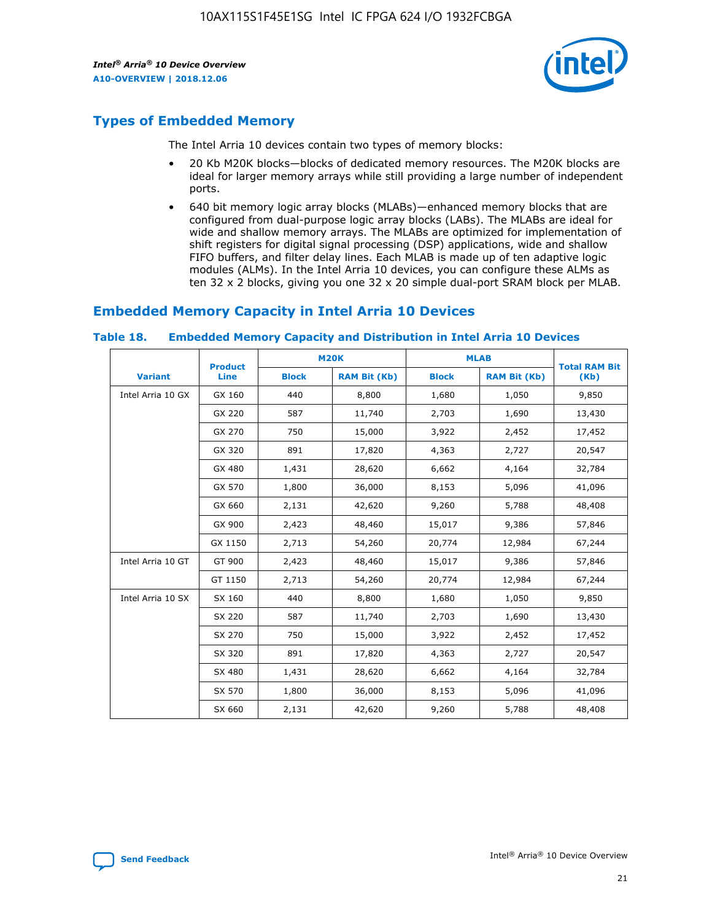## Types of Embedded Memory

The Intel Arria 10 devices contain two types of memory blocks:

- 20 Kb M20K blocks—blocks of dedicated memory resources. The M20K blocks are ideal for larger memory arrays while still providing a large number of independent ports.
- 640 bit memory logic array blocks (MLABs)—enhanced memory blocks that are configured from dual-purpose logic array blocks (LABs). The MLABs are ideal for wide and shallow memory arrays. The MLABs are optimized for implementation of shift registers for digital signal processing (DSP) applications, wide and shallow FIFO buffers, and filter delay lines. Each MLAB is made up of ten adaptive logic modules (ALMs). In the Intel Arria 10 devices, you can configure these ALMs as ten 32 x 2 blocks, giving you one 32 x 20 simple dual-port SRAM block per MLAB.

## Embedded Memory Capacity in Intel Arria 10 Devices

**Table 18. Embedded Memory Capacity and Distribution in Intel Arria 10 Devices**

| Variant | Product Line | M20K | | MLAB | | Total RAM Bit (Kb) |
|---|---|---|---|---|---|---|
| | | Block | RAM Bit (Kb) | Block | RAM Bit (Kb) | |
| Intel Arria 10 GX | GX 160 | 440 | 8,800 | 1,680 | 1,050 | 9,850 |
| | GX 220 | 587 | 11,740 | 2,703 | 1,690 | 13,430 |
| | GX 270 | 750 | 15,000 | 3,922 | 2,452 | 17,452 |
| | GX 320 | 891 | 17,820 | 4,363 | 2,727 | 20,547 |
| | GX 480 | 1,431 | 28,620 | 6,662 | 4,164 | 32,784 |
| | GX 570 | 1,800 | 36,000 | 8,153 | 5,096 | 41,096 |
| | GX 660 | 2,131 | 42,620 | 9,260 | 5,788 | 48,408 |
| | GX 900 | 2,423 | 48,460 | 15,017 | 9,386 | 57,846 |
| | GX 1150 | 2,713 | 54,260 | 20,774 | 12,984 | 67,244 |
| Intel Arria 10 GT | GT 900 | 2,423 | 48,460 | 15,017 | 9,386 | 57,846 |
| | GT 1150 | 2,713 | 54,260 | 20,774 | 12,984 | 67,244 |
| Intel Arria 10 SX | SX 160 | 440 | 8,800 | 1,680 | 1,050 | 9,850 |
| | SX 220 | 587 | 11,740 | 2,703 | 1,690 | 13,430 |
| | SX 270 | 750 | 15,000 | 3,922 | 2,452 | 17,452 |
| | SX 320 | 891 | 17,820 | 4,363 | 2,727 | 20,547 |
| | SX 480 | 1,431 | 28,620 | 6,662 | 4,164 | 32,784 |
| | SX 570 | 1,800 | 36,000 | 8,153 | 5,096 | 41,096 |
| | SX 660 | 2,131 | 42,620 | 9,260 | 5,788 | 48,408 |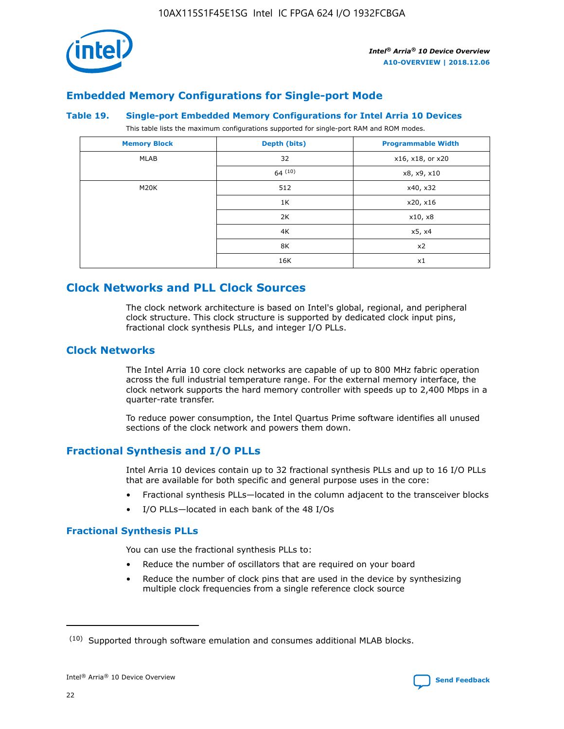## Embedded Memory Configurations for Single-port Mode

**Table 19. Single-port Embedded Memory Configurations for Intel Arria 10 Devices**

This table lists the maximum configurations supported for single-port RAM and ROM modes.

| Memory Block | Depth (bits) | Programmable Width |
|---|---|---|
| MLAB | 32 | x16, x18, or x20 |
| | 64 (10) | x8, x9, x10 |
| M20K | 512 | x40, x32 |
| | 1K | x20, x16 |
| | 2K | x10, x8 |
| | 4K | x5, x4 |
| | 8K | x2 |
| | 16K | x1 |

## Clock Networks and PLL Clock Sources

The clock network architecture is based on Intel's global, regional, and peripheral clock structure. This clock structure is supported by dedicated clock input pins, fractional clock synthesis PLLs, and integer I/O PLLs.

### Clock Networks

The Intel Arria 10 core clock networks are capable of up to 800 MHz fabric operation across the full industrial temperature range. For the external memory interface, the clock network supports the hard memory controller with speeds up to 2,400 Mbps in a quarter-rate transfer.

To reduce power consumption, the Intel Quartus Prime software identifies all unused sections of the clock network and powers them down.

### Fractional Synthesis and I/O PLLs

Intel Arria 10 devices contain up to 32 fractional synthesis PLLs and up to 16 I/O PLLs that are available for both specific and general purpose uses in the core:

- Fractional synthesis PLLs—located in the column adjacent to the transceiver blocks
- I/O PLLs—located in each bank of the 48 I/Os

#### Fractional Synthesis PLLs

You can use the fractional synthesis PLLs to:

- Reduce the number of oscillators that are required on your board
- Reduce the number of clock pins that are used in the device by synthesizing multiple clock frequencies from a single reference clock source

(10) Supported through software emulation and consumes additional MLAB blocks.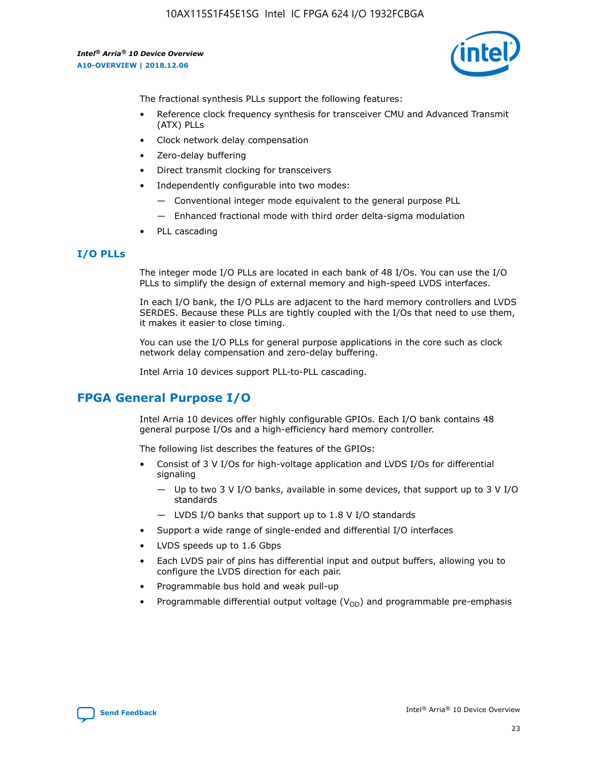The fractional synthesis PLLs support the following features:

- Reference clock frequency synthesis for transceiver CMU and Advanced Transmit (ATX) PLLs
- Clock network delay compensation
- Zero-delay buffering
- Direct transmit clocking for transceivers
- Independently configurable into two modes:
  - — Conventional integer mode equivalent to the general purpose PLL
  - — Enhanced fractional mode with third order delta-sigma modulation
- PLL cascading

### I/O PLLs

The integer mode I/O PLLs are located in each bank of 48 I/Os. You can use the I/O PLLs to simplify the design of external memory and high-speed LVDS interfaces.

In each I/O bank, the I/O PLLs are adjacent to the hard memory controllers and LVDS SERDES. Because these PLLs are tightly coupled with the I/Os that need to use them, it makes it easier to close timing.

You can use the I/O PLLs for general purpose applications in the core such as clock network delay compensation and zero-delay buffering.

Intel Arria 10 devices support PLL-to-PLL cascading.

## FPGA General Purpose I/O

Intel Arria 10 devices offer highly configurable GPIOs. Each I/O bank contains 48 general purpose I/Os and a high-efficiency hard memory controller.

The following list describes the features of the GPIOs:

- Consist of 3 V I/Os for high-voltage application and LVDS I/Os for differential signaling
  - — Up to two 3 V I/O banks, available in some devices, that support up to 3 V I/O standards
  - — LVDS I/O banks that support up to 1.8 V I/O standards
- Support a wide range of single-ended and differential I/O interfaces
- LVDS speeds up to 1.6 Gbps
- Each LVDS pair of pins has differential input and output buffers, allowing you to configure the LVDS direction for each pair.
- Programmable bus hold and weak pull-up
- Programmable differential output voltage ($V_{OD}$) and programmable pre-emphasis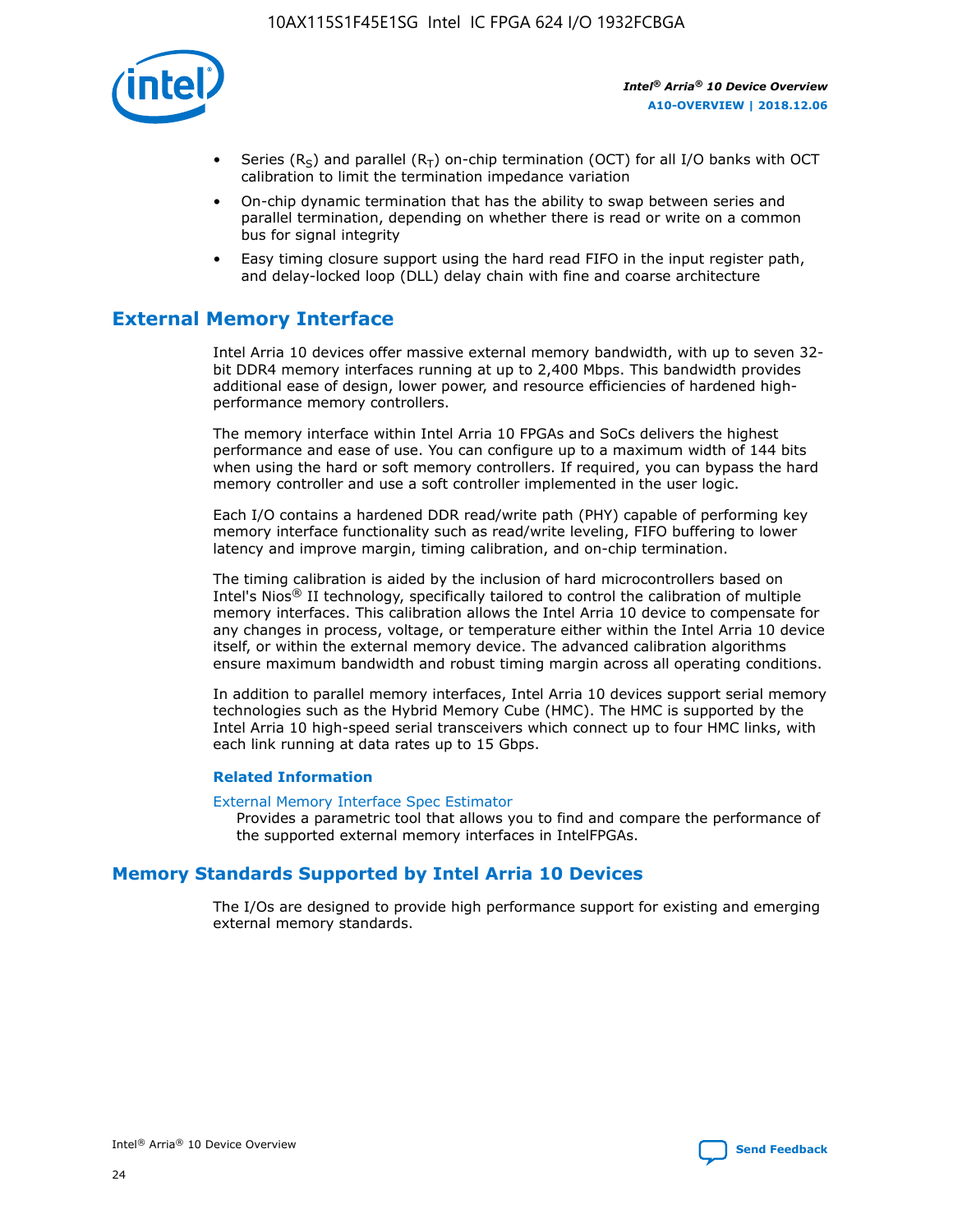- Series ($R_S$) and parallel ($R_T$) on-chip termination (OCT) for all I/O banks with OCT calibration to limit the termination impedance variation
- On-chip dynamic termination that has the ability to swap between series and parallel termination, depending on whether there is read or write on a common bus for signal integrity
- Easy timing closure support using the hard read FIFO in the input register path, and delay-locked loop (DLL) delay chain with fine and coarse architecture

## External Memory Interface

Intel Arria 10 devices offer massive external memory bandwidth, with up to seven 32-bit DDR4 memory interfaces running at up to 2,400 Mbps. This bandwidth provides additional ease of design, lower power, and resource efficiencies of hardened high-performance memory controllers.

The memory interface within Intel Arria 10 FPGAs and SoCs delivers the highest performance and ease of use. You can configure up to a maximum width of 144 bits when using the hard or soft memory controllers. If required, you can bypass the hard memory controller and use a soft controller implemented in the user logic.

Each I/O contains a hardened DDR read/write path (PHY) capable of performing key memory interface functionality such as read/write leveling, FIFO buffering to lower latency and improve margin, timing calibration, and on-chip termination.

The timing calibration is aided by the inclusion of hard microcontrollers based on Intel's Nios® II technology, specifically tailored to control the calibration of multiple memory interfaces. This calibration allows the Intel Arria 10 device to compensate for any changes in process, voltage, or temperature either within the Intel Arria 10 device itself, or within the external memory device. The advanced calibration algorithms ensure maximum bandwidth and robust timing margin across all operating conditions.

In addition to parallel memory interfaces, Intel Arria 10 devices support serial memory technologies such as the Hybrid Memory Cube (HMC). The HMC is supported by the Intel Arria 10 high-speed serial transceivers which connect up to four HMC links, with each link running at data rates up to 15 Gbps.

#### Related Information

External Memory Interface Spec Estimator
Provides a parametric tool that allows you to find and compare the performance of the supported external memory interfaces in IntelFPGAs.

## Memory Standards Supported by Intel Arria 10 Devices

The I/Os are designed to provide high performance support for existing and emerging external memory standards.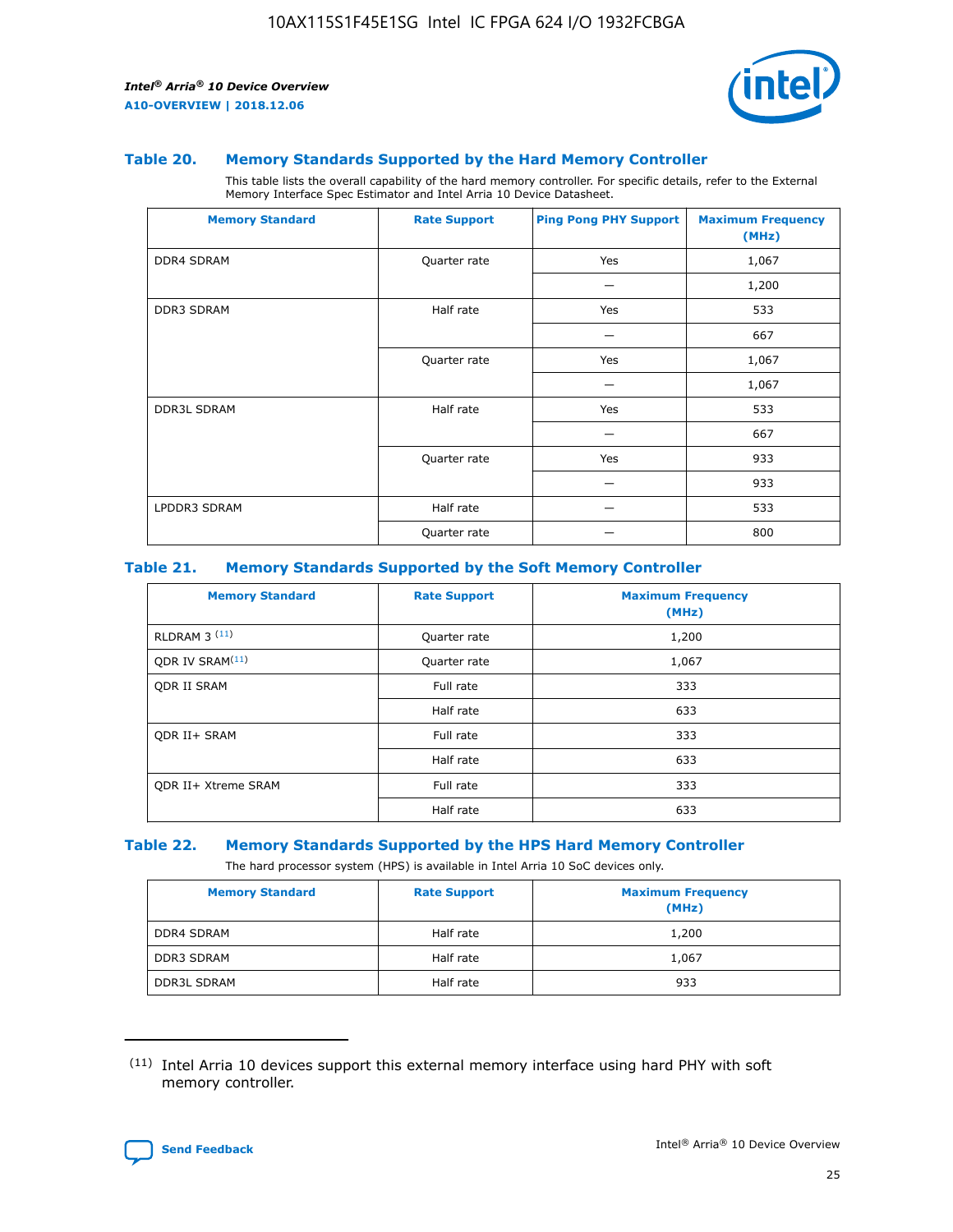### Table 20. Memory Standards Supported by the Hard Memory Controller

This table lists the overall capability of the hard memory controller. For specific details, refer to the External Memory Interface Spec Estimator and Intel Arria 10 Device Datasheet.

| Memory Standard | Rate Support | Ping Pong PHY Support | Maximum Frequency (MHz) |
|---|---|---|---|
| DDR4 SDRAM | Quarter rate | Yes | 1,067 |
| | | — | 1,200 |
| DDR3 SDRAM | Half rate | Yes | 533 |
| | | — | 667 |
| | Quarter rate | Yes | 1,067 |
| | | — | 1,067 |
| DDR3L SDRAM | Half rate | Yes | 533 |
| | | — | 667 |
| | Quarter rate | Yes | 933 |
| | | — | 933 |
| LPDDR3 SDRAM | Half rate | — | 533 |
| | Quarter rate | — | 800 |

### Table 21. Memory Standards Supported by the Soft Memory Controller

| Memory Standard | Rate Support | Maximum Frequency (MHz) |
|---|---|---|
| RLDRAM 3 (11) | Quarter rate | 1,200 |
| QDR IV SRAM(11) | Quarter rate | 1,067 |
| QDR II SRAM | Full rate | 333 |
| | Half rate | 633 |
| QDR II+ SRAM | Full rate | 333 |
| | Half rate | 633 |
| QDR II+ Xtreme SRAM | Full rate | 333 |
| | Half rate | 633 |

### Table 22. Memory Standards Supported by the HPS Hard Memory Controller

The hard processor system (HPS) is available in Intel Arria 10 SoC devices only.

| Memory Standard | Rate Support | Maximum Frequency (MHz) |
|---|---|---|
| DDR4 SDRAM | Half rate | 1,200 |
| DDR3 SDRAM | Half rate | 1,067 |
| DDR3L SDRAM | Half rate | 933 |

(11) Intel Arria 10 devices support this external memory interface using hard PHY with soft memory controller.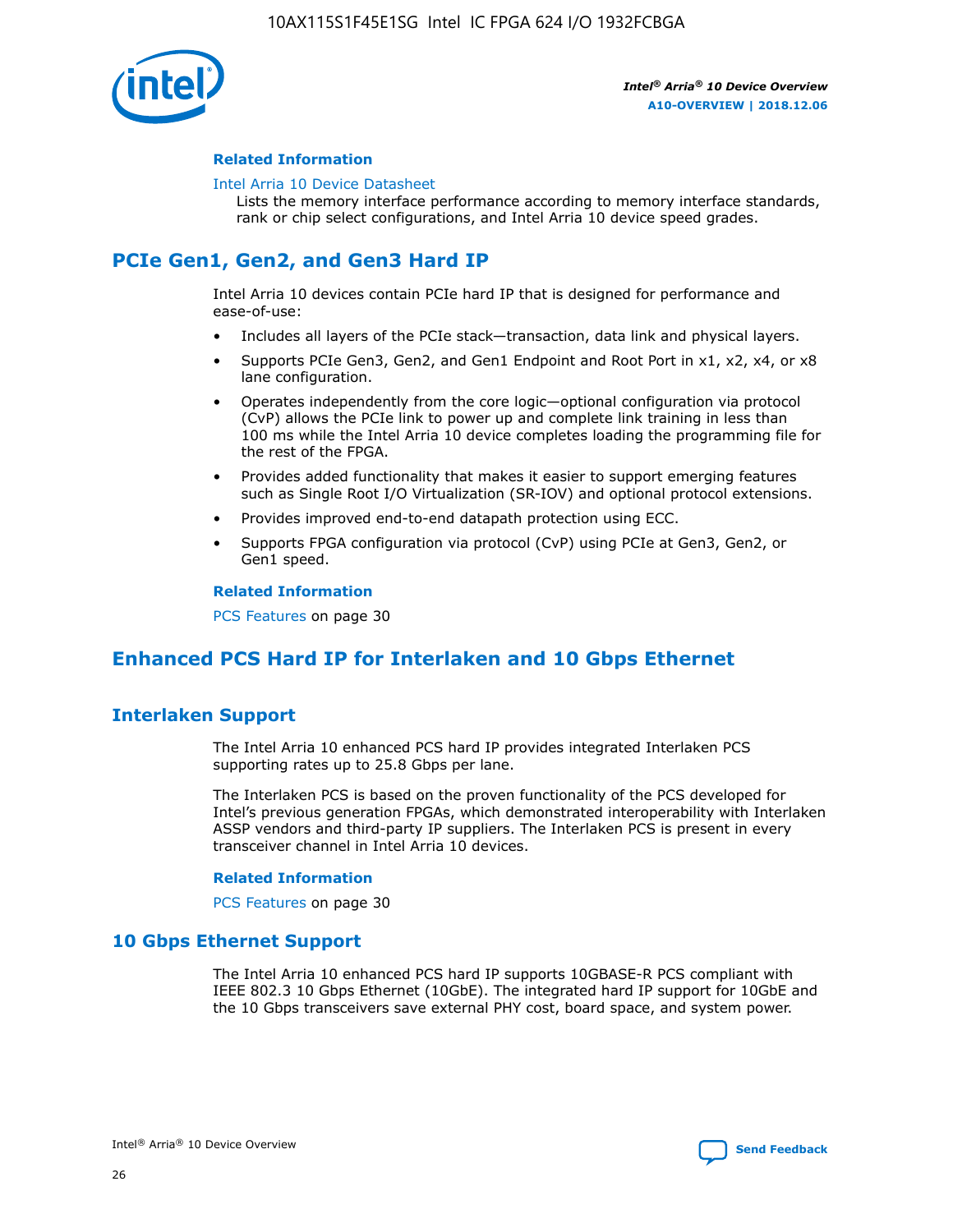#### Related Information

Intel Arria 10 Device Datasheet
Lists the memory interface performance according to memory interface standards, rank or chip select configurations, and Intel Arria 10 device speed grades.

## PCIe Gen1, Gen2, and Gen3 Hard IP

Intel Arria 10 devices contain PCIe hard IP that is designed for performance and ease-of-use:

- Includes all layers of the PCIe stack—transaction, data link and physical layers.
- Supports PCIe Gen3, Gen2, and Gen1 Endpoint and Root Port in x1, x2, x4, or x8 lane configuration.
- Operates independently from the core logic—optional configuration via protocol (CvP) allows the PCIe link to power up and complete link training in less than 100 ms while the Intel Arria 10 device completes loading the programming file for the rest of the FPGA.
- Provides added functionality that makes it easier to support emerging features such as Single Root I/O Virtualization (SR-IOV) and optional protocol extensions.
- Provides improved end-to-end datapath protection using ECC.
- Supports FPGA configuration via protocol (CvP) using PCIe at Gen3, Gen2, or Gen1 speed.

#### Related Information

PCS Features on page 30

## Enhanced PCS Hard IP for Interlaken and 10 Gbps Ethernet

### Interlaken Support

The Intel Arria 10 enhanced PCS hard IP provides integrated Interlaken PCS supporting rates up to 25.8 Gbps per lane.

The Interlaken PCS is based on the proven functionality of the PCS developed for Intel's previous generation FPGAs, which demonstrated interoperability with Interlaken ASSP vendors and third-party IP suppliers. The Interlaken PCS is present in every transceiver channel in Intel Arria 10 devices.

#### Related Information

PCS Features on page 30

### 10 Gbps Ethernet Support

The Intel Arria 10 enhanced PCS hard IP supports 10GBASE-R PCS compliant with IEEE 802.3 10 Gbps Ethernet (10GbE). The integrated hard IP support for 10GbE and the 10 Gbps transceivers save external PHY cost, board space, and system power.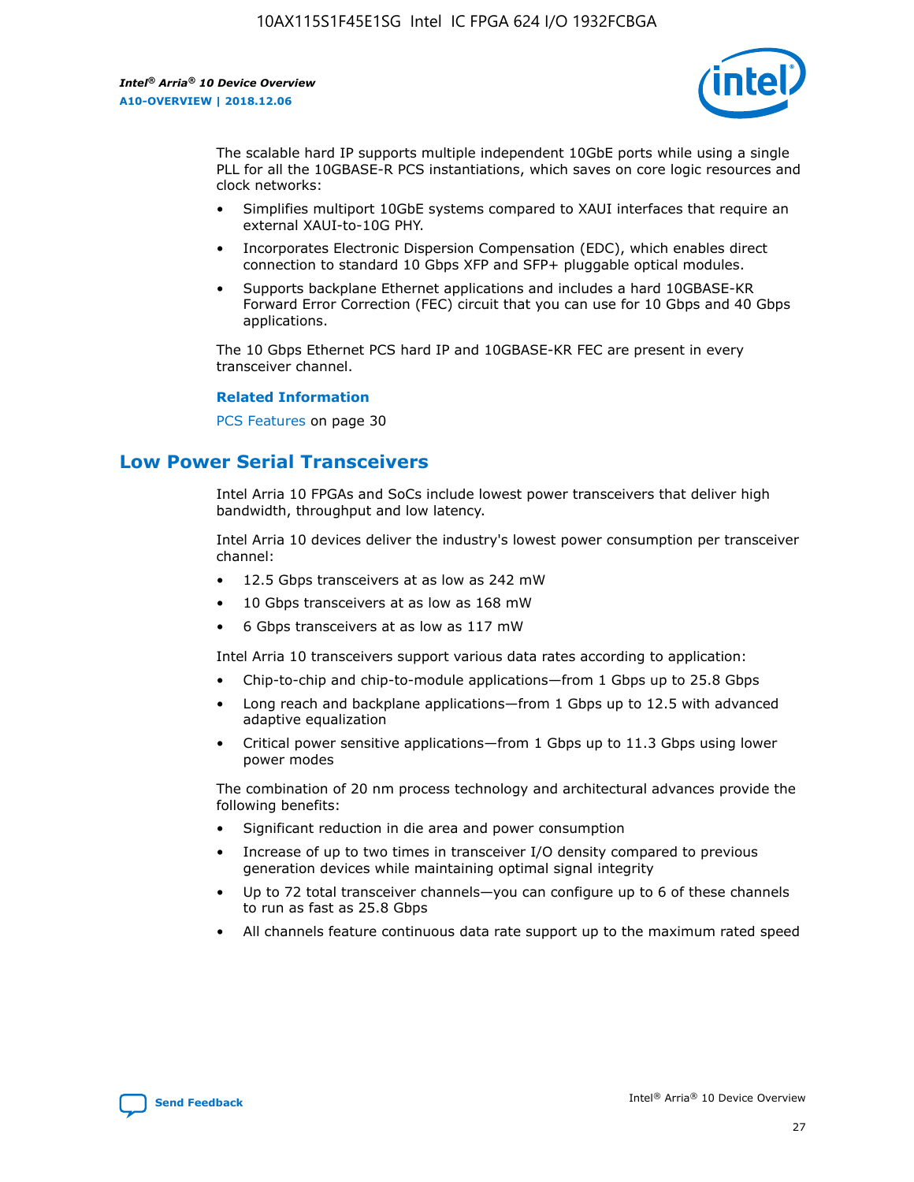The scalable hard IP supports multiple independent 10GbE ports while using a single PLL for all the 10GBASE-R PCS instantiations, which saves on core logic resources and clock networks:

- Simplifies multiport 10GbE systems compared to XAUI interfaces that require an external XAUI-to-10G PHY.
- Incorporates Electronic Dispersion Compensation (EDC), which enables direct connection to standard 10 Gbps XFP and SFP+ pluggable optical modules.
- Supports backplane Ethernet applications and includes a hard 10GBASE-KR Forward Error Correction (FEC) circuit that you can use for 10 Gbps and 40 Gbps applications.

The 10 Gbps Ethernet PCS hard IP and 10GBASE-KR FEC are present in every transceiver channel.

**Related Information**

PCS Features on page 30

## Low Power Serial Transceivers

Intel Arria 10 FPGAs and SoCs include lowest power transceivers that deliver high bandwidth, throughput and low latency.

Intel Arria 10 devices deliver the industry's lowest power consumption per transceiver channel:

- 12.5 Gbps transceivers at as low as 242 mW
- 10 Gbps transceivers at as low as 168 mW
- 6 Gbps transceivers at as low as 117 mW

Intel Arria 10 transceivers support various data rates according to application:

- Chip-to-chip and chip-to-module applications—from 1 Gbps up to 25.8 Gbps
- Long reach and backplane applications—from 1 Gbps up to 12.5 with advanced adaptive equalization
- Critical power sensitive applications—from 1 Gbps up to 11.3 Gbps using lower power modes

The combination of 20 nm process technology and architectural advances provide the following benefits:

- Significant reduction in die area and power consumption
- Increase of up to two times in transceiver I/O density compared to previous generation devices while maintaining optimal signal integrity
- Up to 72 total transceiver channels—you can configure up to 6 of these channels to run as fast as 25.8 Gbps
- All channels feature continuous data rate support up to the maximum rated speed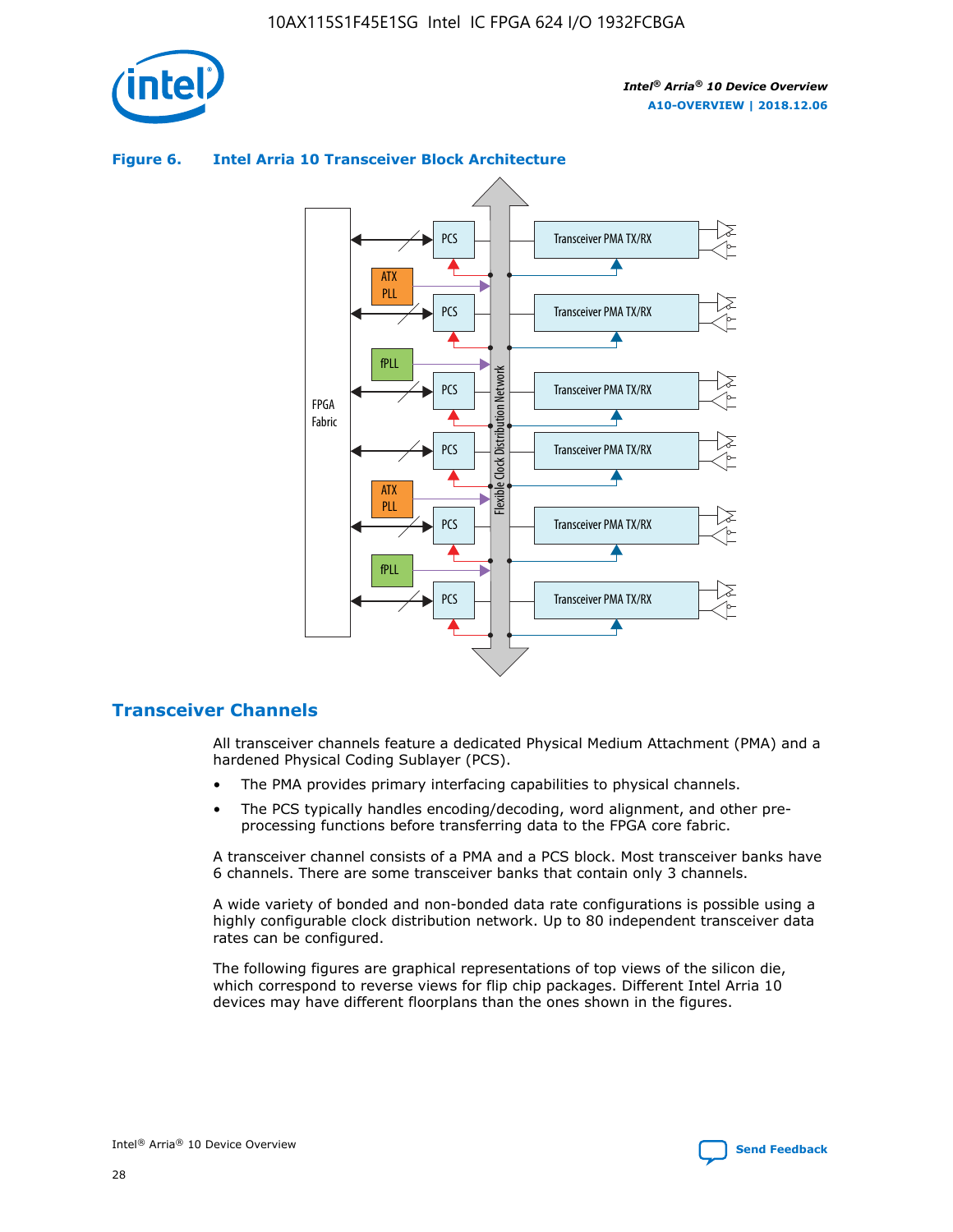**Figure 6. Intel Arria 10 Transceiver Block Architecture**

## Transceiver Channels

All transceiver channels feature a dedicated Physical Medium Attachment (PMA) and a hardened Physical Coding Sublayer (PCS).

- The PMA provides primary interfacing capabilities to physical channels.
- The PCS typically handles encoding/decoding, word alignment, and other pre-processing functions before transferring data to the FPGA core fabric.

A transceiver channel consists of a PMA and a PCS block. Most transceiver banks have 6 channels. There are some transceiver banks that contain only 3 channels.

A wide variety of bonded and non-bonded data rate configurations is possible using a highly configurable clock distribution network. Up to 80 independent transceiver data rates can be configured.

The following figures are graphical representations of top views of the silicon die, which correspond to reverse views for flip chip packages. Different Intel Arria 10 devices may have different floorplans than the ones shown in the figures.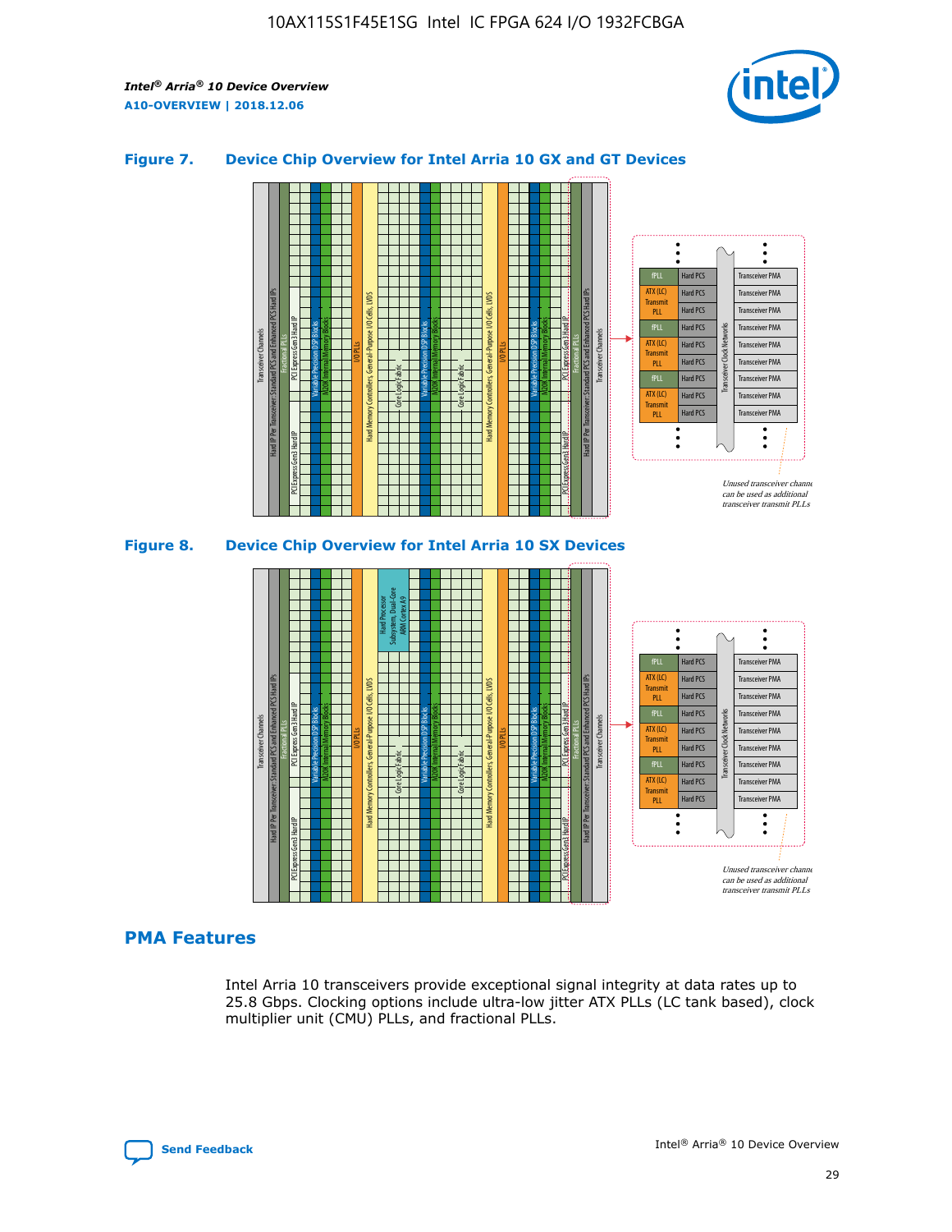## Figure 7. Device Chip Overview for Intel Arria 10 GX and GT Devices

## Figure 8. Device Chip Overview for Intel Arria 10 SX Devices

## PMA Features

Intel Arria 10 transceivers provide exceptional signal integrity at data rates up to 25.8 Gbps. Clocking options include ultra-low jitter ATX PLLs (LC tank based), clock multiplier unit (CMU) PLLs, and fractional PLLs.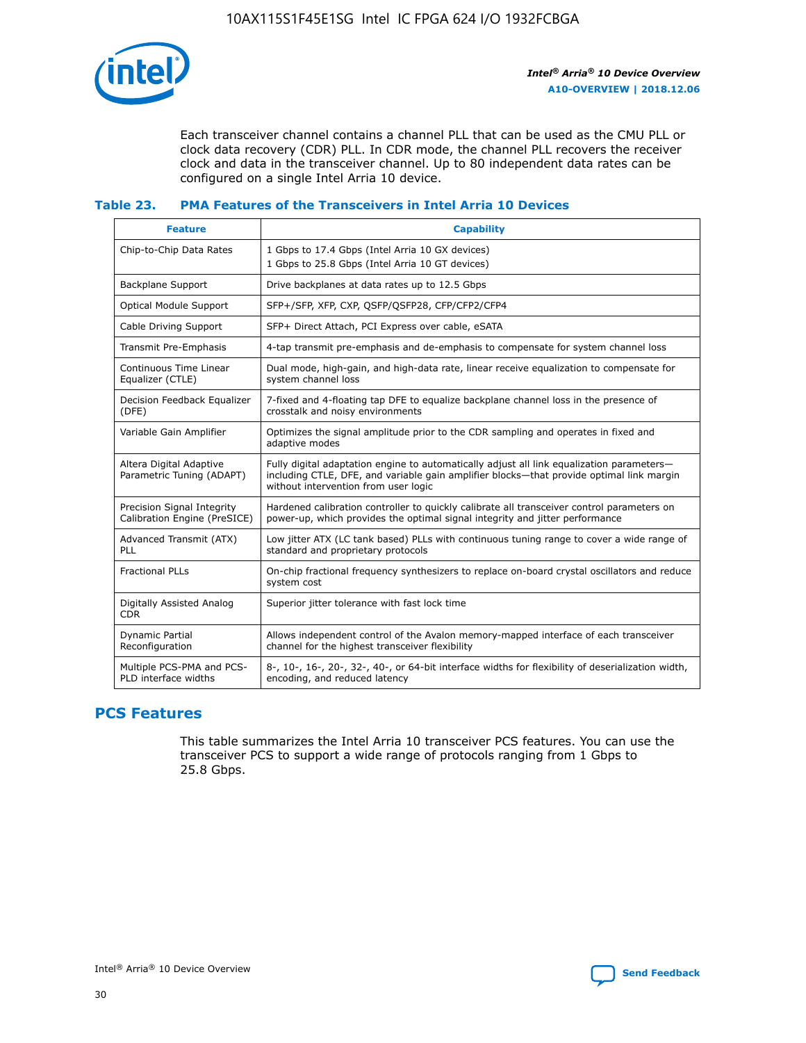Each transceiver channel contains a channel PLL that can be used as the CMU PLL or clock data recovery (CDR) PLL. In CDR mode, the channel PLL recovers the receiver clock and data in the transceiver channel. Up to 80 independent data rates can be configured on a single Intel Arria 10 device.

#### Table 23. PMA Features of the Transceivers in Intel Arria 10 Devices

| Feature | Capability |
| --- | --- |
| Chip-to-Chip Data Rates | 1 Gbps to 17.4 Gbps (Intel Arria 10 GX devices)<br>1 Gbps to 25.8 Gbps (Intel Arria 10 GT devices) |
| Backplane Support | Drive backplanes at data rates up to 12.5 Gbps |
| Optical Module Support | SFP+/SFP, XFP, CXP, QSFP/QSFP28, CFP/CFP2/CFP4 |
| Cable Driving Support | SFP+ Direct Attach, PCI Express over cable, eSATA |
| Transmit Pre-Emphasis | 4-tap transmit pre-emphasis and de-emphasis to compensate for system channel loss |
| Continuous Time Linear Equalizer (CTLE) | Dual mode, high-gain, and high-data rate, linear receive equalization to compensate for system channel loss |
| Decision Feedback Equalizer (DFE) | 7-fixed and 4-floating tap DFE to equalize backplane channel loss in the presence of crosstalk and noisy environments |
| Variable Gain Amplifier | Optimizes the signal amplitude prior to the CDR sampling and operates in fixed and adaptive modes |
| Altera Digital Adaptive Parametric Tuning (ADAPT) | Fully digital adaptation engine to automatically adjust all link equalization parameters—including CTLE, DFE, and variable gain amplifier blocks—that provide optimal link margin without intervention from user logic |
| Precision Signal Integrity Calibration Engine (PreSICE) | Hardened calibration controller to quickly calibrate all transceiver control parameters on power-up, which provides the optimal signal integrity and jitter performance |
| Advanced Transmit (ATX) PLL | Low jitter ATX (LC tank based) PLLs with continuous tuning range to cover a wide range of standard and proprietary protocols |
| Fractional PLLs | On-chip fractional frequency synthesizers to replace on-board crystal oscillators and reduce system cost |
| Digitally Assisted Analog CDR | Superior jitter tolerance with fast lock time |
| Dynamic Partial Reconfiguration | Allows independent control of the Avalon memory-mapped interface of each transceiver channel for the highest transceiver flexibility |
| Multiple PCS-PMA and PCS-PLD interface widths | 8-, 10-, 16-, 20-, 32-, 40-, or 64-bit interface widths for flexibility of deserialization width, encoding, and reduced latency |

## PCS Features

This table summarizes the Intel Arria 10 transceiver PCS features. You can use the transceiver PCS to support a wide range of protocols ranging from 1 Gbps to 25.8 Gbps.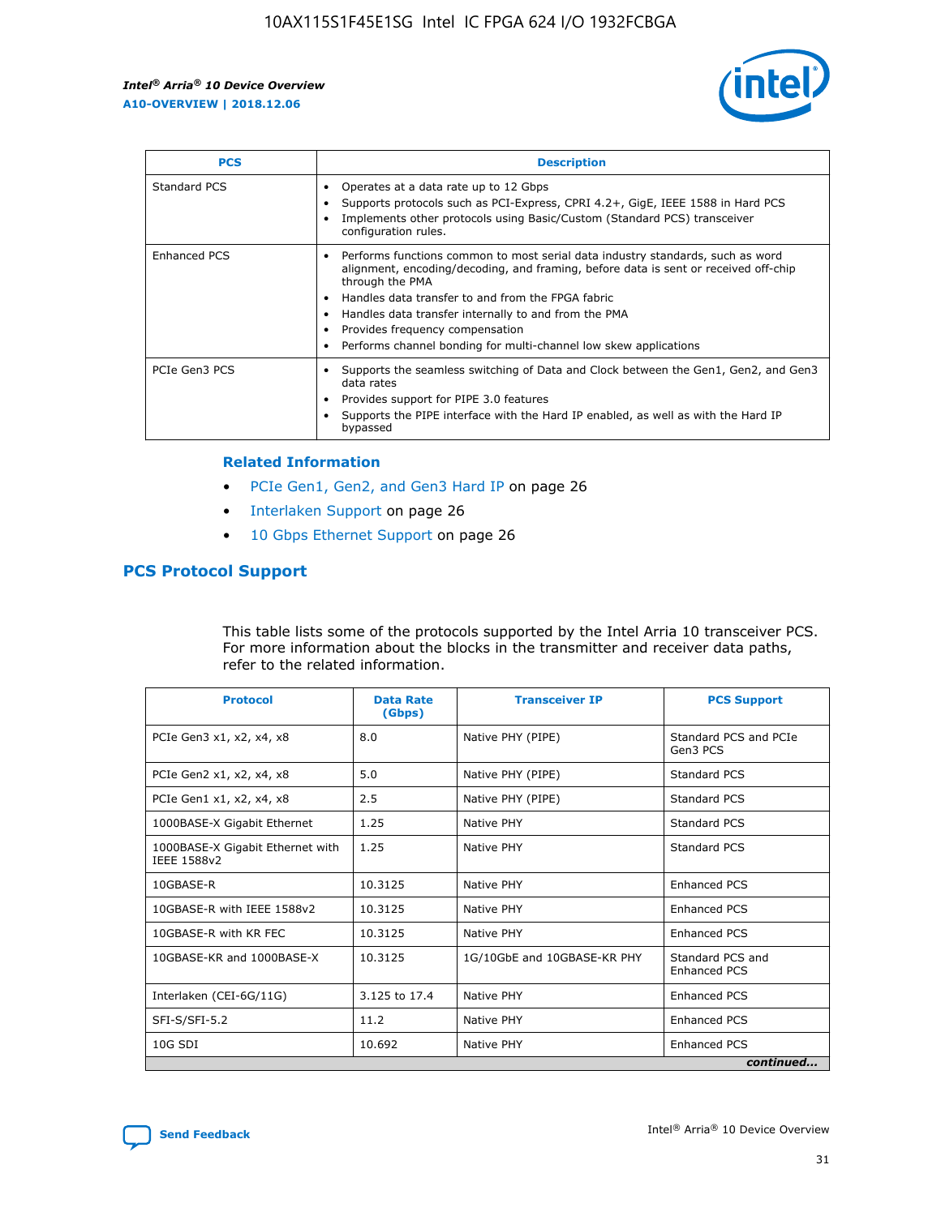| PCS | Description |
| --- | --- |
| Standard PCS | • Operates at a data rate up to 12 Gbps<br>• Supports protocols such as PCI-Express, CPRI 4.2+, GigE, IEEE 1588 in Hard PCS<br>• Implements other protocols using Basic/Custom (Standard PCS) transceiver configuration rules. |
| Enhanced PCS | • Performs functions common to most serial data industry standards, such as word alignment, encoding/decoding, and framing, before data is sent or received off-chip through the PMA<br>• Handles data transfer to and from the FPGA fabric<br>• Handles data transfer internally to and from the PMA<br>• Provides frequency compensation<br>• Performs channel bonding for multi-channel low skew applications |
| PCIe Gen3 PCS | • Supports the seamless switching of Data and Clock between the Gen1, Gen2, and Gen3 data rates<br>• Provides support for PIPE 3.0 features<br>• Supports the PIPE interface with the Hard IP enabled, as well as with the Hard IP bypassed |

### Related Information

- PCIe Gen1, Gen2, and Gen3 Hard IP on page 26
- Interlaken Support on page 26
- 10 Gbps Ethernet Support on page 26

## PCS Protocol Support

This table lists some of the protocols supported by the Intel Arria 10 transceiver PCS. For more information about the blocks in the transmitter and receiver data paths, refer to the related information.

| Protocol | Data Rate (Gbps) | Transceiver IP | PCS Support |
| --- | --- | --- | --- |
| PCIe Gen3 x1, x2, x4, x8 | 8.0 | Native PHY (PIPE) | Standard PCS and PCIe Gen3 PCS |
| PCIe Gen2 x1, x2, x4, x8 | 5.0 | Native PHY (PIPE) | Standard PCS |
| PCIe Gen1 x1, x2, x4, x8 | 2.5 | Native PHY (PIPE) | Standard PCS |
| 1000BASE-X Gigabit Ethernet | 1.25 | Native PHY | Standard PCS |
| 1000BASE-X Gigabit Ethernet with IEEE 1588v2 | 1.25 | Native PHY | Standard PCS |
| 10GBASE-R | 10.3125 | Native PHY | Enhanced PCS |
| 10GBASE-R with IEEE 1588v2 | 10.3125 | Native PHY | Enhanced PCS |
| 10GBASE-R with KR FEC | 10.3125 | Native PHY | Enhanced PCS |
| 10GBASE-KR and 1000BASE-X | 10.3125 | 1G/10GbE and 10GBASE-KR PHY | Standard PCS and Enhanced PCS |
| Interlaken (CEI-6G/11G) | 3.125 to 17.4 | Native PHY | Enhanced PCS |
| SFI-S/SFI-5.2 | 11.2 | Native PHY | Enhanced PCS |
| 10G SDI | 10.692 | Native PHY | Enhanced PCS |

*continued...*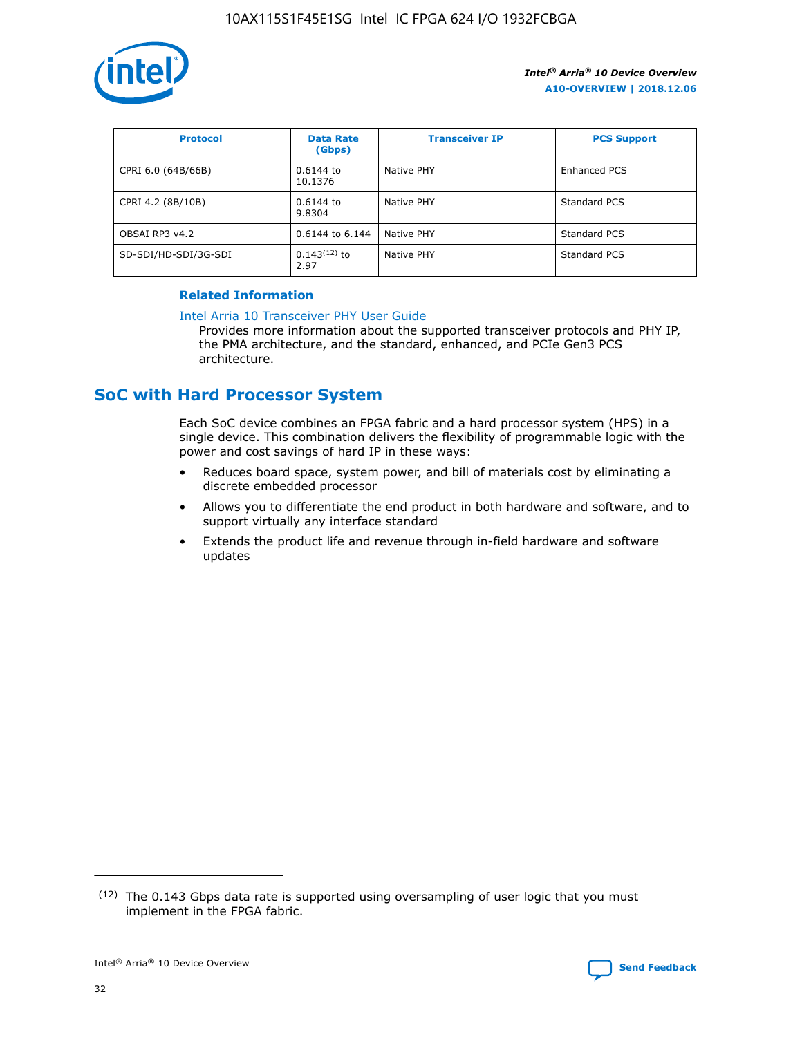| Protocol | Data Rate (Gbps) | Transceiver IP | PCS Support |
|---|---|---|---|
| CPRI 6.0 (64B/66B) | 0.6144 to 10.1376 | Native PHY | Enhanced PCS |
| CPRI 4.2 (8B/10B) | 0.6144 to 9.8304 | Native PHY | Standard PCS |
| OBSAI RP3 v4.2 | 0.6144 to 6.144 | Native PHY | Standard PCS |
| SD-SDI/HD-SDI/3G-SDI | 0.143[12] to 2.97 | Native PHY | Standard PCS |

**Related Information**

Intel Arria 10 Transceiver PHY User Guide

Provides more information about the supported transceiver protocols and PHY IP, the PMA architecture, and the standard, enhanced, and PCIe Gen3 PCS architecture.

## SoC with Hard Processor System

Each SoC device combines an FPGA fabric and a hard processor system (HPS) in a single device. This combination delivers the flexibility of programmable logic with the power and cost savings of hard IP in these ways:

- Reduces board space, system power, and bill of materials cost by eliminating a discrete embedded processor
- Allows you to differentiate the end product in both hardware and software, and to support virtually any interface standard
- Extends the product life and revenue through in-field hardware and software updates

[12] The 0.143 Gbps data rate is supported using oversampling of user logic that you must implement in the FPGA fabric.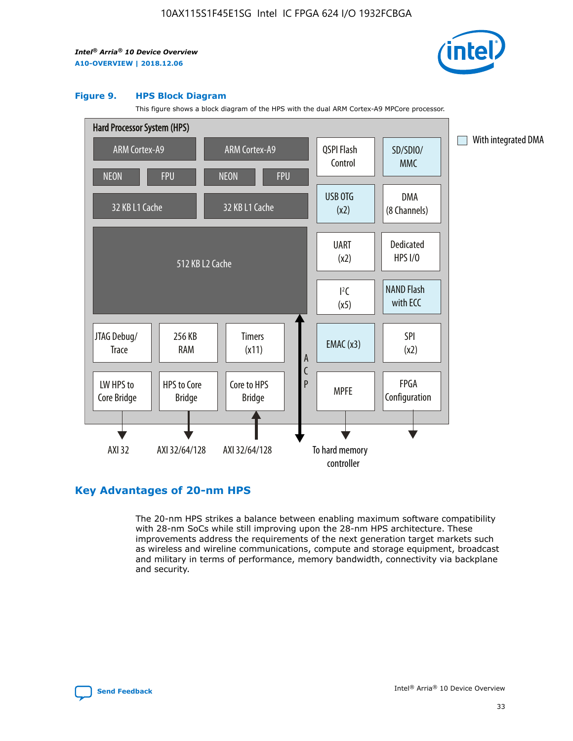### Figure 9. HPS Block Diagram

This figure shows a block diagram of the HPS with the dual ARM Cortex-A9 MPCore processor.

Hard Processor System (HPS)

ARM Cortex-A9 | ARM Cortex-A9
NEON | FPU | NEON | FPU
32 KB L1 Cache | 32 KB L1 Cache
512 KB L2 Cache

QSPI Flash Control | SD/SDIO/ MMC
USB OTG (x2) | DMA (8 Channels)
UART (x2) | Dedicated HPS I/O
I²C (x5) | NAND Flash with ECC
EMAC (x3) | SPI (x2)
MPFE | FPGA Configuration

JTAG Debug/ Trace | 256 KB RAM | Timers (x11)
LW HPS to Core Bridge | HPS to Core Bridge | Core to HPS Bridge

ACP

AXI 32 | AXI 32/64/128 | AXI 32/64/128 | To hard memory controller

With integrated DMA

## Key Advantages of 20-nm HPS

The 20-nm HPS strikes a balance between enabling maximum software compatibility with 28-nm SoCs while still improving upon the 28-nm HPS architecture. These improvements address the requirements of the next generation target markets such as wireless and wireline communications, compute and storage equipment, broadcast and military in terms of performance, memory bandwidth, connectivity via backplane and security.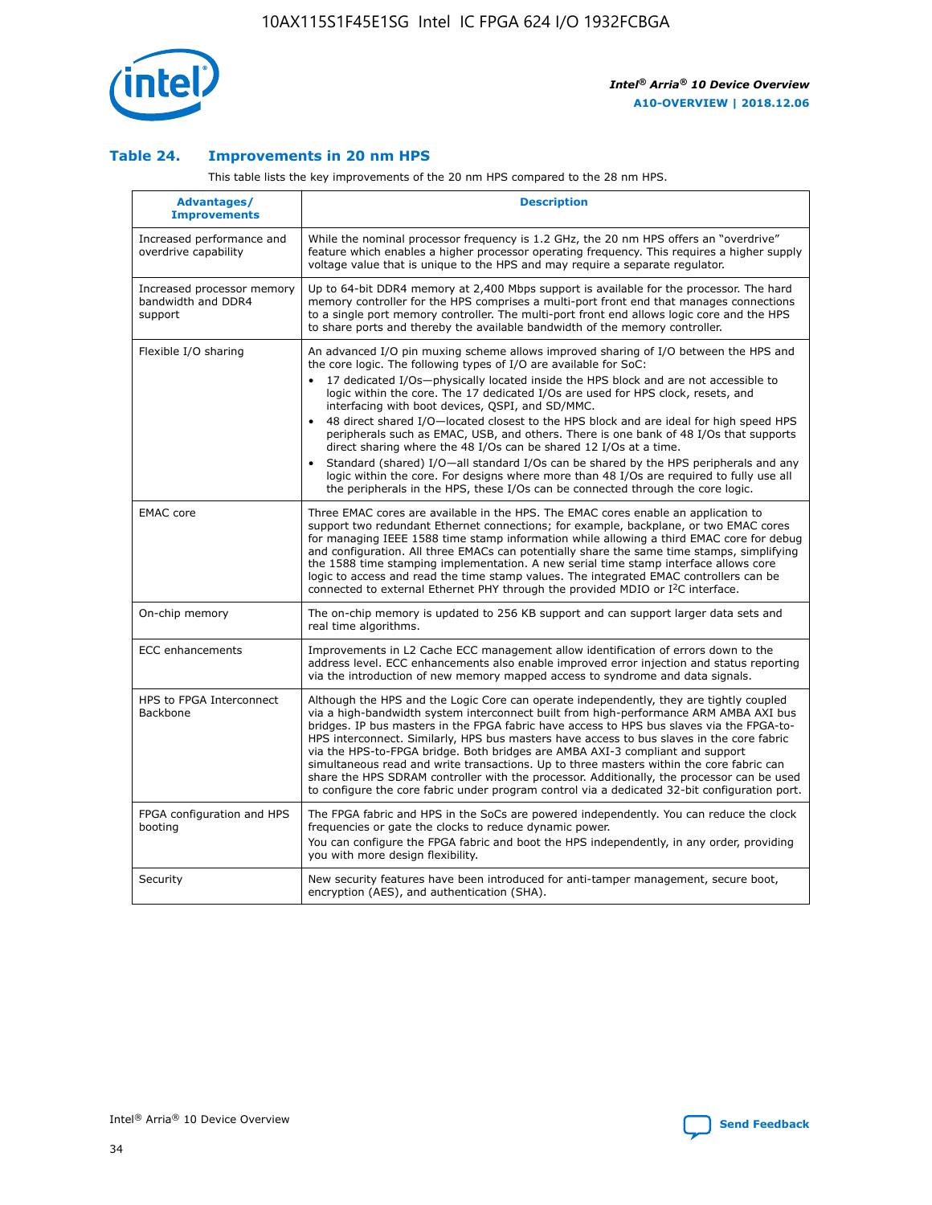### Table 24. Improvements in 20 nm HPS

This table lists the key improvements of the 20 nm HPS compared to the 28 nm HPS.

| Advantages/ Improvements | Description |
| --- | --- |
| Increased performance and overdrive capability | While the nominal processor frequency is 1.2 GHz, the 20 nm HPS offers an "overdrive" feature which enables a higher processor operating frequency. This requires a higher supply voltage value that is unique to the HPS and may require a separate regulator. |
| Increased processor memory bandwidth and DDR4 support | Up to 64-bit DDR4 memory at 2,400 Mbps support is available for the processor. The hard memory controller for the HPS comprises a multi-port front end that manages connections to a single port memory controller. The multi-port front end allows logic core and the HPS to share ports and thereby the available bandwidth of the memory controller. |
| Flexible I/O sharing | An advanced I/O pin muxing scheme allows improved sharing of I/O between the HPS and the core logic. The following types of I/O are available for SoC: <br>• 17 dedicated I/Os—physically located inside the HPS block and are not accessible to logic within the core. The 17 dedicated I/Os are used for HPS clock, resets, and interfacing with boot devices, QSPI, and SD/MMC. <br>• 48 direct shared I/O—located closest to the HPS block and are ideal for high speed HPS peripherals such as EMAC, USB, and others. There is one bank of 48 I/Os that supports direct sharing where the 48 I/Os can be shared 12 I/Os at a time. <br>• Standard (shared) I/O—all standard I/Os can be shared by the HPS peripherals and any logic within the core. For designs where more than 48 I/Os are required to fully use all the peripherals in the HPS, these I/Os can be connected through the core logic. |
| EMAC core | Three EMAC cores are available in the HPS. The EMAC cores enable an application to support two redundant Ethernet connections; for example, backplane, or two EMAC cores for managing IEEE 1588 time stamp information while allowing a third EMAC core for debug and configuration. All three EMACs can potentially share the same time stamps, simplifying the 1588 time stamping implementation. A new serial time stamp interface allows core logic to access and read the time stamp values. The integrated EMAC controllers can be connected to external Ethernet PHY through the provided MDIO or I$^2$C interface. |
| On-chip memory | The on-chip memory is updated to 256 KB support and can support larger data sets and real time algorithms. |
| ECC enhancements | Improvements in L2 Cache ECC management allow identification of errors down to the address level. ECC enhancements also enable improved error injection and status reporting via the introduction of new memory mapped access to syndrome and data signals. |
| HPS to FPGA Interconnect Backbone | Although the HPS and the Logic Core can operate independently, they are tightly coupled via a high-bandwidth system interconnect built from high-performance ARM AMBA AXI bus bridges. IP bus masters in the FPGA fabric have access to HPS bus slaves via the FPGA-to-HPS interconnect. Similarly, HPS bus masters have access to bus slaves in the core fabric via the HPS-to-FPGA bridge. Both bridges are AMBA AXI-3 compliant and support simultaneous read and write transactions. Up to three masters within the core fabric can share the HPS SDRAM controller with the processor. Additionally, the processor can be used to configure the core fabric under program control via a dedicated 32-bit configuration port. |
| FPGA configuration and HPS booting | The FPGA fabric and HPS in the SoCs are powered independently. You can reduce the clock frequencies or gate the clocks to reduce dynamic power. <br>You can configure the FPGA fabric and boot the HPS independently, in any order, providing you with more design flexibility. |
| Security | New security features have been introduced for anti-tamper management, secure boot, encryption (AES), and authentication (SHA). |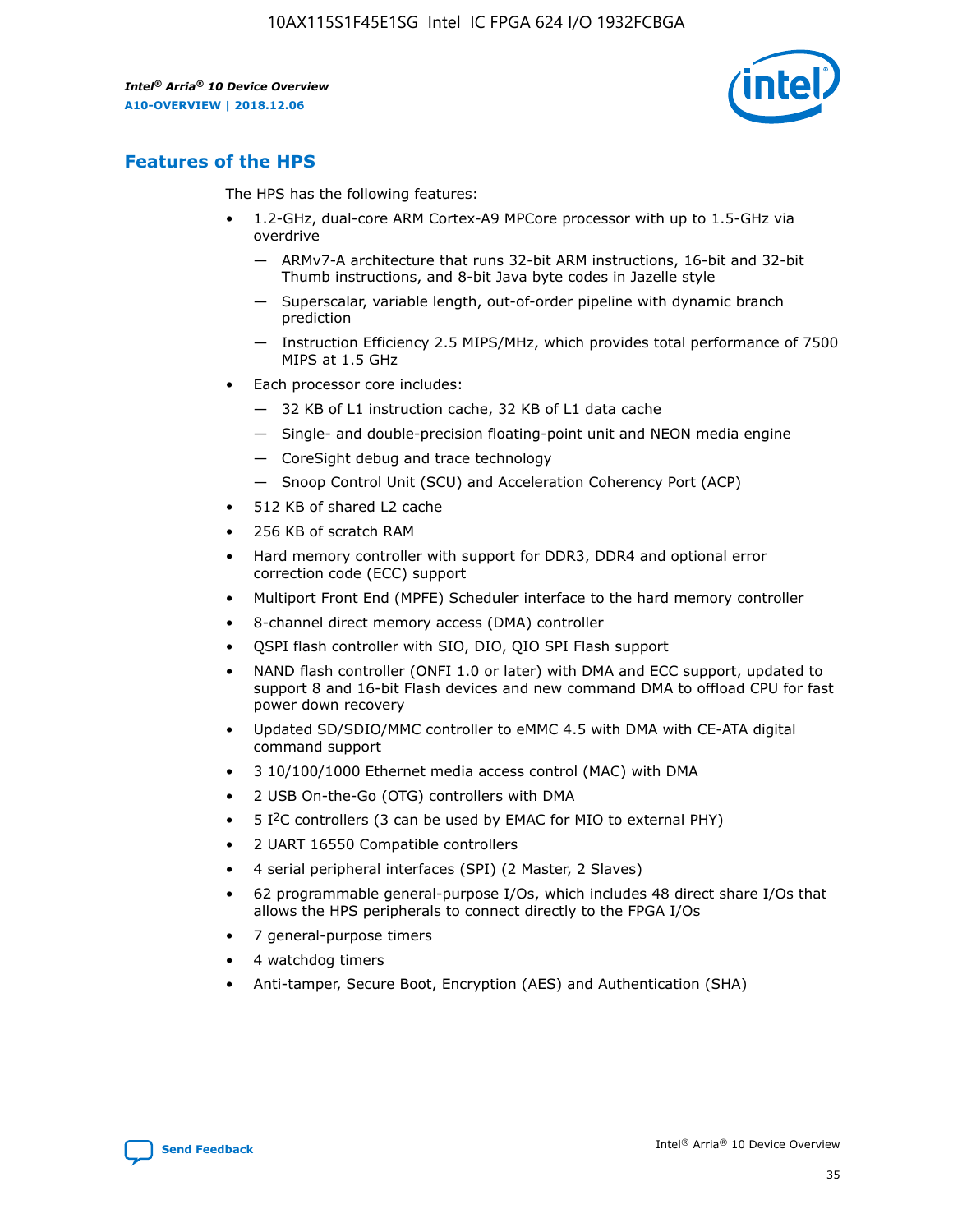## Features of the HPS

The HPS has the following features:

- 1.2-GHz, dual-core ARM Cortex-A9 MPCore processor with up to 1.5-GHz via overdrive
  - ARMv7-A architecture that runs 32-bit ARM instructions, 16-bit and 32-bit Thumb instructions, and 8-bit Java byte codes in Jazelle style
  - Superscalar, variable length, out-of-order pipeline with dynamic branch prediction
  - Instruction Efficiency 2.5 MIPS/MHz, which provides total performance of 7500 MIPS at 1.5 GHz
- Each processor core includes:
  - 32 KB of L1 instruction cache, 32 KB of L1 data cache
  - Single- and double-precision floating-point unit and NEON media engine
  - CoreSight debug and trace technology
  - Snoop Control Unit (SCU) and Acceleration Coherency Port (ACP)
- 512 KB of shared L2 cache
- 256 KB of scratch RAM
- Hard memory controller with support for DDR3, DDR4 and optional error correction code (ECC) support
- Multiport Front End (MPFE) Scheduler interface to the hard memory controller
- 8-channel direct memory access (DMA) controller
- QSPI flash controller with SIO, DIO, QIO SPI Flash support
- NAND flash controller (ONFI 1.0 or later) with DMA and ECC support, updated to support 8 and 16-bit Flash devices and new command DMA to offload CPU for fast power down recovery
- Updated SD/SDIO/MMC controller to eMMC 4.5 with DMA with CE-ATA digital command support
- 3 10/100/1000 Ethernet media access control (MAC) with DMA
- 2 USB On-the-Go (OTG) controllers with DMA
- 5 I$^2$C controllers (3 can be used by EMAC for MIO to external PHY)
- 2 UART 16550 Compatible controllers
- 4 serial peripheral interfaces (SPI) (2 Master, 2 Slaves)
- 62 programmable general-purpose I/Os, which includes 48 direct share I/Os that allows the HPS peripherals to connect directly to the FPGA I/Os
- 7 general-purpose timers
- 4 watchdog timers
- Anti-tamper, Secure Boot, Encryption (AES) and Authentication (SHA)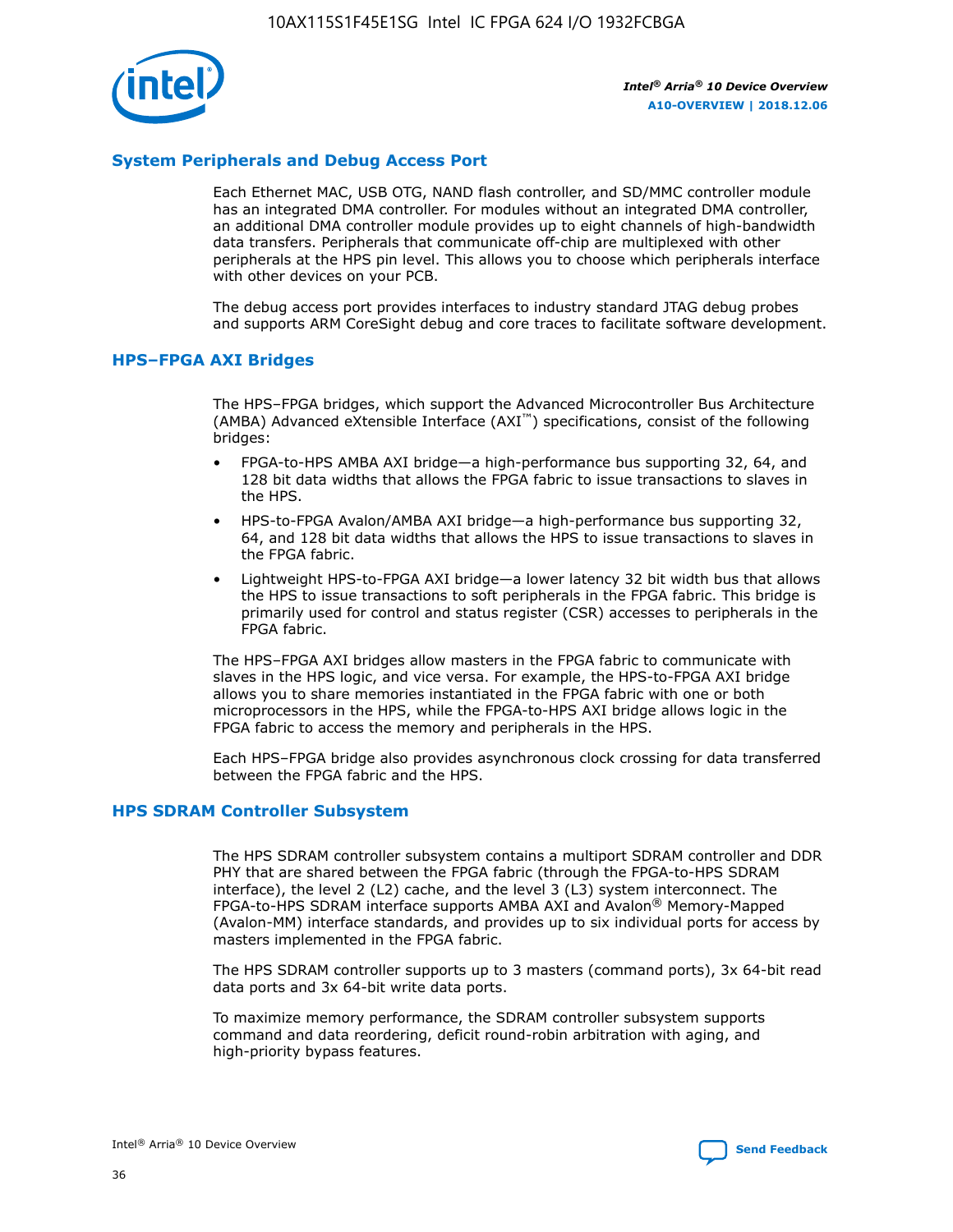## System Peripherals and Debug Access Port

Each Ethernet MAC, USB OTG, NAND flash controller, and SD/MMC controller module has an integrated DMA controller. For modules without an integrated DMA controller, an additional DMA controller module provides up to eight channels of high-bandwidth data transfers. Peripherals that communicate off-chip are multiplexed with other peripherals at the HPS pin level. This allows you to choose which peripherals interface with other devices on your PCB.

The debug access port provides interfaces to industry standard JTAG debug probes and supports ARM CoreSight debug and core traces to facilitate software development.

## HPS–FPGA AXI Bridges

The HPS–FPGA bridges, which support the Advanced Microcontroller Bus Architecture (AMBA) Advanced eXtensible Interface (AXI™) specifications, consist of the following bridges:

- FPGA-to-HPS AMBA AXI bridge—a high-performance bus supporting 32, 64, and 128 bit data widths that allows the FPGA fabric to issue transactions to slaves in the HPS.
- HPS-to-FPGA Avalon/AMBA AXI bridge—a high-performance bus supporting 32, 64, and 128 bit data widths that allows the HPS to issue transactions to slaves in the FPGA fabric.
- Lightweight HPS-to-FPGA AXI bridge—a lower latency 32 bit width bus that allows the HPS to issue transactions to soft peripherals in the FPGA fabric. This bridge is primarily used for control and status register (CSR) accesses to peripherals in the FPGA fabric.

The HPS–FPGA AXI bridges allow masters in the FPGA fabric to communicate with slaves in the HPS logic, and vice versa. For example, the HPS-to-FPGA AXI bridge allows you to share memories instantiated in the FPGA fabric with one or both microprocessors in the HPS, while the FPGA-to-HPS AXI bridge allows logic in the FPGA fabric to access the memory and peripherals in the HPS.

Each HPS–FPGA bridge also provides asynchronous clock crossing for data transferred between the FPGA fabric and the HPS.

## HPS SDRAM Controller Subsystem

The HPS SDRAM controller subsystem contains a multiport SDRAM controller and DDR PHY that are shared between the FPGA fabric (through the FPGA-to-HPS SDRAM interface), the level 2 (L2) cache, and the level 3 (L3) system interconnect. The FPGA-to-HPS SDRAM interface supports AMBA AXI and Avalon® Memory-Mapped (Avalon-MM) interface standards, and provides up to six individual ports for access by masters implemented in the FPGA fabric.

The HPS SDRAM controller supports up to 3 masters (command ports), 3x 64-bit read data ports and 3x 64-bit write data ports.

To maximize memory performance, the SDRAM controller subsystem supports command and data reordering, deficit round-robin arbitration with aging, and high-priority bypass features.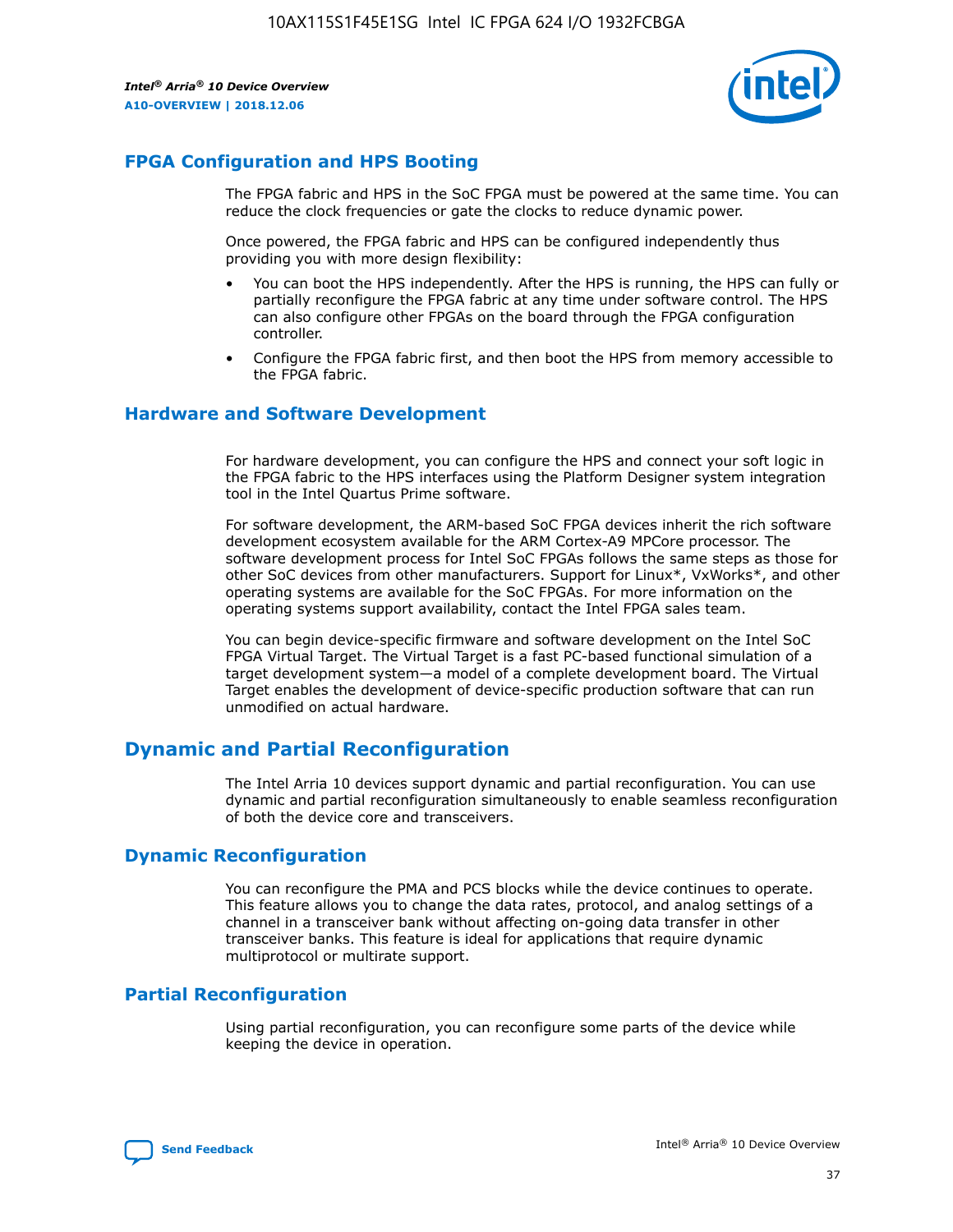## FPGA Configuration and HPS Booting

The FPGA fabric and HPS in the SoC FPGA must be powered at the same time. You can reduce the clock frequencies or gate the clocks to reduce dynamic power.

Once powered, the FPGA fabric and HPS can be configured independently thus providing you with more design flexibility:

- You can boot the HPS independently. After the HPS is running, the HPS can fully or partially reconfigure the FPGA fabric at any time under software control. The HPS can also configure other FPGAs on the board through the FPGA configuration controller.
- Configure the FPGA fabric first, and then boot the HPS from memory accessible to the FPGA fabric.

## Hardware and Software Development

For hardware development, you can configure the HPS and connect your soft logic in the FPGA fabric to the HPS interfaces using the Platform Designer system integration tool in the Intel Quartus Prime software.

For software development, the ARM-based SoC FPGA devices inherit the rich software development ecosystem available for the ARM Cortex-A9 MPCore processor. The software development process for Intel SoC FPGAs follows the same steps as those for other SoC devices from other manufacturers. Support for Linux*, VxWorks*, and other operating systems are available for the SoC FPGAs. For more information on the operating systems support availability, contact the Intel FPGA sales team.

You can begin device-specific firmware and software development on the Intel SoC FPGA Virtual Target. The Virtual Target is a fast PC-based functional simulation of a target development system—a model of a complete development board. The Virtual Target enables the development of device-specific production software that can run unmodified on actual hardware.

## Dynamic and Partial Reconfiguration

The Intel Arria 10 devices support dynamic and partial reconfiguration. You can use dynamic and partial reconfiguration simultaneously to enable seamless reconfiguration of both the device core and transceivers.

## Dynamic Reconfiguration

You can reconfigure the PMA and PCS blocks while the device continues to operate. This feature allows you to change the data rates, protocol, and analog settings of a channel in a transceiver bank without affecting on-going data transfer in other transceiver banks. This feature is ideal for applications that require dynamic multiprotocol or multirate support.

## Partial Reconfiguration

Using partial reconfiguration, you can reconfigure some parts of the device while keeping the device in operation.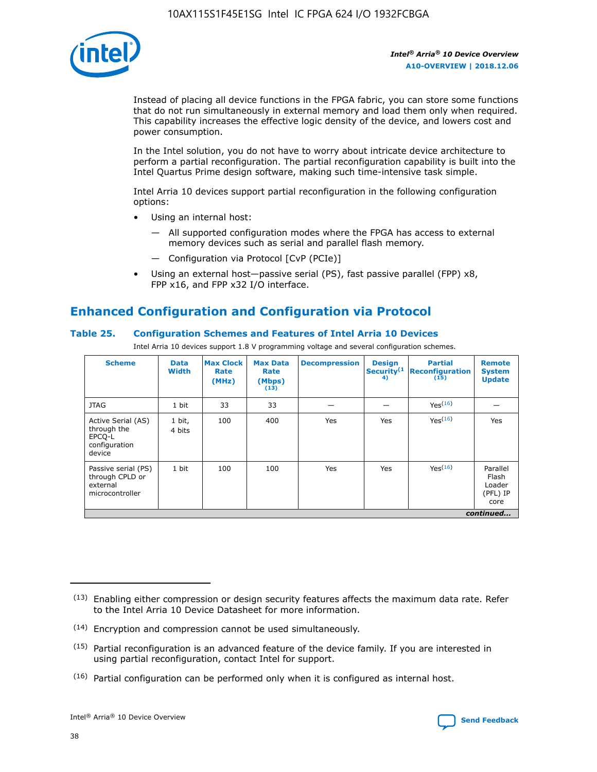Instead of placing all device functions in the FPGA fabric, you can store some functions that do not run simultaneously in external memory and load them only when required. This capability increases the effective logic density of the device, and lowers cost and power consumption.

In the Intel solution, you do not have to worry about intricate device architecture to perform a partial reconfiguration. The partial reconfiguration capability is built into the Intel Quartus Prime design software, making such time-intensive task simple.

Intel Arria 10 devices support partial reconfiguration in the following configuration options:

- Using an internal host:
  - — All supported configuration modes where the FPGA has access to external memory devices such as serial and parallel flash memory.
  - — Configuration via Protocol [CvP (PCIe)]
- Using an external host—passive serial (PS), fast passive parallel (FPP) x8, FPP x16, and FPP x32 I/O interface.

## Enhanced Configuration and Configuration via Protocol

### Table 25. Configuration Schemes and Features of Intel Arria 10 Devices

Intel Arria 10 devices support 1.8 V programming voltage and several configuration schemes.

| Scheme | Data Width | Max Clock Rate (MHz) | Max Data Rate (Mbps) (13) | Decompression | Design Security (14) | Partial Reconfiguration (15) | Remote System Update |
|---|---|---|---|---|---|---|---|
| JTAG | 1 bit | 33 | 33 | — | — | Yes (16) | — |
| Active Serial (AS) through the EPCQ-L configuration device | 1 bit, 4 bits | 100 | 400 | Yes | Yes | Yes (16) | Yes |
| Passive serial (PS) through CPLD or external microcontroller | 1 bit | 100 | 100 | Yes | Yes | Yes (16) | Parallel Flash Loader (PFL) IP core |

*continued...*

(13) Enabling either compression or design security features affects the maximum data rate. Refer to the Intel Arria 10 Device Datasheet for more information.

(14) Encryption and compression cannot be used simultaneously.

(15) Partial reconfiguration is an advanced feature of the device family. If you are interested in using partial reconfiguration, contact Intel for support.

(16) Partial configuration can be performed only when it is configured as internal host.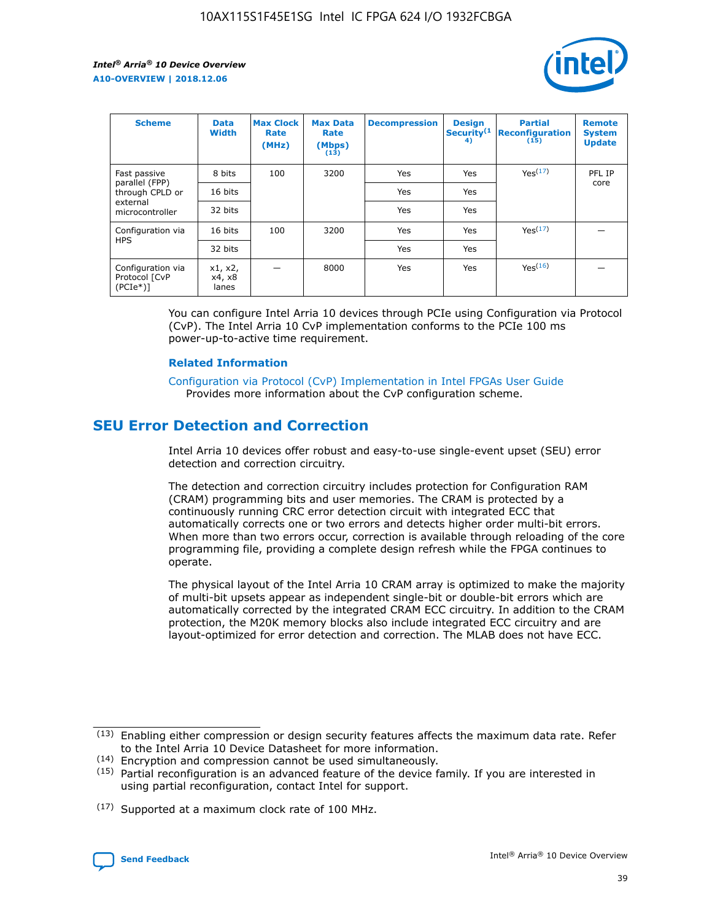| Scheme | Data Width | Max Clock Rate (MHz) | Max Data Rate (Mbps) (13) | Decompression | Design Security(14) | Partial Reconfiguration (15) | Remote System Update |
| --- | --- | --- | --- | --- | --- | --- | --- |
| Fast passive parallel (FPP) through CPLD or external microcontroller | 8 bits | 100 | 3200 | Yes | Yes | Yes(17) | PFL IP core |
| | 16 bits | | | Yes | Yes | | |
| | 32 bits | | | Yes | Yes | | |
| Configuration via HPS | 16 bits | 100 | 3200 | Yes | Yes | Yes(17) | — |
| | 32 bits | | | Yes | Yes | | |
| Configuration via Protocol [CvP (PCIe*)] | x1, x2, x4, x8 lanes | — | 8000 | Yes | Yes | Yes(16) | — |

You can configure Intel Arria 10 devices through PCIe using Configuration via Protocol (CvP). The Intel Arria 10 CvP implementation conforms to the PCIe 100 ms power-up-to-active time requirement.

**Related Information**

Configuration via Protocol (CvP) Implementation in Intel FPGAs User Guide
Provides more information about the CvP configuration scheme.

## SEU Error Detection and Correction

Intel Arria 10 devices offer robust and easy-to-use single-event upset (SEU) error detection and correction circuitry.

The detection and correction circuitry includes protection for Configuration RAM (CRAM) programming bits and user memories. The CRAM is protected by a continuously running CRC error detection circuit with integrated ECC that automatically corrects one or two errors and detects higher order multi-bit errors. When more than two errors occur, correction is available through reloading of the core programming file, providing a complete design refresh while the FPGA continues to operate.

The physical layout of the Intel Arria 10 CRAM array is optimized to make the majority of multi-bit upsets appear as independent single-bit or double-bit errors which are automatically corrected by the integrated CRAM ECC circuitry. In addition to the CRAM protection, the M20K memory blocks also include integrated ECC circuitry and are layout-optimized for error detection and correction. The MLAB does not have ECC.

(13) Enabling either compression or design security features affects the maximum data rate. Refer to the Intel Arria 10 Device Datasheet for more information.

(14) Encryption and compression cannot be used simultaneously.

(15) Partial reconfiguration is an advanced feature of the device family. If you are interested in using partial reconfiguration, contact Intel for support.

(17) Supported at a maximum clock rate of 100 MHz.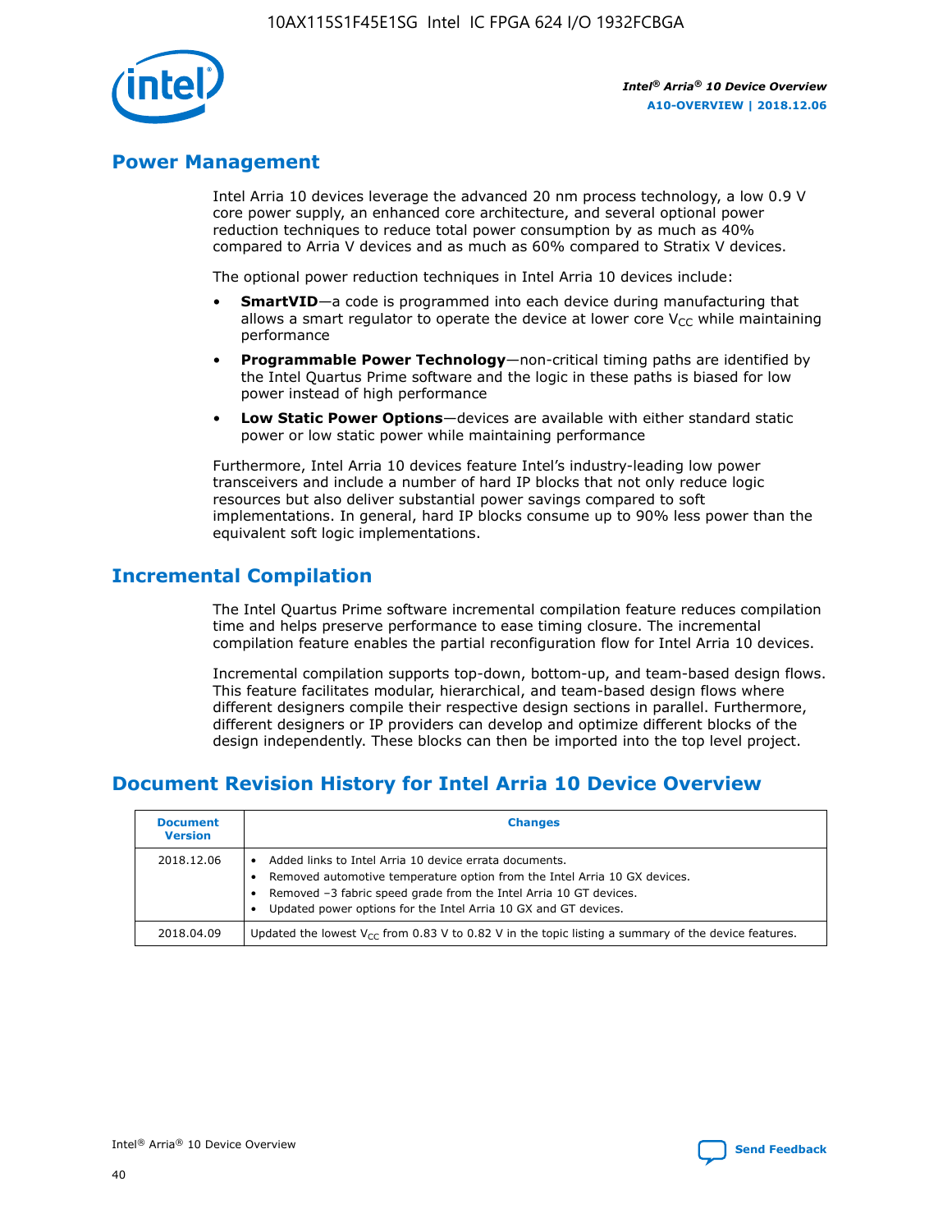## Power Management

Intel Arria 10 devices leverage the advanced 20 nm process technology, a low 0.9 V core power supply, an enhanced core architecture, and several optional power reduction techniques to reduce total power consumption by as much as 40% compared to Arria V devices and as much as 60% compared to Stratix V devices.

The optional power reduction techniques in Intel Arria 10 devices include:

- **SmartVID**—a code is programmed into each device during manufacturing that allows a smart regulator to operate the device at lower core $V_{CC}$ while maintaining performance
- **Programmable Power Technology**—non-critical timing paths are identified by the Intel Quartus Prime software and the logic in these paths is biased for low power instead of high performance
- **Low Static Power Options**—devices are available with either standard static power or low static power while maintaining performance

Furthermore, Intel Arria 10 devices feature Intel's industry-leading low power transceivers and include a number of hard IP blocks that not only reduce logic resources but also deliver substantial power savings compared to soft implementations. In general, hard IP blocks consume up to 90% less power than the equivalent soft logic implementations.

## Incremental Compilation

The Intel Quartus Prime software incremental compilation feature reduces compilation time and helps preserve performance to ease timing closure. The incremental compilation feature enables the partial reconfiguration flow for Intel Arria 10 devices.

Incremental compilation supports top-down, bottom-up, and team-based design flows. This feature facilitates modular, hierarchical, and team-based design flows where different designers compile their respective design sections in parallel. Furthermore, different designers or IP providers can develop and optimize different blocks of the design independently. These blocks can then be imported into the top level project.

## Document Revision History for Intel Arria 10 Device Overview

| Document Version | Changes |
|---|---|
| 2018.12.06 | • Added links to Intel Arria 10 device errata documents.<br>• Removed automotive temperature option from the Intel Arria 10 GX devices.<br>• Removed –3 fabric speed grade from the Intel Arria 10 GT devices.<br>• Updated power options for the Intel Arria 10 GX and GT devices. |
| 2018.04.09 | Updated the lowest $V_{CC}$ from 0.83 V to 0.82 V in the topic listing a summary of the device features. |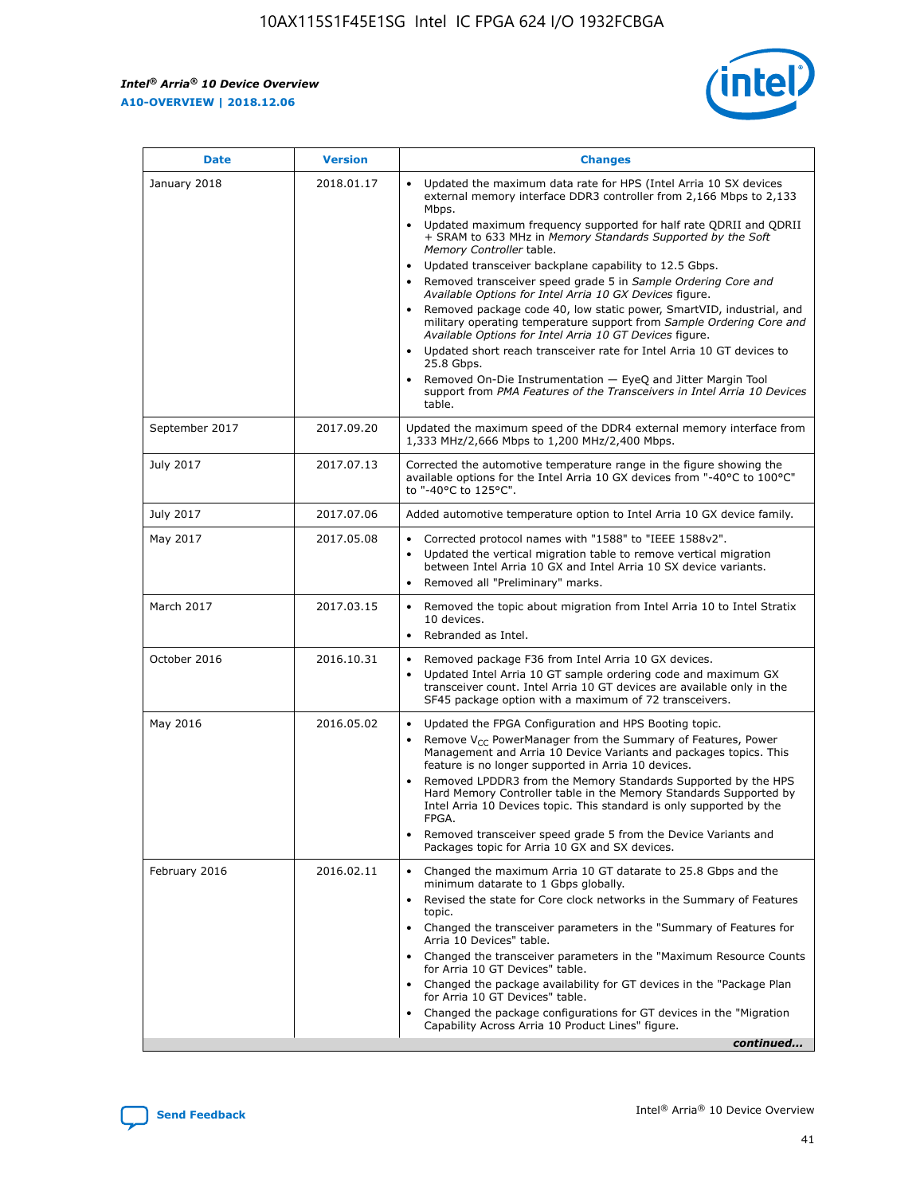| Date | Version | Changes |
| --- | --- | --- |
| January 2018 | 2018.01.17 | • Updated the maximum data rate for HPS (Intel Arria 10 SX devices external memory interface DDR3 controller from 2,166 Mbps to 2,133 Mbps.<br>• Updated maximum frequency supported for half rate QDRII and QDRII + SRAM to 633 MHz in *Memory Standards Supported by the Soft Memory Controller* table.<br>• Updated transceiver backplane capability to 12.5 Gbps.<br>• Removed transceiver speed grade 5 in *Sample Ordering Core and Available Options for Intel Arria 10 GX Devices* figure.<br>• Removed package code 40, low static power, SmartVID, industrial, and military operating temperature support from *Sample Ordering Core and Available Options for Intel Arria 10 GT Devices* figure.<br>• Updated short reach transceiver rate for Intel Arria 10 GT devices to 25.8 Gbps.<br>• Removed On-Die Instrumentation — EyeQ and Jitter Margin Tool support from *PMA Features of the Transceivers in Intel Arria 10 Devices* table. |
| September 2017 | 2017.09.20 | Updated the maximum speed of the DDR4 external memory interface from 1,333 MHz/2,666 Mbps to 1,200 MHz/2,400 Mbps. |
| July 2017 | 2017.07.13 | Corrected the automotive temperature range in the figure showing the available options for the Intel Arria 10 GX devices from "-40°C to 100°C" to "-40°C to 125°C". |
| July 2017 | 2017.07.06 | Added automotive temperature option to Intel Arria 10 GX device family. |
| May 2017 | 2017.05.08 | • Corrected protocol names with "1588" to "IEEE 1588v2".<br>• Updated the vertical migration table to remove vertical migration between Intel Arria 10 GX and Intel Arria 10 SX device variants.<br>• Removed all "Preliminary" marks. |
| March 2017 | 2017.03.15 | • Removed the topic about migration from Intel Arria 10 to Intel Stratix 10 devices.<br>• Rebranded as Intel. |
| October 2016 | 2016.10.31 | • Removed package F36 from Intel Arria 10 GX devices.<br>• Updated Intel Arria 10 GT sample ordering code and maximum GX transceiver count. Intel Arria 10 GT devices are available only in the SF45 package option with a maximum of 72 transceivers. |
| May 2016 | 2016.05.02 | • Updated the FPGA Configuration and HPS Booting topic.<br>• Remove $V_{CC}$ PowerManager from the Summary of Features, Power Management and Arria 10 Device Variants and packages topics. This feature is no longer supported in Arria 10 devices.<br>• Removed LPDDR3 from the Memory Standards Supported by the HPS Hard Memory Controller table in the Memory Standards Supported by Intel Arria 10 Devices topic. This standard is only supported by the FPGA.<br>• Removed transceiver speed grade 5 from the Device Variants and Packages topic for Arria 10 GX and SX devices. |
| February 2016 | 2016.02.11 | • Changed the maximum Arria 10 GT datarate to 25.8 Gbps and the minimum datarate to 1 Gbps globally.<br>• Revised the state for Core clock networks in the Summary of Features topic.<br>• Changed the transceiver parameters in the "Summary of Features for Arria 10 Devices" table.<br>• Changed the transceiver parameters in the "Maximum Resource Counts for Arria 10 GT Devices" table.<br>• Changed the package availability for GT devices in the "Package Plan for Arria 10 GT Devices" table.<br>• Changed the package configurations for GT devices in the "Migration Capability Across Arria 10 Product Lines" figure. |

*continued...*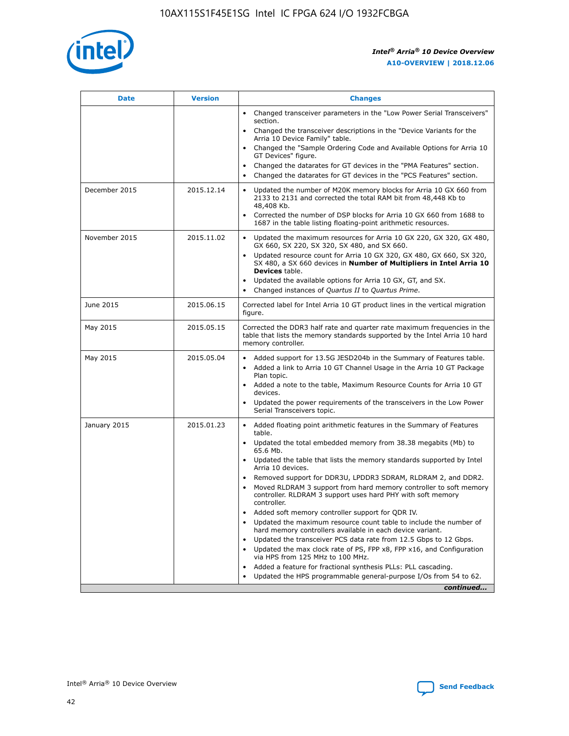| Date | Version | Changes |
| --- | --- | --- |
| | | • Changed transceiver parameters in the "Low Power Serial Transceivers" section.<br>• Changed the transceiver descriptions in the "Device Variants for the Arria 10 Device Family" table.<br>• Changed the "Sample Ordering Code and Available Options for Arria 10 GT Devices" figure.<br>• Changed the datarates for GT devices in the "PMA Features" section.<br>• Changed the datarates for GT devices in the "PCS Features" section. |
| December 2015 | 2015.12.14 | • Updated the number of M20K memory blocks for Arria 10 GX 660 from 2133 to 2131 and corrected the total RAM bit from 48,448 Kb to 48,408 Kb.<br>• Corrected the number of DSP blocks for Arria 10 GX 660 from 1688 to 1687 in the table listing floating-point arithmetic resources. |
| November 2015 | 2015.11.02 | • Updated the maximum resources for Arria 10 GX 220, GX 320, GX 480, GX 660, SX 220, SX 320, SX 480, and SX 660.<br>• Updated resource count for Arria 10 GX 320, GX 480, GX 660, SX 320, SX 480, a SX 660 devices in **Number of Multipliers in Intel Arria 10 Devices** table.<br>• Updated the available options for Arria 10 GX, GT, and SX.<br>• Changed instances of *Quartus II* to *Quartus Prime*. |
| June 2015 | 2015.06.15 | Corrected label for Intel Arria 10 GT product lines in the vertical migration figure. |
| May 2015 | 2015.05.15 | Corrected the DDR3 half rate and quarter rate maximum frequencies in the table that lists the memory standards supported by the Intel Arria 10 hard memory controller. |
| May 2015 | 2015.05.04 | • Added support for 13.5G JESD204b in the Summary of Features table.<br>• Added a link to Arria 10 GT Channel Usage in the Arria 10 GT Package Plan topic.<br>• Added a note to the table, Maximum Resource Counts for Arria 10 GT devices.<br>• Updated the power requirements of the transceivers in the Low Power Serial Transceivers topic. |
| January 2015 | 2015.01.23 | • Added floating point arithmetic features in the Summary of Features table.<br>• Updated the total embedded memory from 38.38 megabits (Mb) to 65.6 Mb.<br>• Updated the table that lists the memory standards supported by Intel Arria 10 devices.<br>• Removed support for DDR3U, LPDDR3 SDRAM, RLDRAM 2, and DDR2.<br>• Moved RLDRAM 3 support from hard memory controller to soft memory controller. RLDRAM 3 support uses hard PHY with soft memory controller.<br>• Added soft memory controller support for QDR IV.<br>• Updated the maximum resource count table to include the number of hard memory controllers available in each device variant.<br>• Updated the transceiver PCS data rate from 12.5 Gbps to 12 Gbps.<br>• Updated the max clock rate of PS, FPP x8, FPP x16, and Configuration via HPS from 125 MHz to 100 MHz.<br>• Added a feature for fractional synthesis PLLs: PLL cascading.<br>• Updated the HPS programmable general-purpose I/Os from 54 to 62. |

*continued...*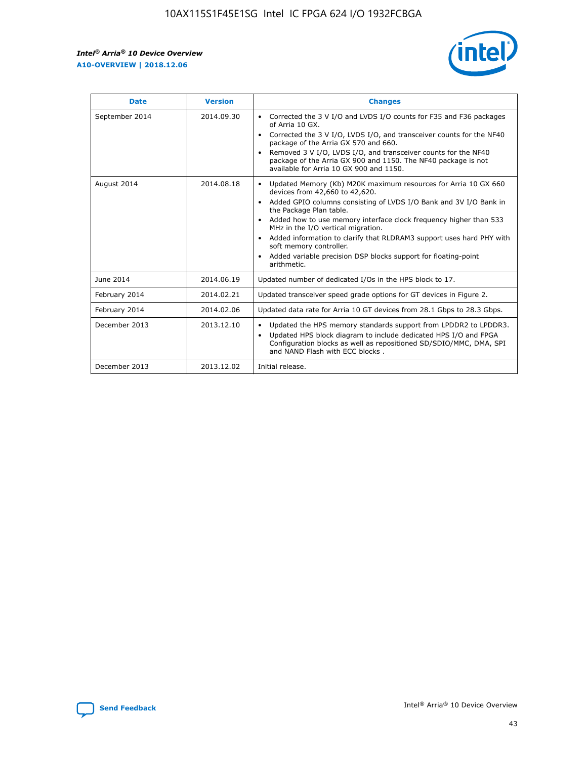| Date | Version | Changes |
| --- | --- | --- |
| September 2014 | 2014.09.30 | • Corrected the 3 V I/O and LVDS I/O counts for F35 and F36 packages of Arria 10 GX.<br>• Corrected the 3 V I/O, LVDS I/O, and transceiver counts for the NF40 package of the Arria GX 570 and 660.<br>• Removed 3 V I/O, LVDS I/O, and transceiver counts for the NF40 package of the Arria GX 900 and 1150. The NF40 package is not available for Arria 10 GX 900 and 1150. |
| August 2014 | 2014.08.18 | • Updated Memory (Kb) M20K maximum resources for Arria 10 GX 660 devices from 42,660 to 42,620.<br>• Added GPIO columns consisting of LVDS I/O Bank and 3V I/O Bank in the Package Plan table.<br>• Added how to use memory interface clock frequency higher than 533 MHz in the I/O vertical migration.<br>• Added information to clarify that RLDRAM3 support uses hard PHY with soft memory controller.<br>• Added variable precision DSP blocks support for floating-point arithmetic. |
| June 2014 | 2014.06.19 | Updated number of dedicated I/Os in the HPS block to 17. |
| February 2014 | 2014.02.21 | Updated transceiver speed grade options for GT devices in Figure 2. |
| February 2014 | 2014.02.06 | Updated data rate for Arria 10 GT devices from 28.1 Gbps to 28.3 Gbps. |
| December 2013 | 2013.12.10 | • Updated the HPS memory standards support from LPDDR2 to LPDDR3.<br>• Updated HPS block diagram to include dedicated HPS I/O and FPGA Configuration blocks as well as repositioned SD/SDIO/MMC, DMA, SPI and NAND Flash with ECC blocks . |
| December 2013 | 2013.12.02 | Initial release. |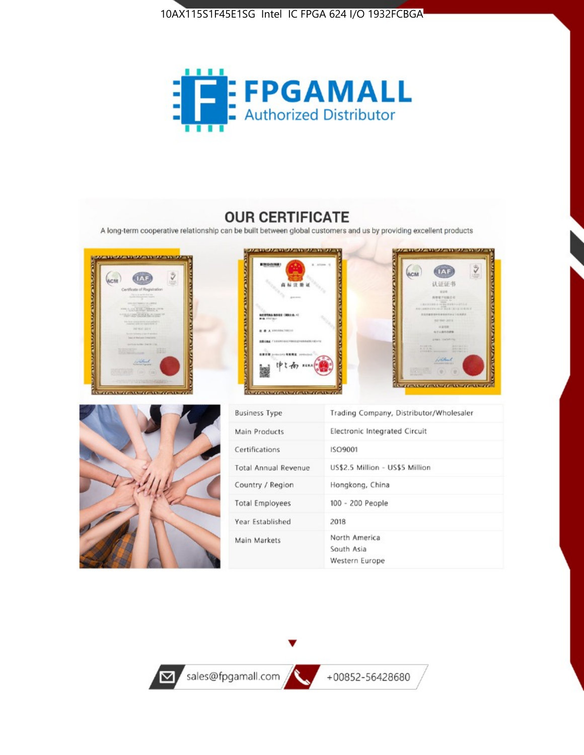FPGAMALL
Authorized Distributor

## OUR CERTIFICATE

A long-term cooperative relationship can be built between global customers and us by providing excellent products

| | |
|---|---|
| Business Type | Trading Company, Distributor/Wholesaler |
| Main Products | Electronic Integrated Circuit |
| Certifications | ISO9001 |
| Total Annual Revenue | US$2.5 Million - US$5 Million |
| Country / Region | Hongkong, China |
| Total Employees | 100 - 200 People |
| Year Established | 2018 |
| Main Markets | North America<br>South Asia<br>Western Europe |

sales@fpgamall.com

+00852-56428680